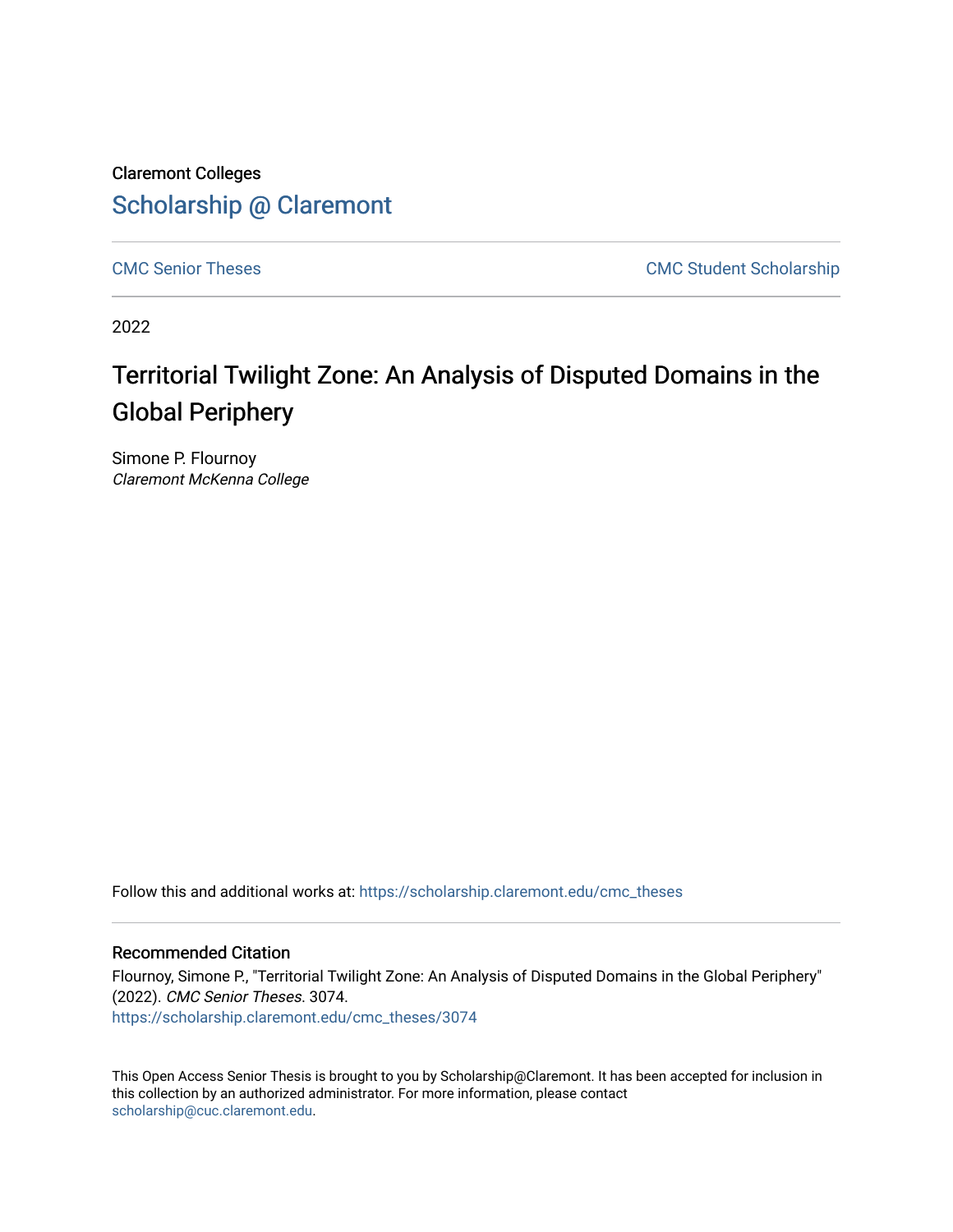Claremont Colleges

Scholarship @ Claremont

CMC Senior Theses

CMC Student Scholarship

2022

# Territorial Twilight Zone: An Analysis of Disputed Domains in the Global Periphery

Simone P. Flournoy

*Claremont McKenna College*

Follow this and additional works at: https://scholarship.claremont.edu/cmc_theses

## Recommended Citation

Flournoy, Simone P., "Territorial Twilight Zone: An Analysis of Disputed Domains in the Global Periphery" (2022). *CMC Senior Theses*. 3074.
https://scholarship.claremont.edu/cmc_theses/3074

This Open Access Senior Thesis is brought to you by Scholarship@Claremont. It has been accepted for inclusion in this collection by an authorized administrator. For more information, please contact scholarship@cuc.claremont.edu.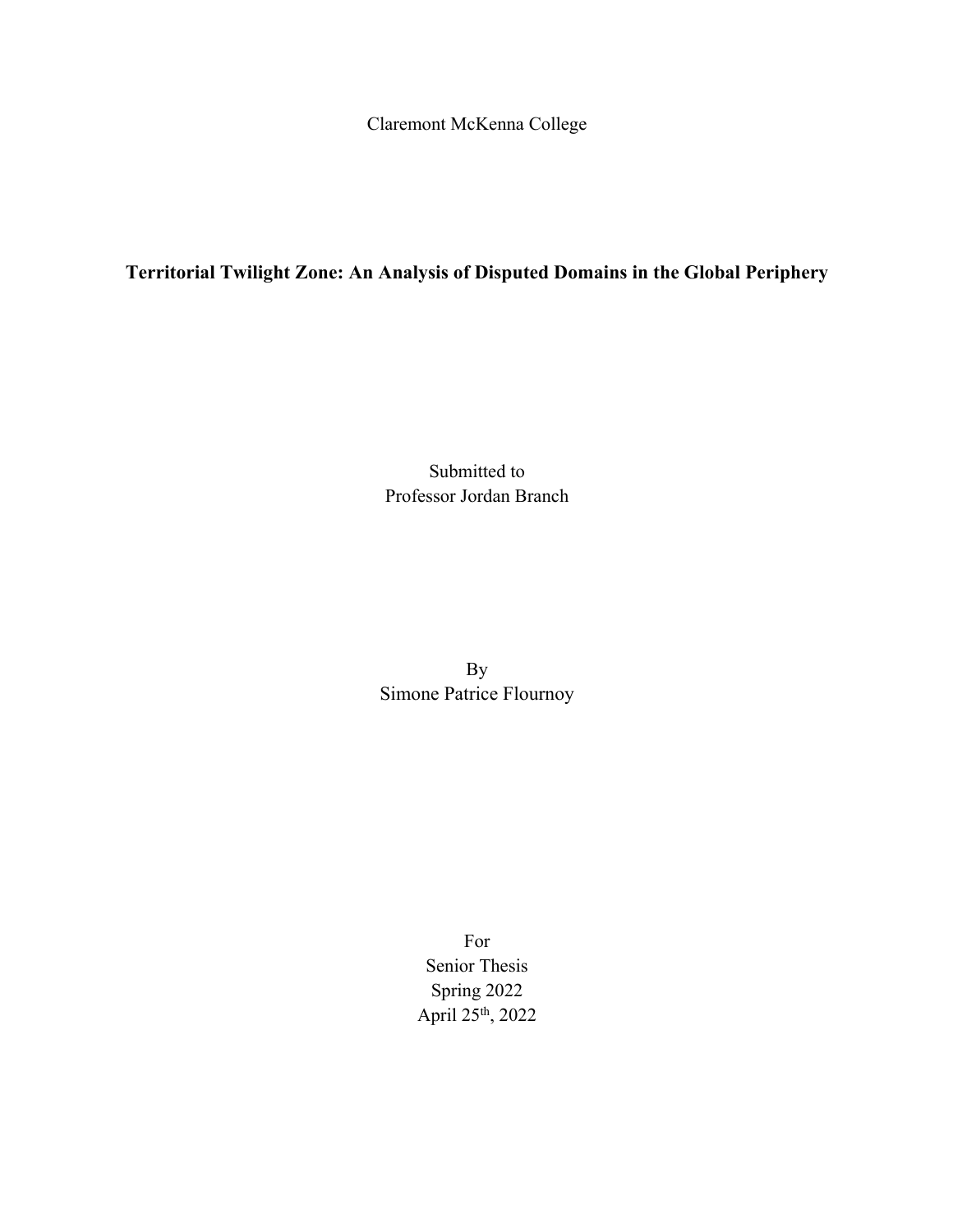Claremont McKenna College

**Territorial Twilight Zone: An Analysis of Disputed Domains in the Global Periphery**

Submitted to
Professor Jordan Branch

By
Simone Patrice Flournoy

For
Senior Thesis
Spring 2022
April 25th, 2022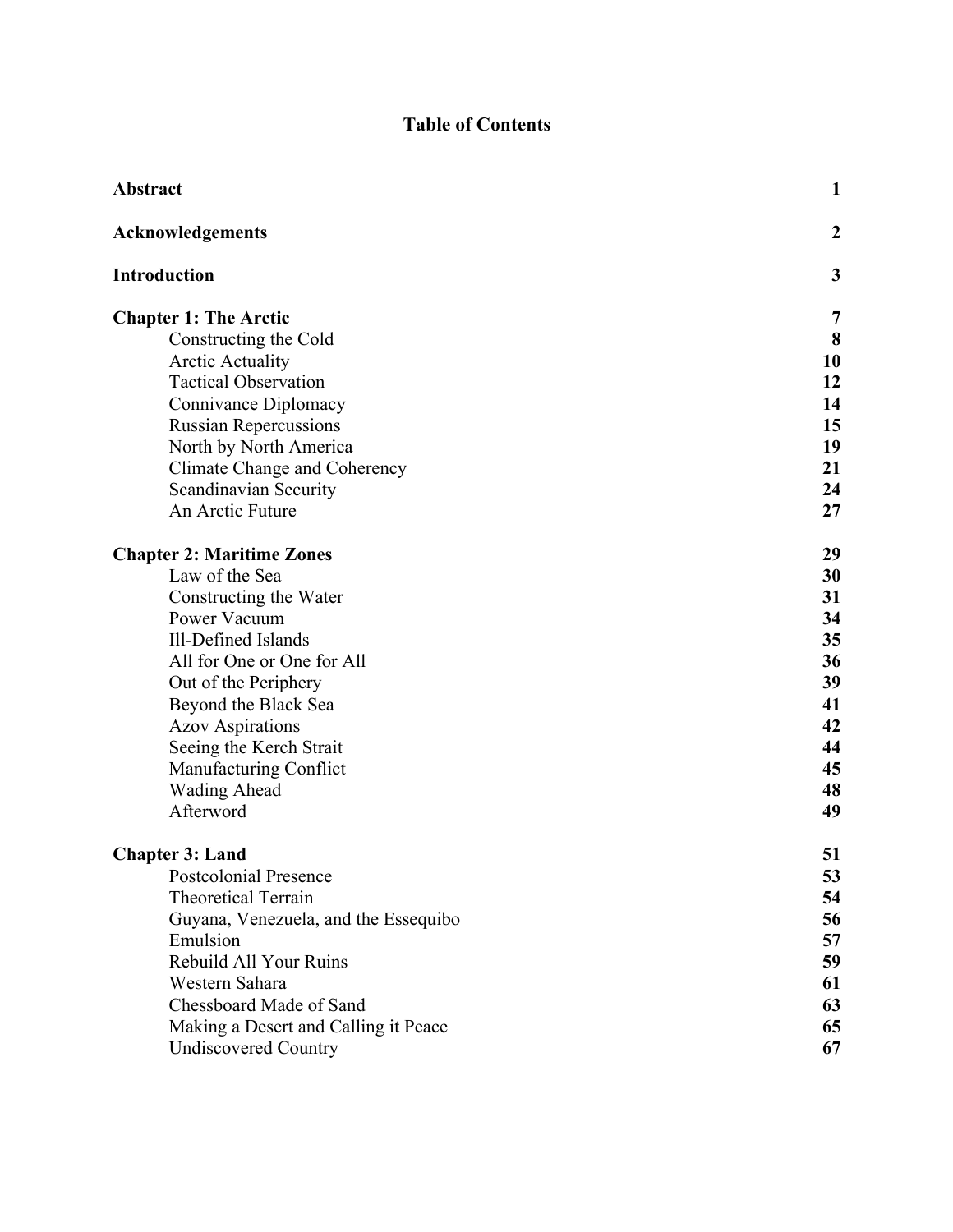# Table of Contents

| | |
|---|---|
| **Abstract** | **1** |
| **Acknowledgements** | **2** |
| **Introduction** | **3** |
| **Chapter 1: The Arctic** | **7** |
| Constructing the Cold | **8** |
| Arctic Actuality | **10** |
| Tactical Observation | **12** |
| Connivance Diplomacy | **14** |
| Russian Repercussions | **15** |
| North by North America | **19** |
| Climate Change and Coherency | **21** |
| Scandinavian Security | **24** |
| An Arctic Future | **27** |
| **Chapter 2: Maritime Zones** | **29** |
| Law of the Sea | **30** |
| Constructing the Water | **31** |
| Power Vacuum | **34** |
| Ill-Defined Islands | **35** |
| All for One or One for All | **36** |
| Out of the Periphery | **39** |
| Beyond the Black Sea | **41** |
| Azov Aspirations | **42** |
| Seeing the Kerch Strait | **44** |
| Manufacturing Conflict | **45** |
| Wading Ahead | **48** |
| Afterword | **49** |
| **Chapter 3: Land** | **51** |
| Postcolonial Presence | **53** |
| Theoretical Terrain | **54** |
| Guyana, Venezuela, and the Essequibo | **56** |
| Emulsion | **57** |
| Rebuild All Your Ruins | **59** |
| Western Sahara | **61** |
| Chessboard Made of Sand | **63** |
| Making a Desert and Calling it Peace | **65** |
| Undiscovered Country | **67** |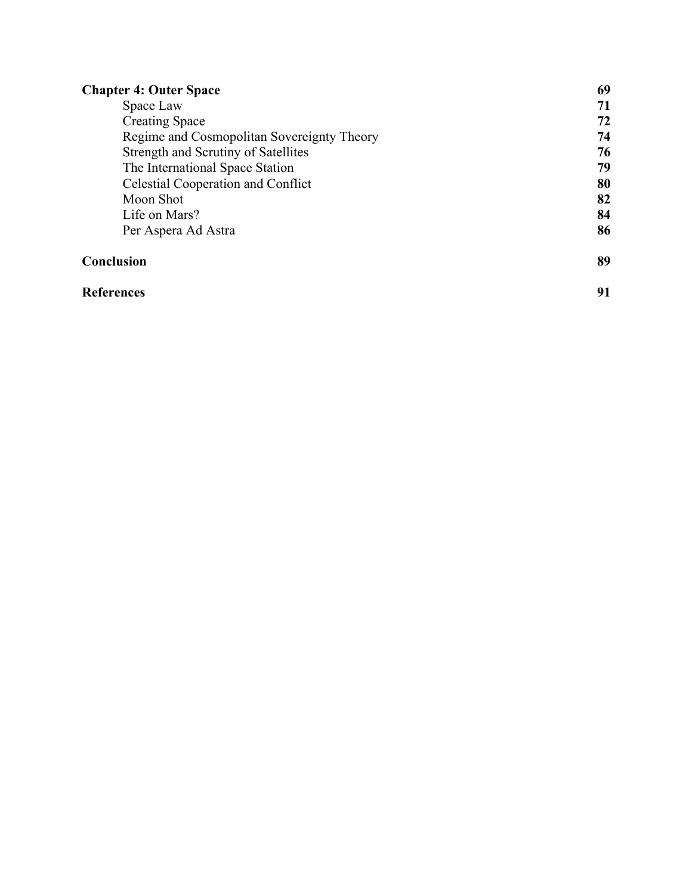| | |
|---|---|
| **Chapter 4: Outer Space** | **69** |
| Space Law | **71** |
| Creating Space | **72** |
| Regime and Cosmopolitan Sovereignty Theory | **74** |
| Strength and Scrutiny of Satellites | **76** |
| The International Space Station | **79** |
| Celestial Cooperation and Conflict | **80** |
| Moon Shot | **82** |
| Life on Mars? | **84** |
| Per Aspera Ad Astra | **86** |
| **Conclusion** | **89** |
| **References** | **91** |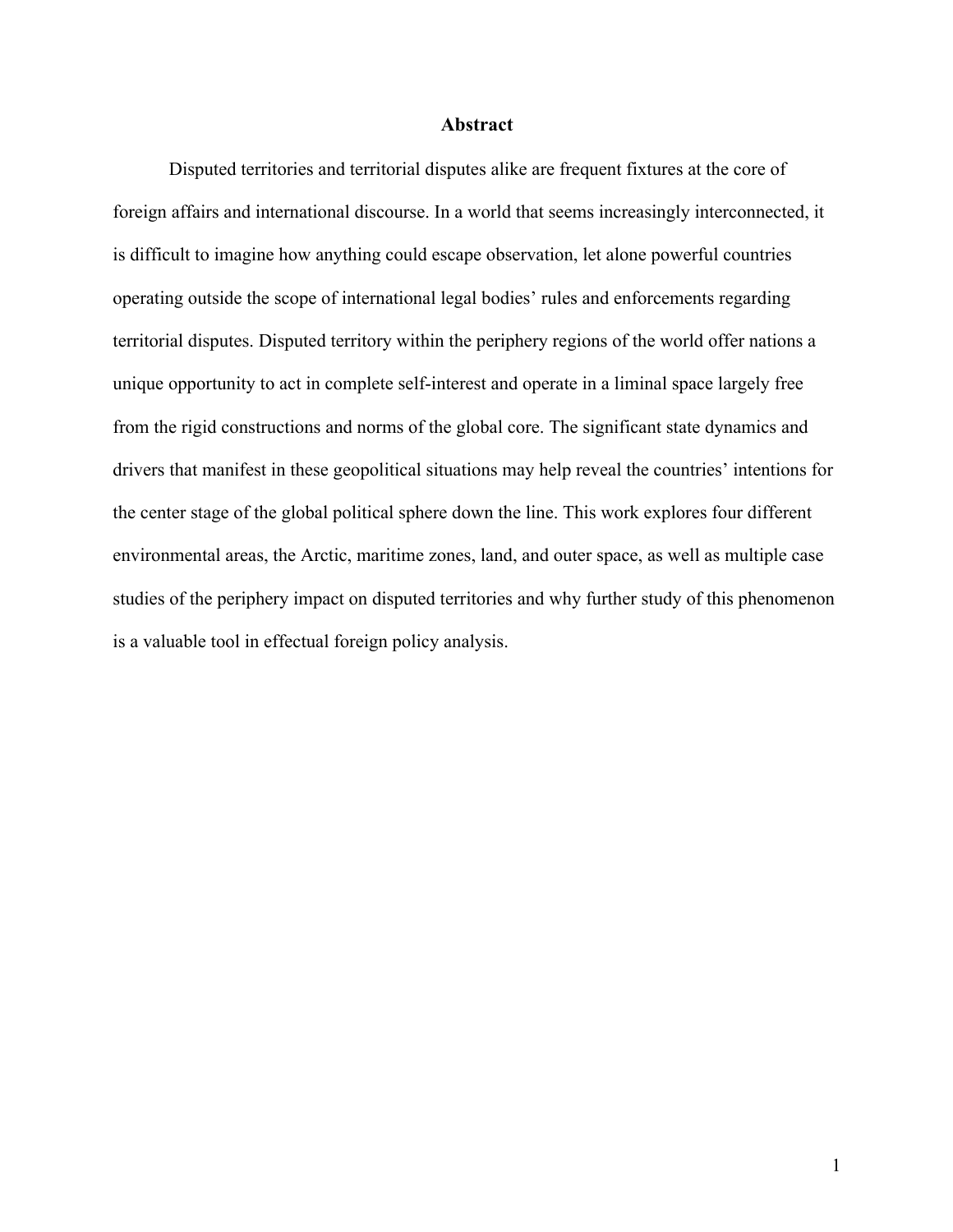# Abstract

Disputed territories and territorial disputes alike are frequent fixtures at the core of foreign affairs and international discourse. In a world that seems increasingly interconnected, it is difficult to imagine how anything could escape observation, let alone powerful countries operating outside the scope of international legal bodies' rules and enforcements regarding territorial disputes. Disputed territory within the periphery regions of the world offer nations a unique opportunity to act in complete self-interest and operate in a liminal space largely free from the rigid constructions and norms of the global core. The significant state dynamics and drivers that manifest in these geopolitical situations may help reveal the countries' intentions for the center stage of the global political sphere down the line. This work explores four different environmental areas, the Arctic, maritime zones, land, and outer space, as well as multiple case studies of the periphery impact on disputed territories and why further study of this phenomenon is a valuable tool in effectual foreign policy analysis.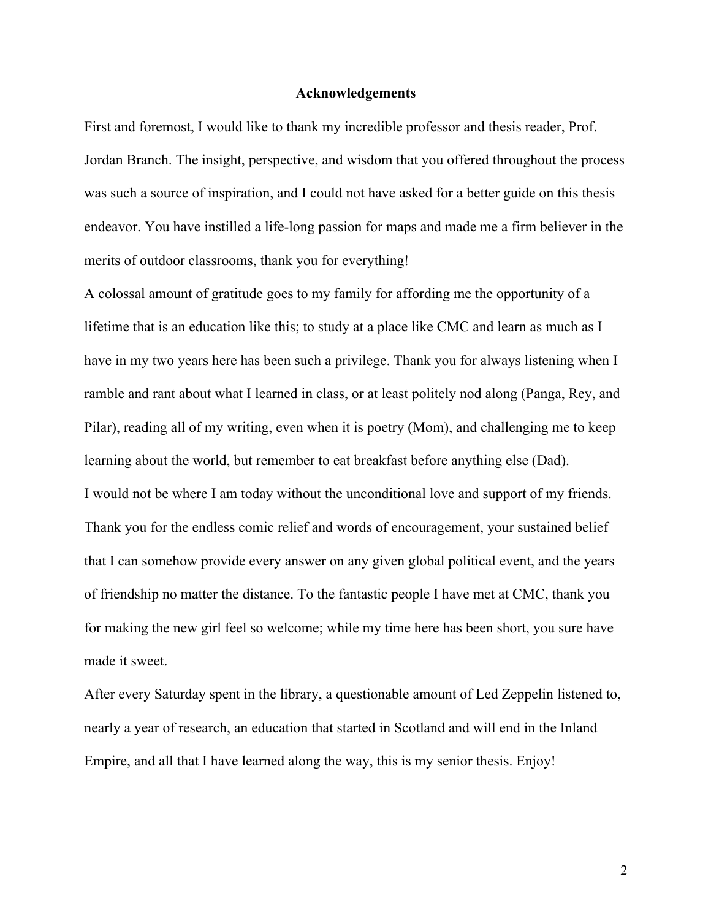# Acknowledgements

First and foremost, I would like to thank my incredible professor and thesis reader, Prof. Jordan Branch. The insight, perspective, and wisdom that you offered throughout the process was such a source of inspiration, and I could not have asked for a better guide on this thesis endeavor. You have instilled a life-long passion for maps and made me a firm believer in the merits of outdoor classrooms, thank you for everything!

A colossal amount of gratitude goes to my family for affording me the opportunity of a lifetime that is an education like this; to study at a place like CMC and learn as much as I have in my two years here has been such a privilege. Thank you for always listening when I ramble and rant about what I learned in class, or at least politely nod along (Panga, Rey, and Pilar), reading all of my writing, even when it is poetry (Mom), and challenging me to keep learning about the world, but remember to eat breakfast before anything else (Dad).

I would not be where I am today without the unconditional love and support of my friends. Thank you for the endless comic relief and words of encouragement, your sustained belief that I can somehow provide every answer on any given global political event, and the years of friendship no matter the distance. To the fantastic people I have met at CMC, thank you for making the new girl feel so welcome; while my time here has been short, you sure have made it sweet.

After every Saturday spent in the library, a questionable amount of Led Zeppelin listened to, nearly a year of research, an education that started in Scotland and will end in the Inland Empire, and all that I have learned along the way, this is my senior thesis. Enjoy!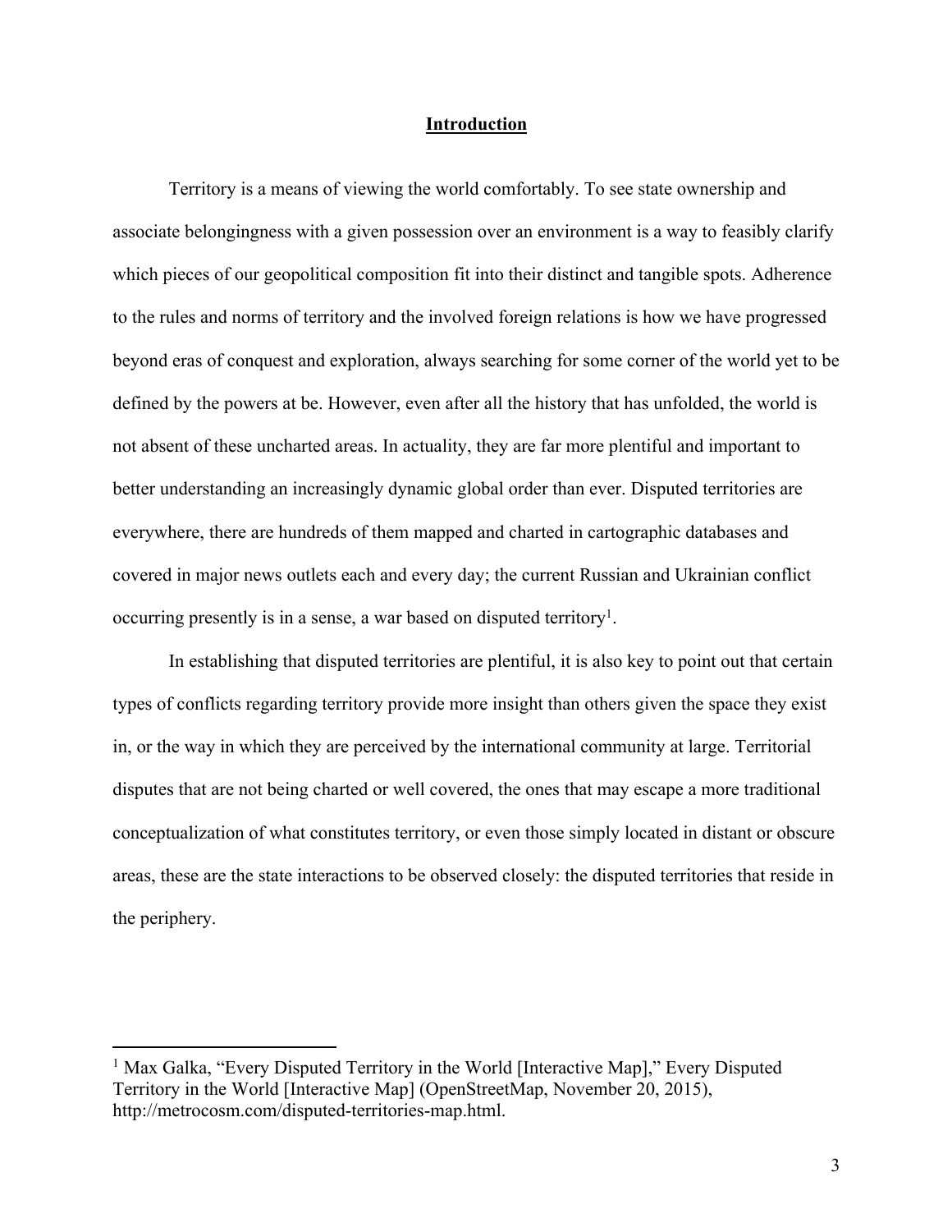# Introduction

Territory is a means of viewing the world comfortably. To see state ownership and associate belongingness with a given possession over an environment is a way to feasibly clarify which pieces of our geopolitical composition fit into their distinct and tangible spots. Adherence to the rules and norms of territory and the involved foreign relations is how we have progressed beyond eras of conquest and exploration, always searching for some corner of the world yet to be defined by the powers at be. However, even after all the history that has unfolded, the world is not absent of these uncharted areas. In actuality, they are far more plentiful and important to better understanding an increasingly dynamic global order than ever. Disputed territories are everywhere, there are hundreds of them mapped and charted in cartographic databases and covered in major news outlets each and every day; the current Russian and Ukrainian conflict occurring presently is in a sense, a war based on disputed territory[1].

In establishing that disputed territories are plentiful, it is also key to point out that certain types of conflicts regarding territory provide more insight than others given the space they exist in, or the way in which they are perceived by the international community at large. Territorial disputes that are not being charted or well covered, the ones that may escape a more traditional conceptualization of what constitutes territory, or even those simply located in distant or obscure areas, these are the state interactions to be observed closely: the disputed territories that reside in the periphery.

---

[1] Max Galka, "Every Disputed Territory in the World [Interactive Map]," Every Disputed Territory in the World [Interactive Map] (OpenStreetMap, November 20, 2015), http://metrocosm.com/disputed-territories-map.html.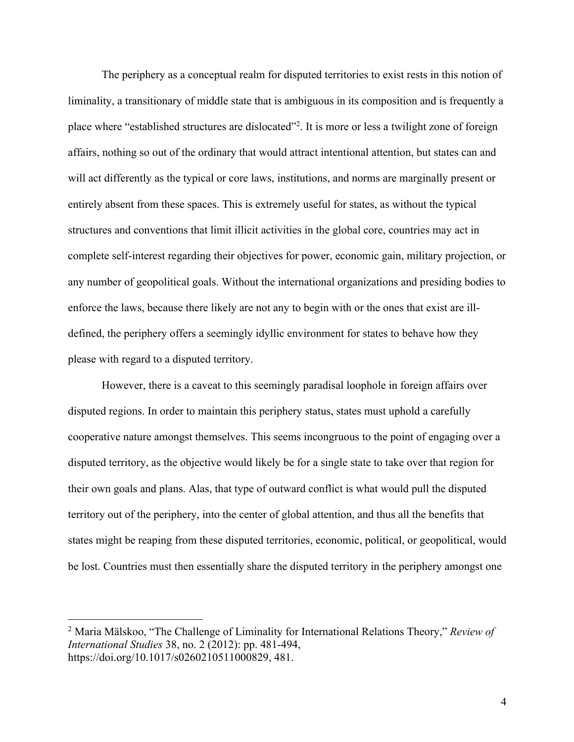The periphery as a conceptual realm for disputed territories to exist rests in this notion of liminality, a transitionary of middle state that is ambiguous in its composition and is frequently a place where "established structures are dislocated"[2]. It is more or less a twilight zone of foreign affairs, nothing so out of the ordinary that would attract intentional attention, but states can and will act differently as the typical or core laws, institutions, and norms are marginally present or entirely absent from these spaces. This is extremely useful for states, as without the typical structures and conventions that limit illicit activities in the global core, countries may act in complete self-interest regarding their objectives for power, economic gain, military projection, or any number of geopolitical goals. Without the international organizations and presiding bodies to enforce the laws, because there likely are not any to begin with or the ones that exist are ill-defined, the periphery offers a seemingly idyllic environment for states to behave how they please with regard to a disputed territory.

However, there is a caveat to this seemingly paradisal loophole in foreign affairs over disputed regions. In order to maintain this periphery status, states must uphold a carefully cooperative nature amongst themselves. This seems incongruous to the point of engaging over a disputed territory, as the objective would likely be for a single state to take over that region for their own goals and plans. Alas, that type of outward conflict is what would pull the disputed territory out of the periphery, into the center of global attention, and thus all the benefits that states might be reaping from these disputed territories, economic, political, or geopolitical, would be lost. Countries must then essentially share the disputed territory in the periphery amongst one

---

[2] Maria Mälskoo, "The Challenge of Liminality for International Relations Theory," *Review of International Studies* 38, no. 2 (2012): pp. 481-494, https://doi.org/10.1017/s0260210511000829, 481.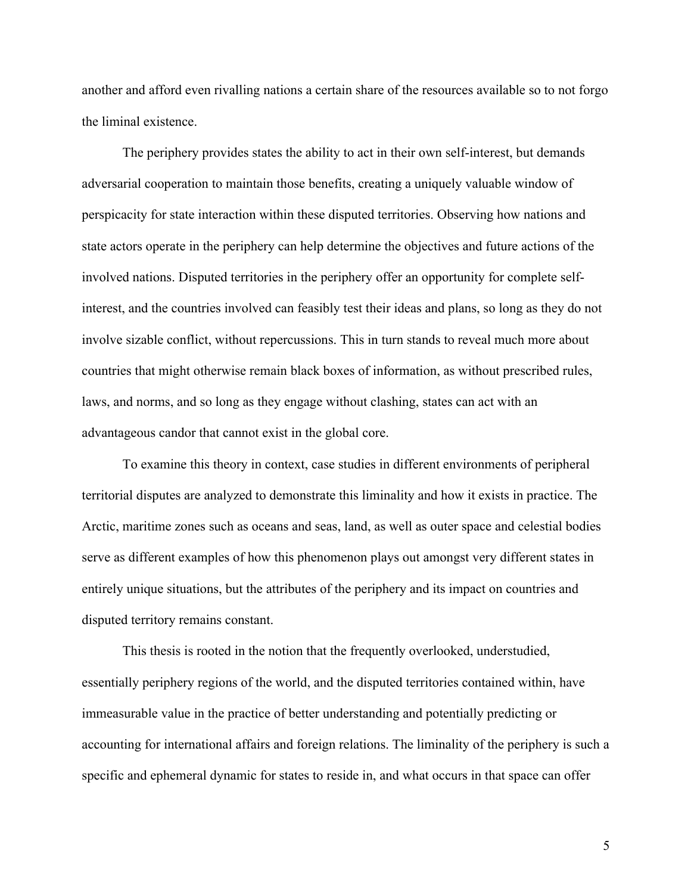another and afford even rivalling nations a certain share of the resources available so to not forgo the liminal existence.

The periphery provides states the ability to act in their own self-interest, but demands adversarial cooperation to maintain those benefits, creating a uniquely valuable window of perspicacity for state interaction within these disputed territories. Observing how nations and state actors operate in the periphery can help determine the objectives and future actions of the involved nations. Disputed territories in the periphery offer an opportunity for complete self-interest, and the countries involved can feasibly test their ideas and plans, so long as they do not involve sizable conflict, without repercussions. This in turn stands to reveal much more about countries that might otherwise remain black boxes of information, as without prescribed rules, laws, and norms, and so long as they engage without clashing, states can act with an advantageous candor that cannot exist in the global core.

To examine this theory in context, case studies in different environments of peripheral territorial disputes are analyzed to demonstrate this liminality and how it exists in practice. The Arctic, maritime zones such as oceans and seas, land, as well as outer space and celestial bodies serve as different examples of how this phenomenon plays out amongst very different states in entirely unique situations, but the attributes of the periphery and its impact on countries and disputed territory remains constant.

This thesis is rooted in the notion that the frequently overlooked, understudied, essentially periphery regions of the world, and the disputed territories contained within, have immeasurable value in the practice of better understanding and potentially predicting or accounting for international affairs and foreign relations. The liminality of the periphery is such a specific and ephemeral dynamic for states to reside in, and what occurs in that space can offer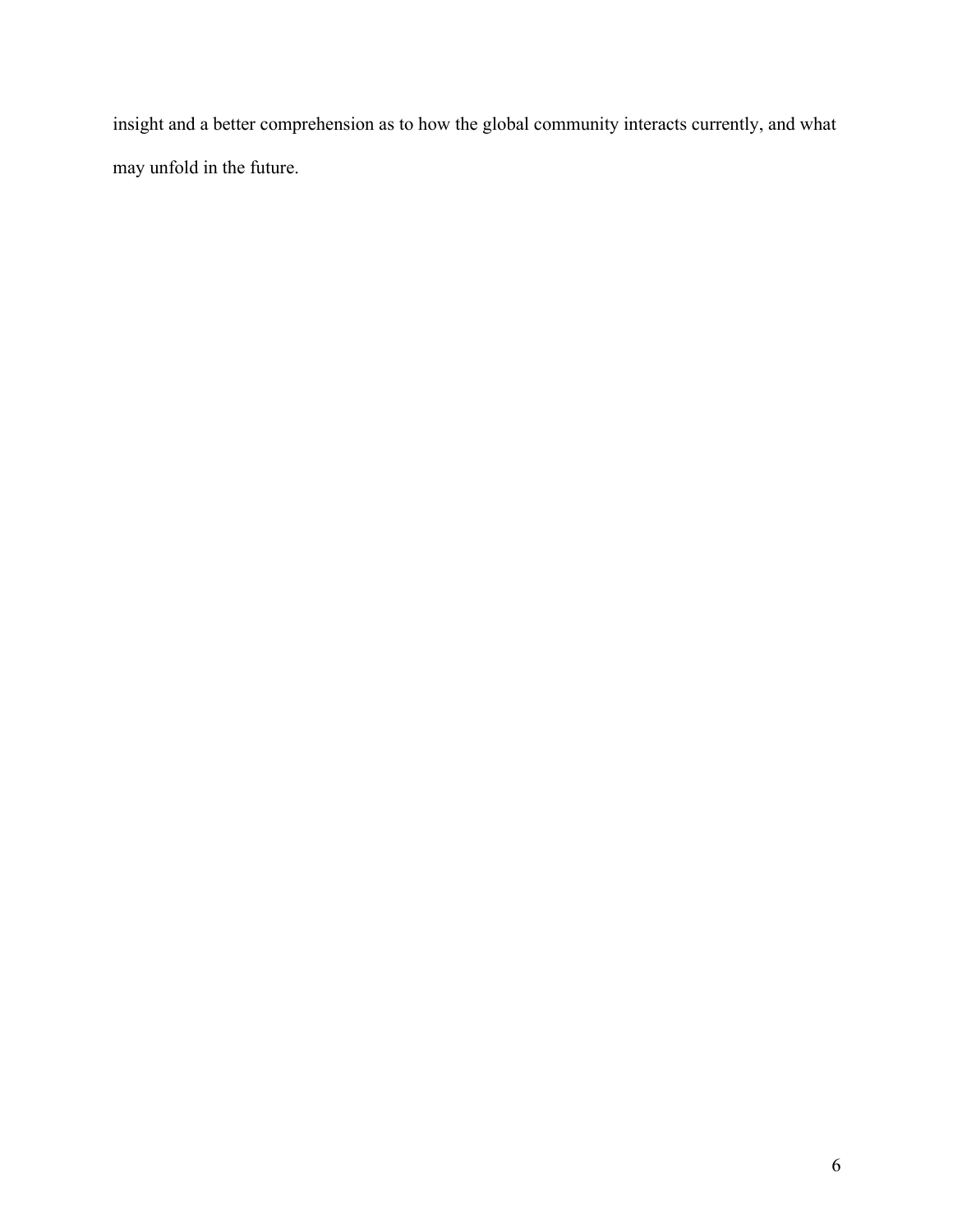insight and a better comprehension as to how the global community interacts currently, and what may unfold in the future.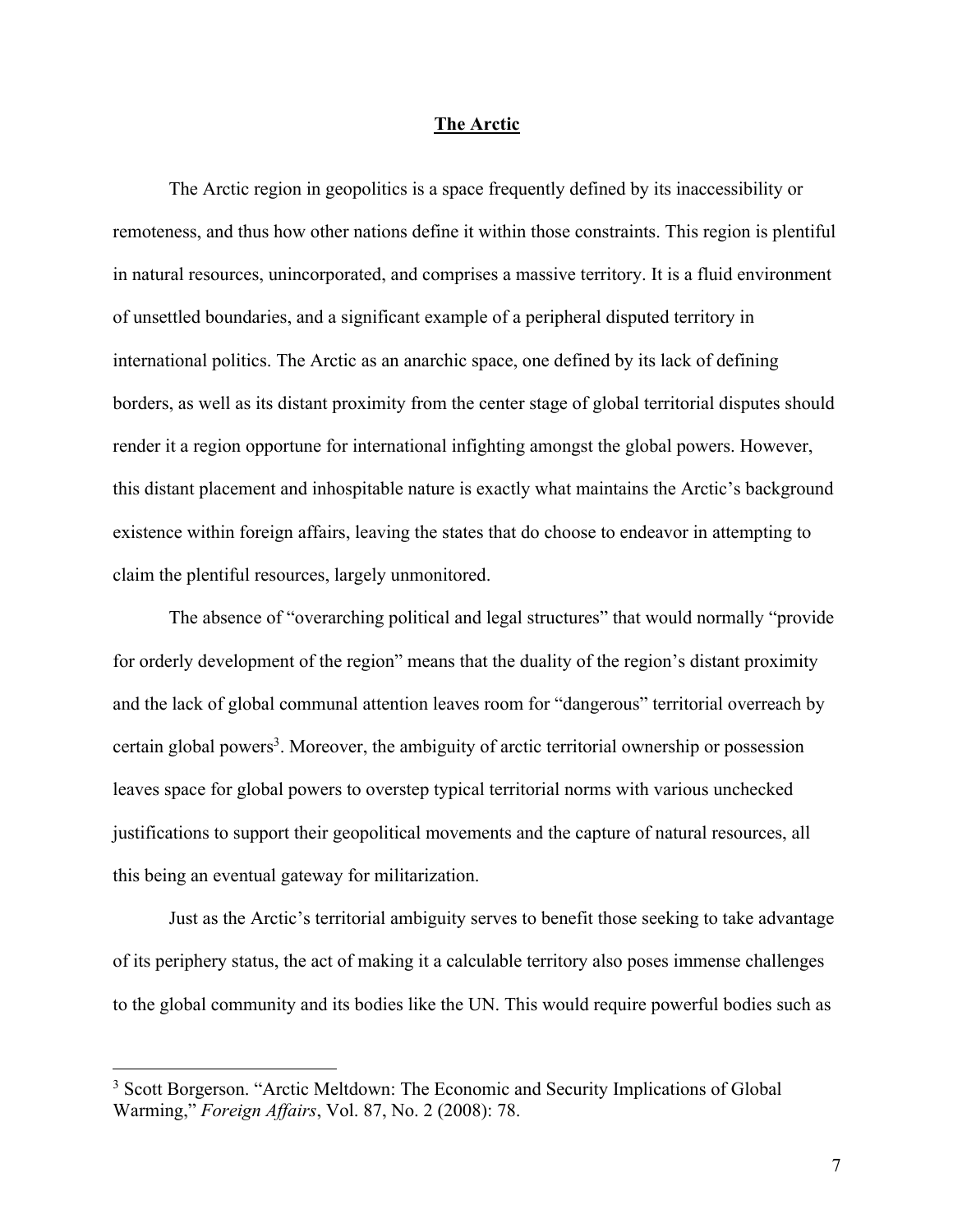## The Arctic

The Arctic region in geopolitics is a space frequently defined by its inaccessibility or remoteness, and thus how other nations define it within those constraints. This region is plentiful in natural resources, unincorporated, and comprises a massive territory. It is a fluid environment of unsettled boundaries, and a significant example of a peripheral disputed territory in international politics. The Arctic as an anarchic space, one defined by its lack of defining borders, as well as its distant proximity from the center stage of global territorial disputes should render it a region opportune for international infighting amongst the global powers. However, this distant placement and inhospitable nature is exactly what maintains the Arctic's background existence within foreign affairs, leaving the states that do choose to endeavor in attempting to claim the plentiful resources, largely unmonitored.

The absence of "overarching political and legal structures" that would normally "provide for orderly development of the region" means that the duality of the region's distant proximity and the lack of global communal attention leaves room for "dangerous" territorial overreach by certain global powers[3]. Moreover, the ambiguity of arctic territorial ownership or possession leaves space for global powers to overstep typical territorial norms with various unchecked justifications to support their geopolitical movements and the capture of natural resources, all this being an eventual gateway for militarization.

Just as the Arctic's territorial ambiguity serves to benefit those seeking to take advantage of its periphery status, the act of making it a calculable territory also poses immense challenges to the global community and its bodies like the UN. This would require powerful bodies such as

---

[3] Scott Borgerson. "Arctic Meltdown: The Economic and Security Implications of Global Warming," *Foreign Affairs*, Vol. 87, No. 2 (2008): 78.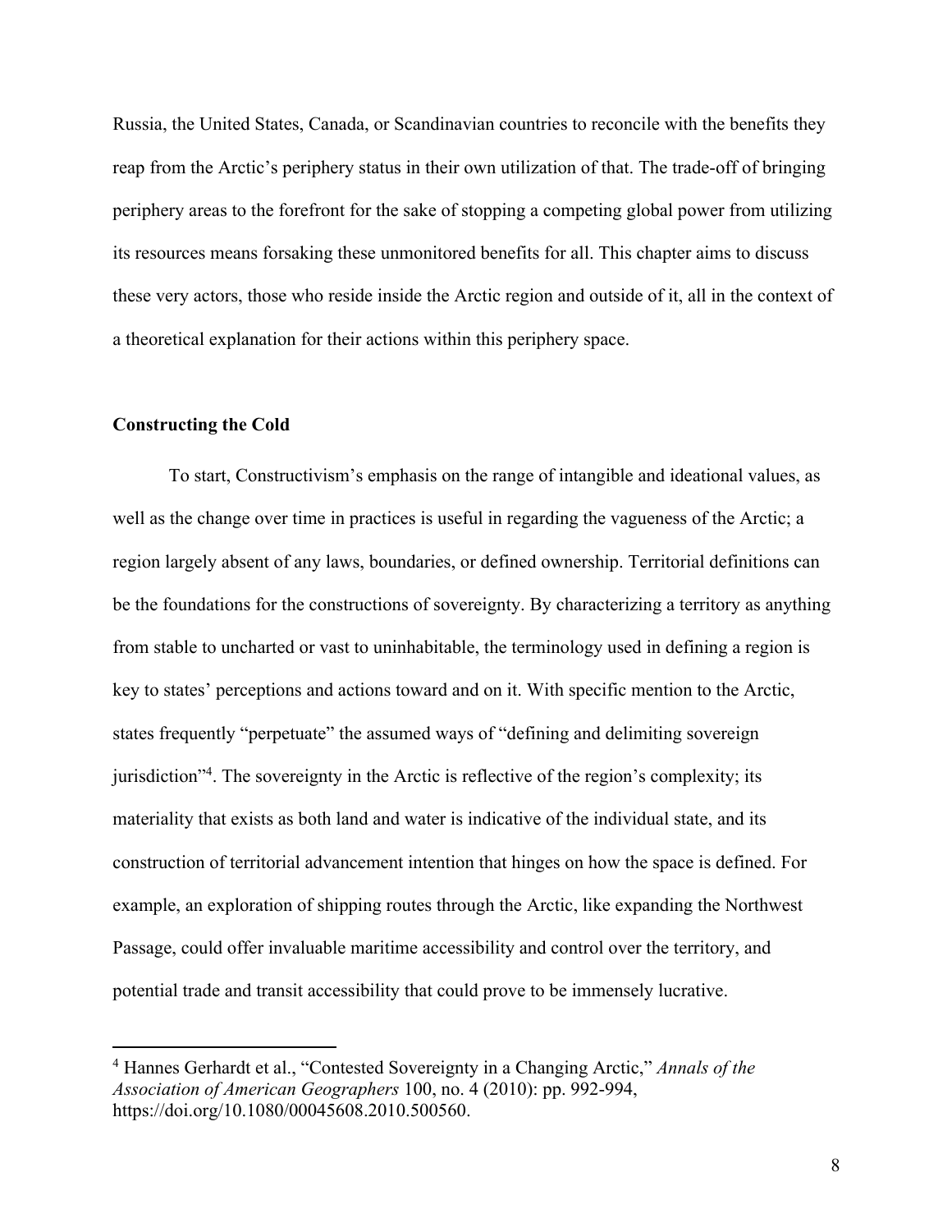Russia, the United States, Canada, or Scandinavian countries to reconcile with the benefits they reap from the Arctic's periphery status in their own utilization of that. The trade-off of bringing periphery areas to the forefront for the sake of stopping a competing global power from utilizing its resources means forsaking these unmonitored benefits for all. This chapter aims to discuss these very actors, those who reside inside the Arctic region and outside of it, all in the context of a theoretical explanation for their actions within this periphery space.

**Constructing the Cold**

To start, Constructivism's emphasis on the range of intangible and ideational values, as well as the change over time in practices is useful in regarding the vagueness of the Arctic; a region largely absent of any laws, boundaries, or defined ownership. Territorial definitions can be the foundations for the constructions of sovereignty. By characterizing a territory as anything from stable to uncharted or vast to uninhabitable, the terminology used in defining a region is key to states' perceptions and actions toward and on it. With specific mention to the Arctic, states frequently "perpetuate" the assumed ways of "defining and delimiting sovereign jurisdiction"[4]. The sovereignty in the Arctic is reflective of the region's complexity; its materiality that exists as both land and water is indicative of the individual state, and its construction of territorial advancement intention that hinges on how the space is defined. For example, an exploration of shipping routes through the Arctic, like expanding the Northwest Passage, could offer invaluable maritime accessibility and control over the territory, and potential trade and transit accessibility that could prove to be immensely lucrative.

---

[4] Hannes Gerhardt et al., "Contested Sovereignty in a Changing Arctic," *Annals of the Association of American Geographers* 100, no. 4 (2010): pp. 992-994, https://doi.org/10.1080/00045608.2010.500560.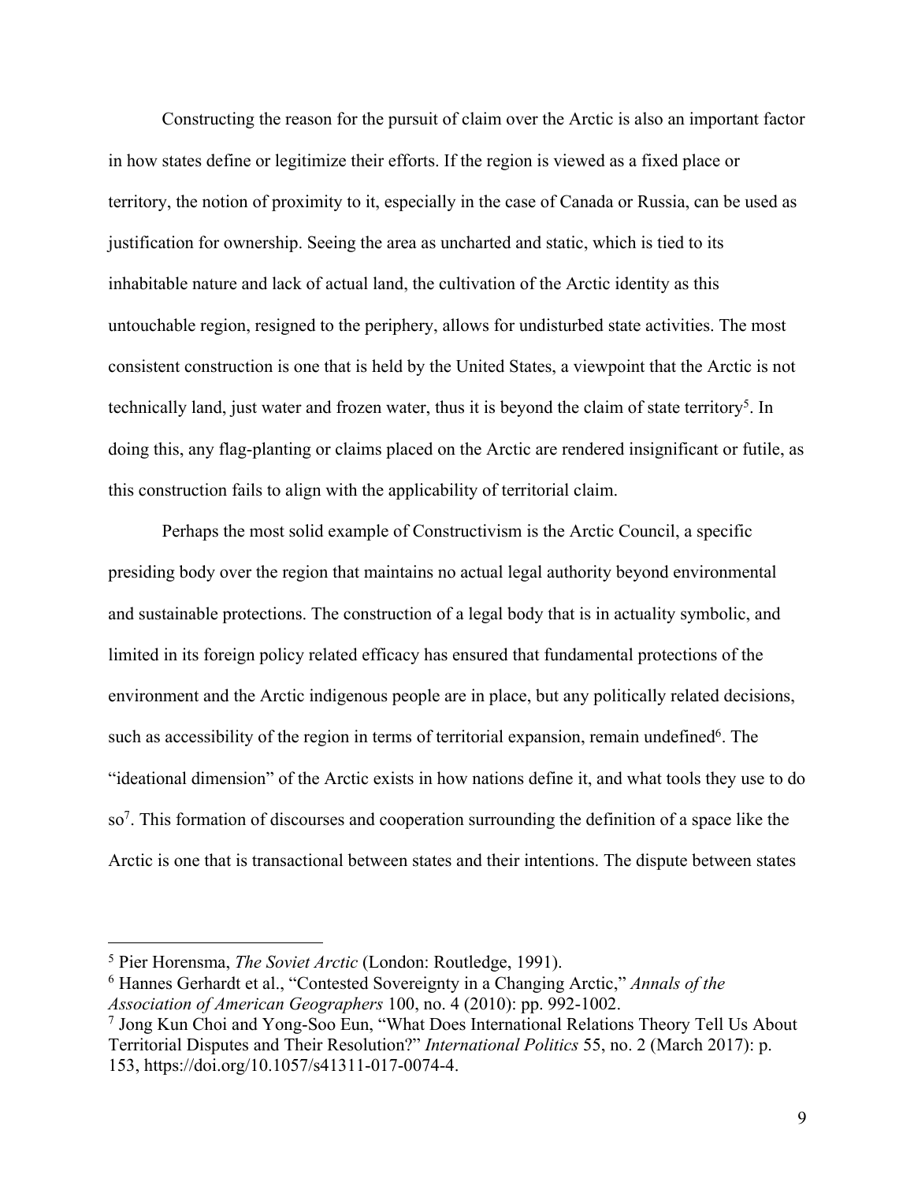Constructing the reason for the pursuit of claim over the Arctic is also an important factor in how states define or legitimize their efforts. If the region is viewed as a fixed place or territory, the notion of proximity to it, especially in the case of Canada or Russia, can be used as justification for ownership. Seeing the area as uncharted and static, which is tied to its inhabitable nature and lack of actual land, the cultivation of the Arctic identity as this untouchable region, resigned to the periphery, allows for undisturbed state activities. The most consistent construction is one that is held by the United States, a viewpoint that the Arctic is not technically land, just water and frozen water, thus it is beyond the claim of state territory[5]. In doing this, any flag-planting or claims placed on the Arctic are rendered insignificant or futile, as this construction fails to align with the applicability of territorial claim.

Perhaps the most solid example of Constructivism is the Arctic Council, a specific presiding body over the region that maintains no actual legal authority beyond environmental and sustainable protections. The construction of a legal body that is in actuality symbolic, and limited in its foreign policy related efficacy has ensured that fundamental protections of the environment and the Arctic indigenous people are in place, but any politically related decisions, such as accessibility of the region in terms of territorial expansion, remain undefined[6]. The "ideational dimension" of the Arctic exists in how nations define it, and what tools they use to do so[7]. This formation of discourses and cooperation surrounding the definition of a space like the Arctic is one that is transactional between states and their intentions. The dispute between states

---

[5] Pier Horensma, *The Soviet Arctic* (London: Routledge, 1991).

[6] Hannes Gerhardt et al., "Contested Sovereignty in a Changing Arctic," *Annals of the Association of American Geographers* 100, no. 4 (2010): pp. 992-1002.

[7] Jong Kun Choi and Yong-Soo Eun, "What Does International Relations Theory Tell Us About Territorial Disputes and Their Resolution?" *International Politics* 55, no. 2 (March 2017): p. 153, https://doi.org/10.1057/s41311-017-0074-4.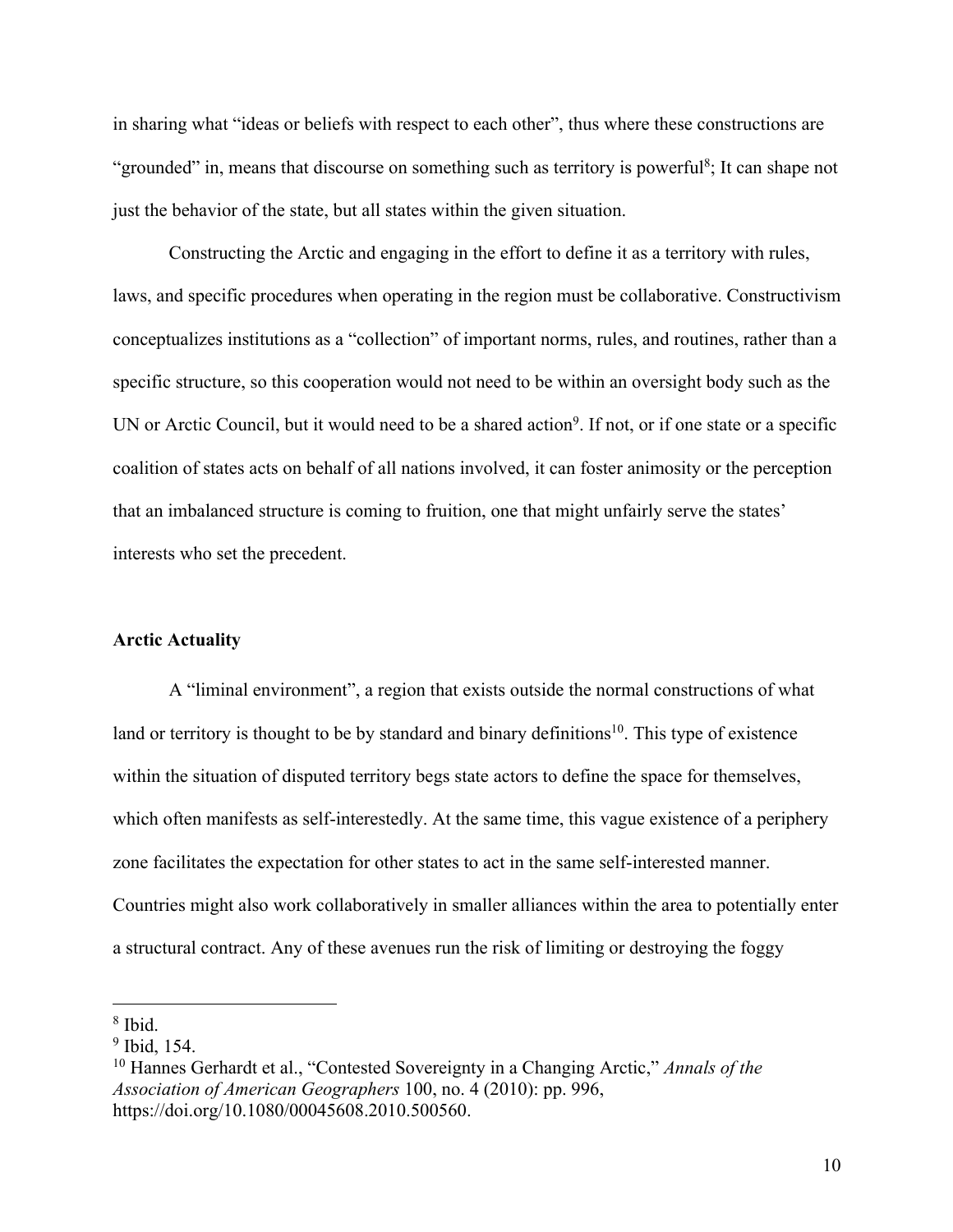in sharing what "ideas or beliefs with respect to each other", thus where these constructions are "grounded" in, means that discourse on something such as territory is powerful[8]; It can shape not just the behavior of the state, but all states within the given situation.

Constructing the Arctic and engaging in the effort to define it as a territory with rules, laws, and specific procedures when operating in the region must be collaborative. Constructivism conceptualizes institutions as a "collection" of important norms, rules, and routines, rather than a specific structure, so this cooperation would not need to be within an oversight body such as the UN or Arctic Council, but it would need to be a shared action[9]. If not, or if one state or a specific coalition of states acts on behalf of all nations involved, it can foster animosity or the perception that an imbalanced structure is coming to fruition, one that might unfairly serve the states' interests who set the precedent.

**Arctic Actuality**

A "liminal environment", a region that exists outside the normal constructions of what land or territory is thought to be by standard and binary definitions[10]. This type of existence within the situation of disputed territory begs state actors to define the space for themselves, which often manifests as self-interestedly. At the same time, this vague existence of a periphery zone facilitates the expectation for other states to act in the same self-interested manner. Countries might also work collaboratively in smaller alliances within the area to potentially enter a structural contract. Any of these avenues run the risk of limiting or destroying the foggy

---

[8] Ibid.

[9] Ibid, 154.

[10] Hannes Gerhardt et al., "Contested Sovereignty in a Changing Arctic," *Annals of the Association of American Geographers* 100, no. 4 (2010): pp. 996, https://doi.org/10.1080/00045608.2010.500560.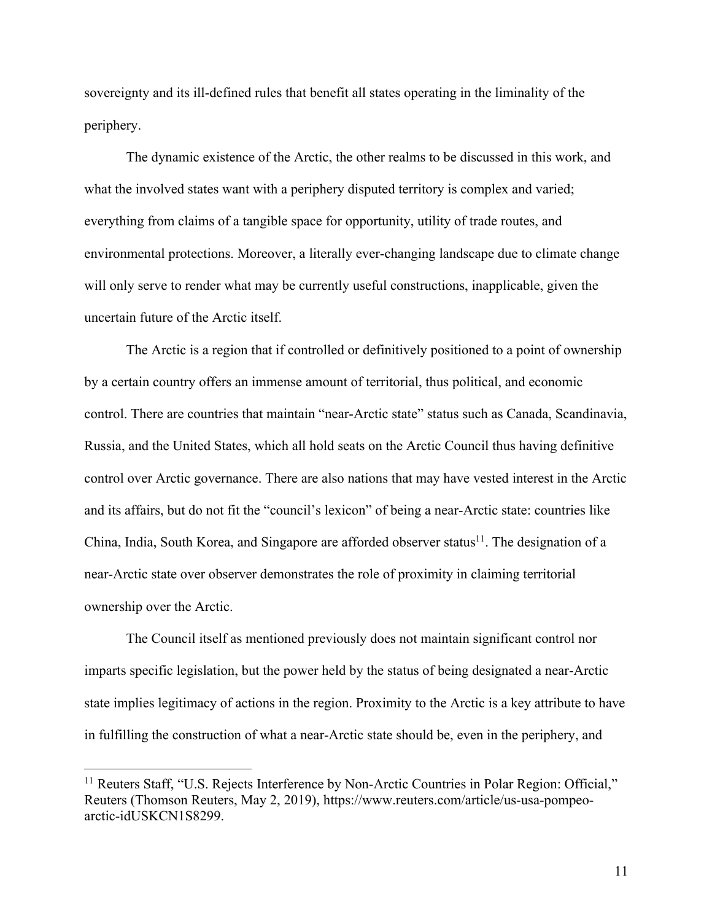sovereignty and its ill-defined rules that benefit all states operating in the liminality of the periphery.

The dynamic existence of the Arctic, the other realms to be discussed in this work, and what the involved states want with a periphery disputed territory is complex and varied; everything from claims of a tangible space for opportunity, utility of trade routes, and environmental protections. Moreover, a literally ever-changing landscape due to climate change will only serve to render what may be currently useful constructions, inapplicable, given the uncertain future of the Arctic itself.

The Arctic is a region that if controlled or definitively positioned to a point of ownership by a certain country offers an immense amount of territorial, thus political, and economic control. There are countries that maintain "near-Arctic state" status such as Canada, Scandinavia, Russia, and the United States, which all hold seats on the Arctic Council thus having definitive control over Arctic governance. There are also nations that may have vested interest in the Arctic and its affairs, but do not fit the "council's lexicon" of being a near-Arctic state: countries like China, India, South Korea, and Singapore are afforded observer status[11]. The designation of a near-Arctic state over observer demonstrates the role of proximity in claiming territorial ownership over the Arctic.

The Council itself as mentioned previously does not maintain significant control nor imparts specific legislation, but the power held by the status of being designated a near-Arctic state implies legitimacy of actions in the region. Proximity to the Arctic is a key attribute to have in fulfilling the construction of what a near-Arctic state should be, even in the periphery, and

---

[11] Reuters Staff, "U.S. Rejects Interference by Non-Arctic Countries in Polar Region: Official," Reuters (Thomson Reuters, May 2, 2019), https://www.reuters.com/article/us-usa-pompeo-arctic-idUSKCN1S8299.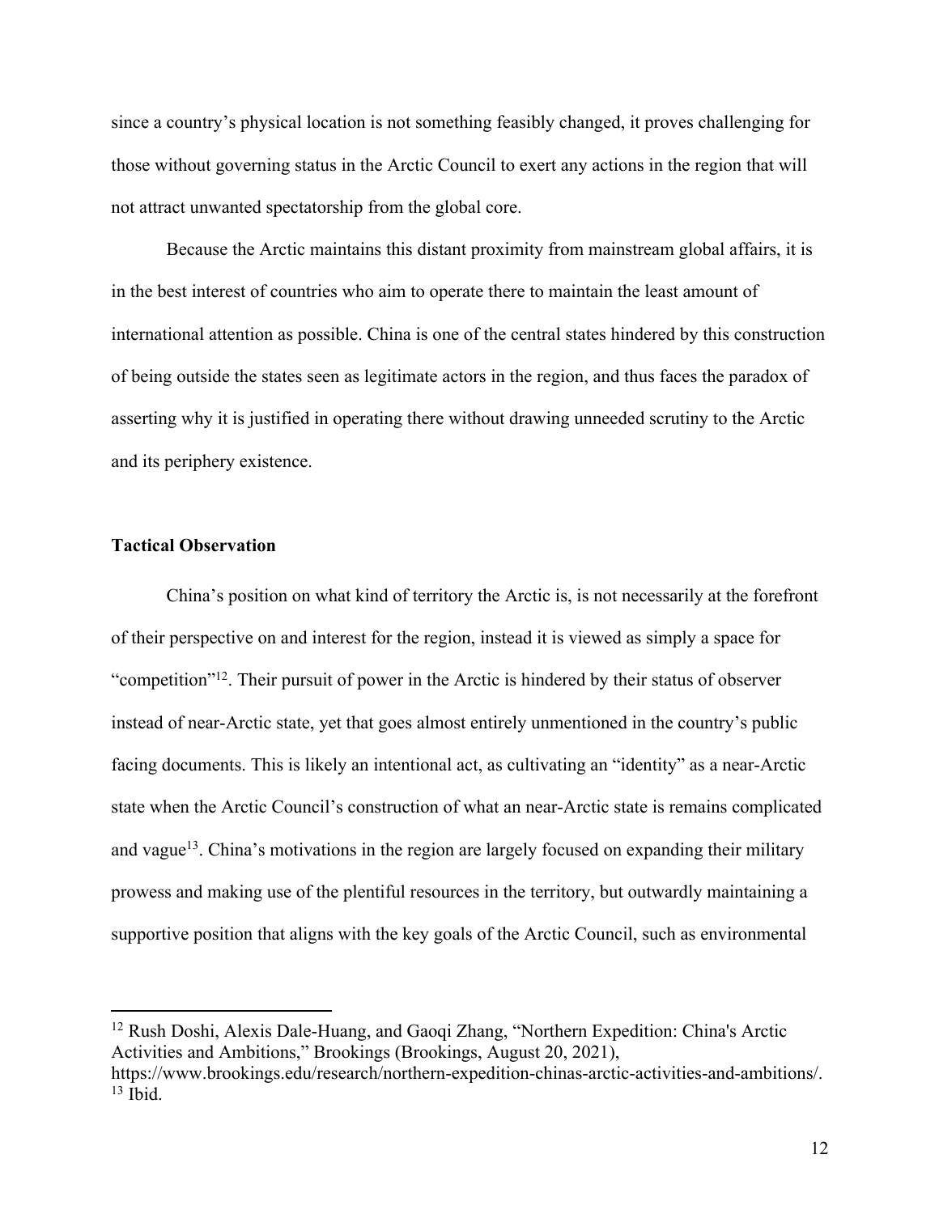since a country's physical location is not something feasibly changed, it proves challenging for those without governing status in the Arctic Council to exert any actions in the region that will not attract unwanted spectatorship from the global core.

Because the Arctic maintains this distant proximity from mainstream global affairs, it is in the best interest of countries who aim to operate there to maintain the least amount of international attention as possible. China is one of the central states hindered by this construction of being outside the states seen as legitimate actors in the region, and thus faces the paradox of asserting why it is justified in operating there without drawing unneeded scrutiny to the Arctic and its periphery existence.

**Tactical Observation**

China's position on what kind of territory the Arctic is, is not necessarily at the forefront of their perspective on and interest for the region, instead it is viewed as simply a space for "competition"[12]. Their pursuit of power in the Arctic is hindered by their status of observer instead of near-Arctic state, yet that goes almost entirely unmentioned in the country's public facing documents. This is likely an intentional act, as cultivating an "identity" as a near-Arctic state when the Arctic Council's construction of what an near-Arctic state is remains complicated and vague[13]. China's motivations in the region are largely focused on expanding their military prowess and making use of the plentiful resources in the territory, but outwardly maintaining a supportive position that aligns with the key goals of the Arctic Council, such as environmental

---

[12] Rush Doshi, Alexis Dale-Huang, and Gaoqi Zhang, "Northern Expedition: China's Arctic Activities and Ambitions," Brookings (Brookings, August 20, 2021), https://www.brookings.edu/research/northern-expedition-chinas-arctic-activities-and-ambitions/.

[13] Ibid.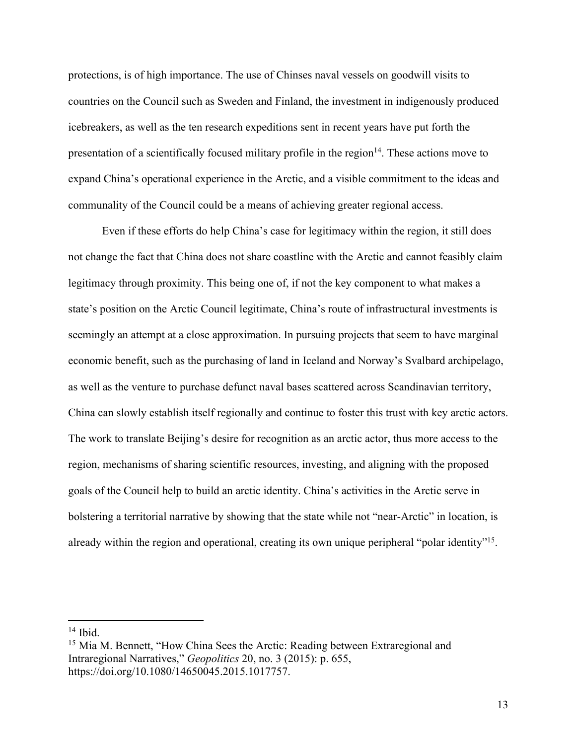protections, is of high importance. The use of Chinses naval vessels on goodwill visits to countries on the Council such as Sweden and Finland, the investment in indigenously produced icebreakers, as well as the ten research expeditions sent in recent years have put forth the presentation of a scientifically focused military profile in the region[14]. These actions move to expand China's operational experience in the Arctic, and a visible commitment to the ideas and communality of the Council could be a means of achieving greater regional access.

Even if these efforts do help China's case for legitimacy within the region, it still does not change the fact that China does not share coastline with the Arctic and cannot feasibly claim legitimacy through proximity. This being one of, if not the key component to what makes a state's position on the Arctic Council legitimate, China's route of infrastructural investments is seemingly an attempt at a close approximation. In pursuing projects that seem to have marginal economic benefit, such as the purchasing of land in Iceland and Norway's Svalbard archipelago, as well as the venture to purchase defunct naval bases scattered across Scandinavian territory, China can slowly establish itself regionally and continue to foster this trust with key arctic actors. The work to translate Beijing's desire for recognition as an arctic actor, thus more access to the region, mechanisms of sharing scientific resources, investing, and aligning with the proposed goals of the Council help to build an arctic identity. China's activities in the Arctic serve in bolstering a territorial narrative by showing that the state while not "near-Arctic" in location, is already within the region and operational, creating its own unique peripheral "polar identity"[15].

---

[14] Ibid.

[15] Mia M. Bennett, "How China Sees the Arctic: Reading between Extraregional and Intraregional Narratives," *Geopolitics* 20, no. 3 (2015): p. 655, https://doi.org/10.1080/14650045.2015.1017757.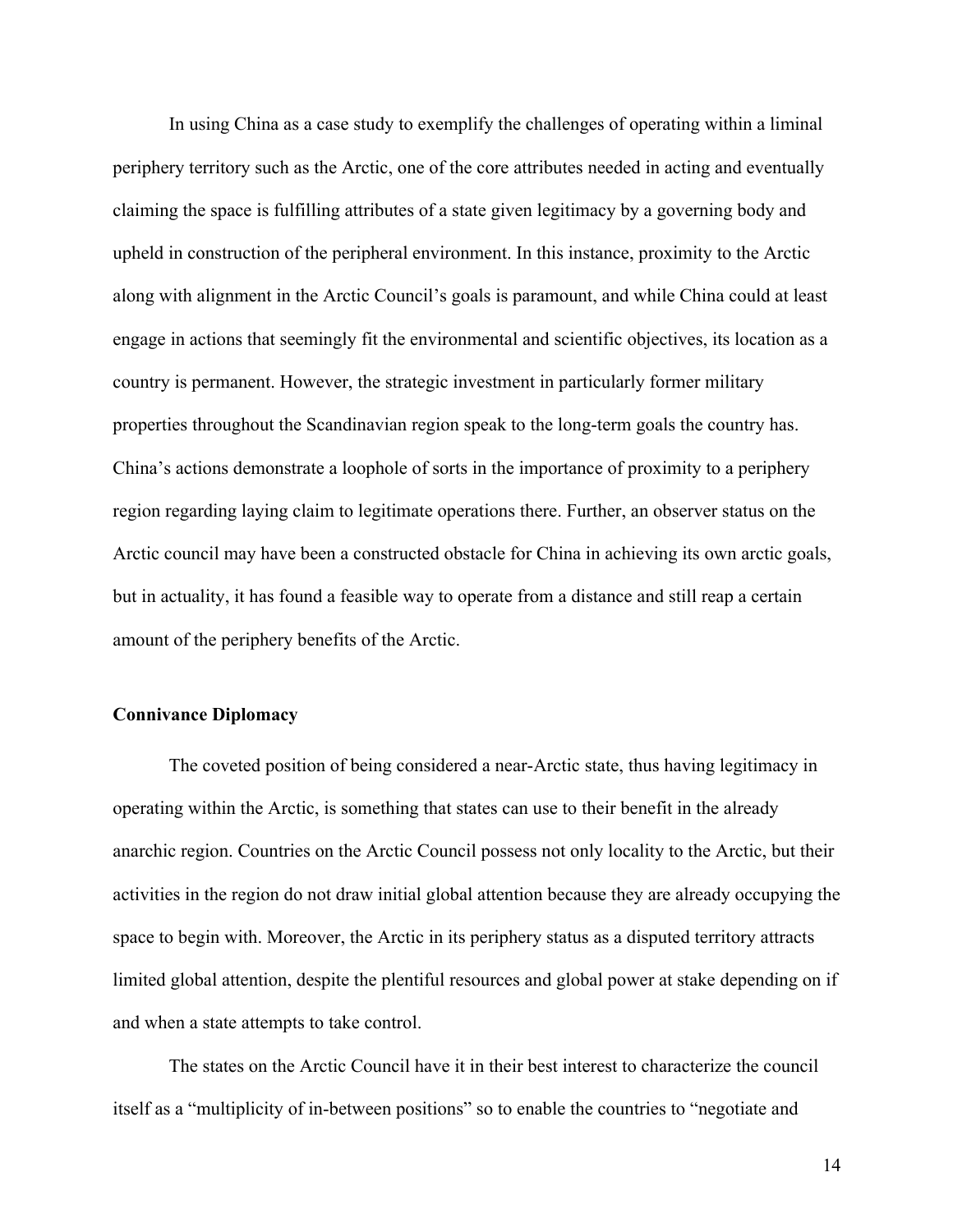In using China as a case study to exemplify the challenges of operating within a liminal periphery territory such as the Arctic, one of the core attributes needed in acting and eventually claiming the space is fulfilling attributes of a state given legitimacy by a governing body and upheld in construction of the peripheral environment. In this instance, proximity to the Arctic along with alignment in the Arctic Council's goals is paramount, and while China could at least engage in actions that seemingly fit the environmental and scientific objectives, its location as a country is permanent. However, the strategic investment in particularly former military properties throughout the Scandinavian region speak to the long-term goals the country has. China's actions demonstrate a loophole of sorts in the importance of proximity to a periphery region regarding laying claim to legitimate operations there. Further, an observer status on the Arctic council may have been a constructed obstacle for China in achieving its own arctic goals, but in actuality, it has found a feasible way to operate from a distance and still reap a certain amount of the periphery benefits of the Arctic.

### Connivance Diplomacy

The coveted position of being considered a near-Arctic state, thus having legitimacy in operating within the Arctic, is something that states can use to their benefit in the already anarchic region. Countries on the Arctic Council possess not only locality to the Arctic, but their activities in the region do not draw initial global attention because they are already occupying the space to begin with. Moreover, the Arctic in its periphery status as a disputed territory attracts limited global attention, despite the plentiful resources and global power at stake depending on if and when a state attempts to take control.

The states on the Arctic Council have it in their best interest to characterize the council itself as a "multiplicity of in-between positions" so to enable the countries to "negotiate and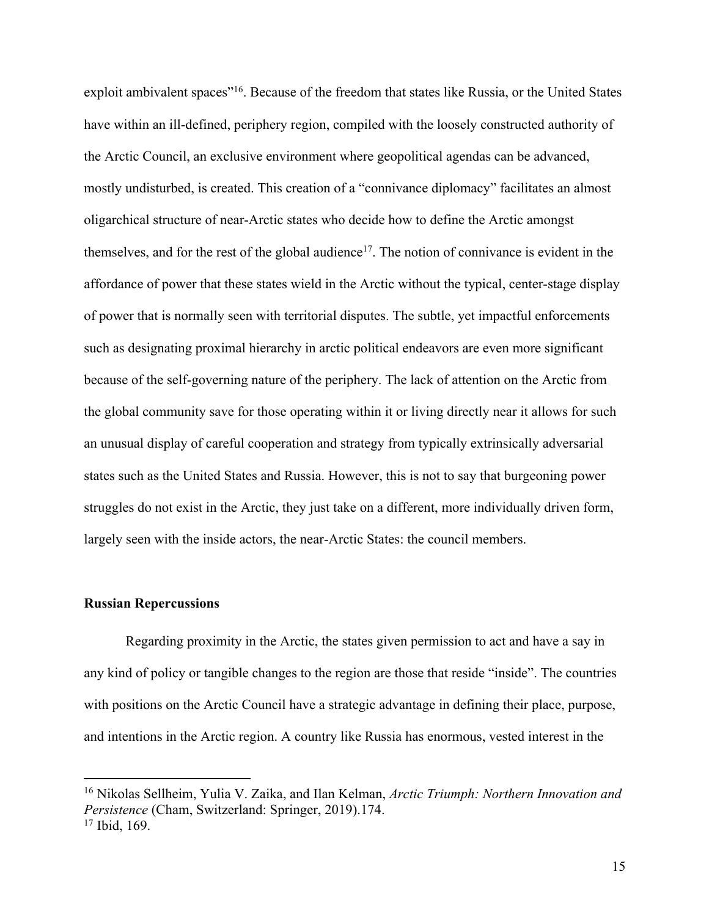exploit ambivalent spaces"[16]. Because of the freedom that states like Russia, or the United States have within an ill-defined, periphery region, compiled with the loosely constructed authority of the Arctic Council, an exclusive environment where geopolitical agendas can be advanced, mostly undisturbed, is created. This creation of a "connivance diplomacy" facilitates an almost oligarchical structure of near-Arctic states who decide how to define the Arctic amongst themselves, and for the rest of the global audience[17]. The notion of connivance is evident in the affordance of power that these states wield in the Arctic without the typical, center-stage display of power that is normally seen with territorial disputes. The subtle, yet impactful enforcements such as designating proximal hierarchy in arctic political endeavors are even more significant because of the self-governing nature of the periphery. The lack of attention on the Arctic from the global community save for those operating within it or living directly near it allows for such an unusual display of careful cooperation and strategy from typically extrinsically adversarial states such as the United States and Russia. However, this is not to say that burgeoning power struggles do not exist in the Arctic, they just take on a different, more individually driven form, largely seen with the inside actors, the near-Arctic States: the council members.

**Russian Repercussions**

Regarding proximity in the Arctic, the states given permission to act and have a say in any kind of policy or tangible changes to the region are those that reside "inside". The countries with positions on the Arctic Council have a strategic advantage in defining their place, purpose, and intentions in the Arctic region. A country like Russia has enormous, vested interest in the

---

[16] Nikolas Sellheim, Yulia V. Zaika, and Ilan Kelman, *Arctic Triumph: Northern Innovation and Persistence* (Cham, Switzerland: Springer, 2019).174.

[17] Ibid, 169.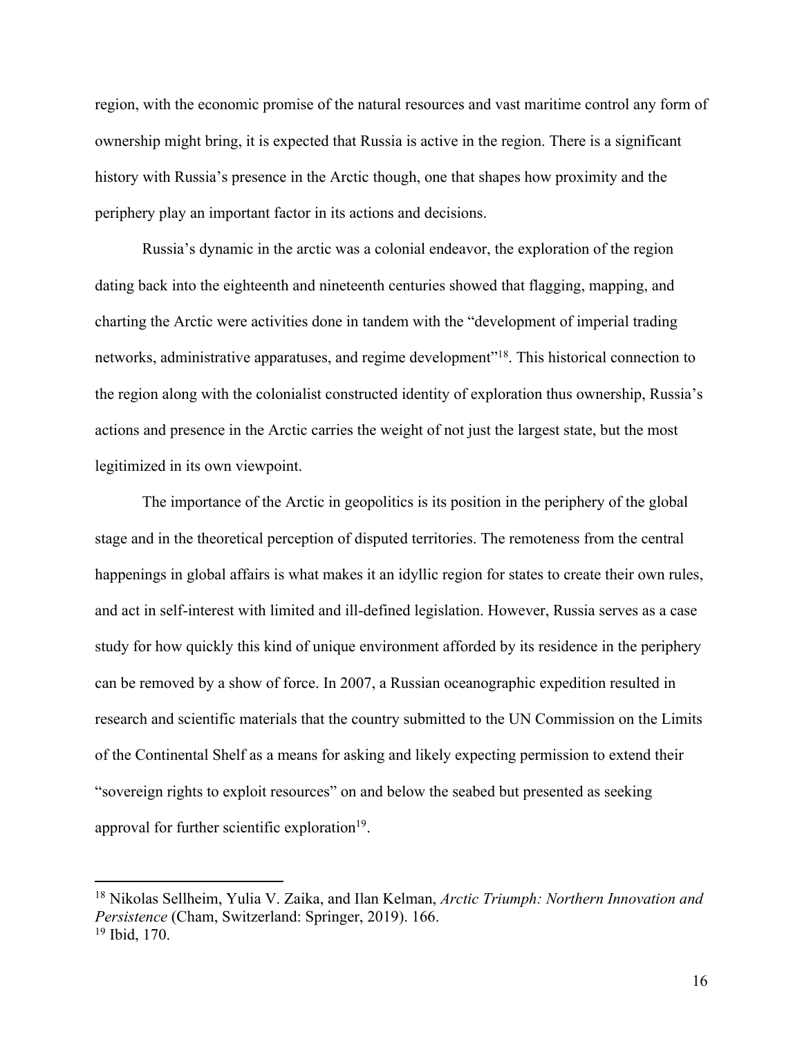region, with the economic promise of the natural resources and vast maritime control any form of ownership might bring, it is expected that Russia is active in the region. There is a significant history with Russia's presence in the Arctic though, one that shapes how proximity and the periphery play an important factor in its actions and decisions.

Russia's dynamic in the arctic was a colonial endeavor, the exploration of the region dating back into the eighteenth and nineteenth centuries showed that flagging, mapping, and charting the Arctic were activities done in tandem with the "development of imperial trading networks, administrative apparatuses, and regime development"[18]. This historical connection to the region along with the colonialist constructed identity of exploration thus ownership, Russia's actions and presence in the Arctic carries the weight of not just the largest state, but the most legitimized in its own viewpoint.

The importance of the Arctic in geopolitics is its position in the periphery of the global stage and in the theoretical perception of disputed territories. The remoteness from the central happenings in global affairs is what makes it an idyllic region for states to create their own rules, and act in self-interest with limited and ill-defined legislation. However, Russia serves as a case study for how quickly this kind of unique environment afforded by its residence in the periphery can be removed by a show of force. In 2007, a Russian oceanographic expedition resulted in research and scientific materials that the country submitted to the UN Commission on the Limits of the Continental Shelf as a means for asking and likely expecting permission to extend their "sovereign rights to exploit resources" on and below the seabed but presented as seeking approval for further scientific exploration[19].

---

[18] Nikolas Sellheim, Yulia V. Zaika, and Ilan Kelman, *Arctic Triumph: Northern Innovation and Persistence* (Cham, Switzerland: Springer, 2019). 166.

[19] Ibid, 170.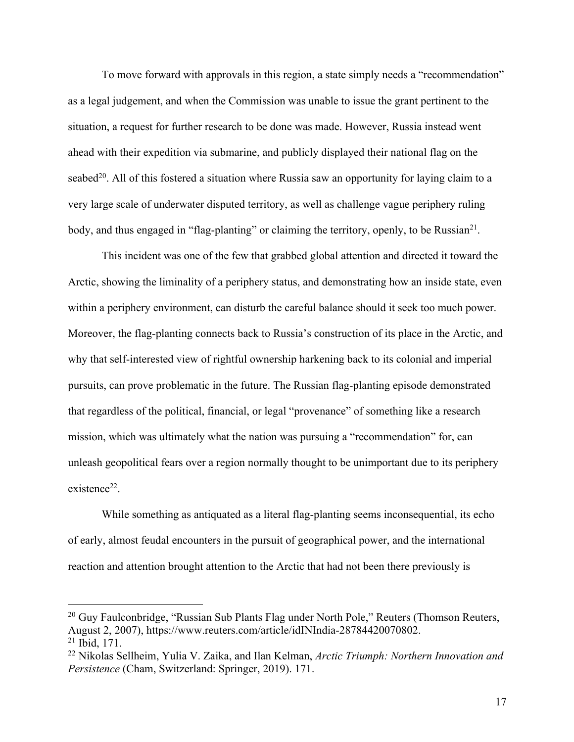To move forward with approvals in this region, a state simply needs a "recommendation" as a legal judgement, and when the Commission was unable to issue the grant pertinent to the situation, a request for further research to be done was made. However, Russia instead went ahead with their expedition via submarine, and publicly displayed their national flag on the seabed[20]. All of this fostered a situation where Russia saw an opportunity for laying claim to a very large scale of underwater disputed territory, as well as challenge vague periphery ruling body, and thus engaged in "flag-planting" or claiming the territory, openly, to be Russian[21].

This incident was one of the few that grabbed global attention and directed it toward the Arctic, showing the liminality of a periphery status, and demonstrating how an inside state, even within a periphery environment, can disturb the careful balance should it seek too much power. Moreover, the flag-planting connects back to Russia's construction of its place in the Arctic, and why that self-interested view of rightful ownership harkening back to its colonial and imperial pursuits, can prove problematic in the future. The Russian flag-planting episode demonstrated that regardless of the political, financial, or legal "provenance" of something like a research mission, which was ultimately what the nation was pursuing a "recommendation" for, can unleash geopolitical fears over a region normally thought to be unimportant due to its periphery existence[22].

While something as antiquated as a literal flag-planting seems inconsequential, its echo of early, almost feudal encounters in the pursuit of geographical power, and the international reaction and attention brought attention to the Arctic that had not been there previously is

---

[20] Guy Faulconbridge, "Russian Sub Plants Flag under North Pole," Reuters (Thomson Reuters, August 2, 2007), https://www.reuters.com/article/idINIndia-28784420070802.

[21] Ibid, 171.

[22] Nikolas Sellheim, Yulia V. Zaika, and Ilan Kelman, *Arctic Triumph: Northern Innovation and Persistence* (Cham, Switzerland: Springer, 2019). 171.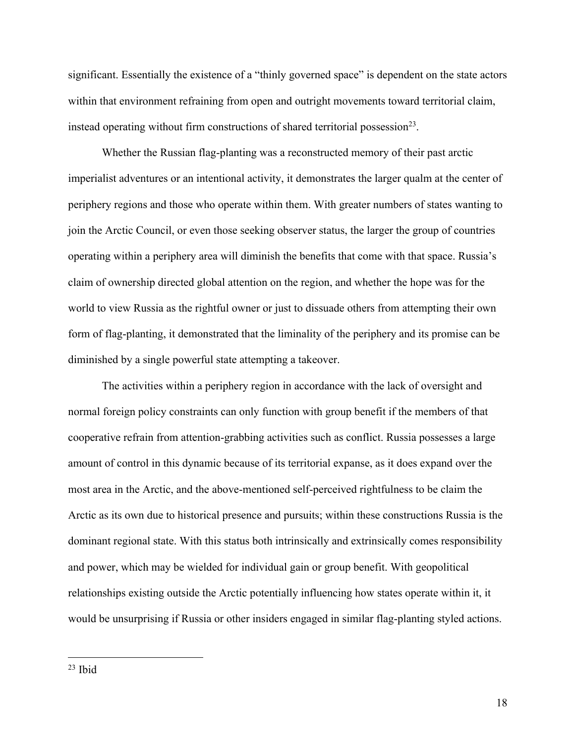significant. Essentially the existence of a "thinly governed space" is dependent on the state actors within that environment refraining from open and outright movements toward territorial claim, instead operating without firm constructions of shared territorial possession[23].

Whether the Russian flag-planting was a reconstructed memory of their past arctic imperialist adventures or an intentional activity, it demonstrates the larger qualm at the center of periphery regions and those who operate within them. With greater numbers of states wanting to join the Arctic Council, or even those seeking observer status, the larger the group of countries operating within a periphery area will diminish the benefits that come with that space. Russia's claim of ownership directed global attention on the region, and whether the hope was for the world to view Russia as the rightful owner or just to dissuade others from attempting their own form of flag-planting, it demonstrated that the liminality of the periphery and its promise can be diminished by a single powerful state attempting a takeover.

The activities within a periphery region in accordance with the lack of oversight and normal foreign policy constraints can only function with group benefit if the members of that cooperative refrain from attention-grabbing activities such as conflict. Russia possesses a large amount of control in this dynamic because of its territorial expanse, as it does expand over the most area in the Arctic, and the above-mentioned self-perceived rightfulness to be claim the Arctic as its own due to historical presence and pursuits; within these constructions Russia is the dominant regional state. With this status both intrinsically and extrinsically comes responsibility and power, which may be wielded for individual gain or group benefit. With geopolitical relationships existing outside the Arctic potentially influencing how states operate within it, it would be unsurprising if Russia or other insiders engaged in similar flag-planting styled actions.

---

[23] Ibid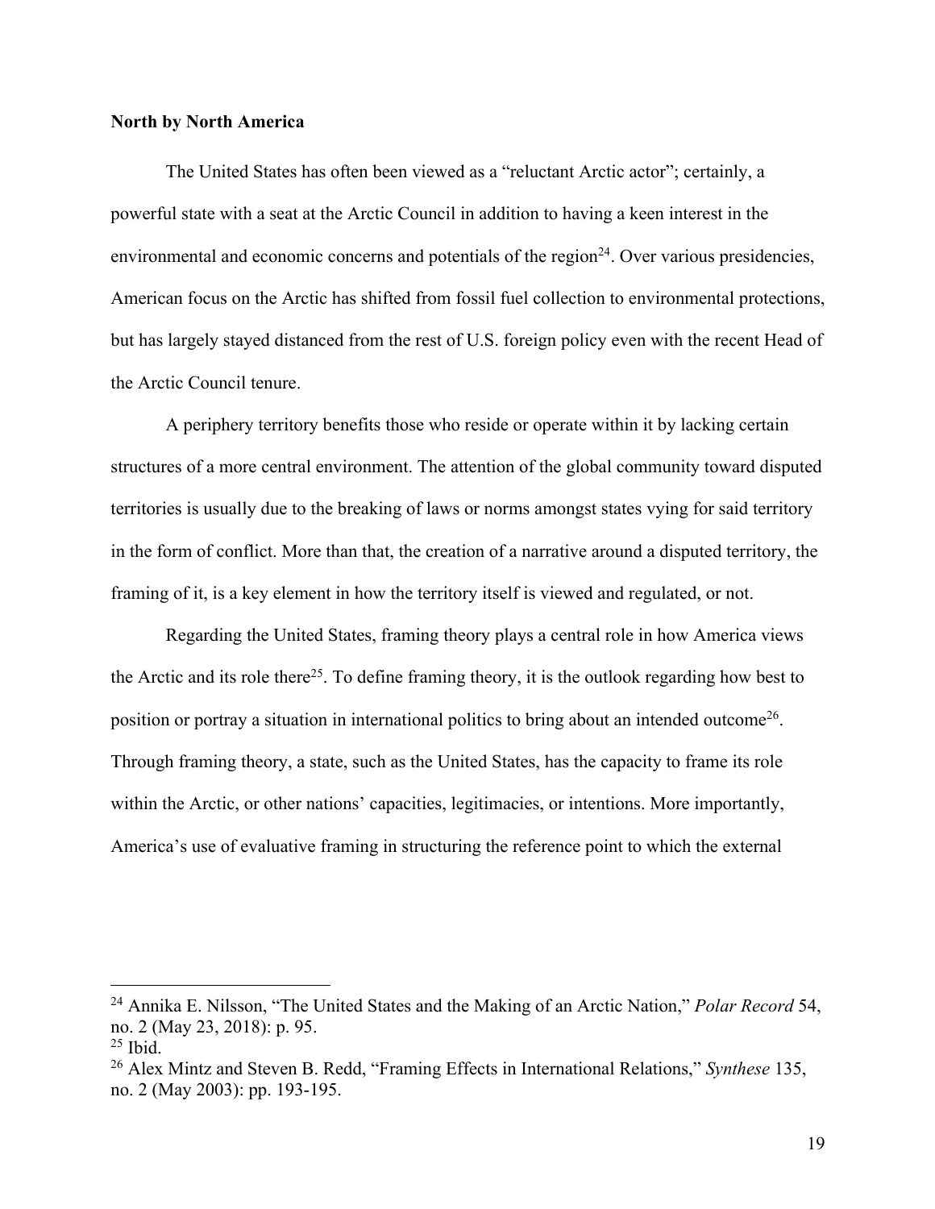**North by North America**

The United States has often been viewed as a "reluctant Arctic actor"; certainly, a powerful state with a seat at the Arctic Council in addition to having a keen interest in the environmental and economic concerns and potentials of the region[24]. Over various presidencies, American focus on the Arctic has shifted from fossil fuel collection to environmental protections, but has largely stayed distanced from the rest of U.S. foreign policy even with the recent Head of the Arctic Council tenure.

A periphery territory benefits those who reside or operate within it by lacking certain structures of a more central environment. The attention of the global community toward disputed territories is usually due to the breaking of laws or norms amongst states vying for said territory in the form of conflict. More than that, the creation of a narrative around a disputed territory, the framing of it, is a key element in how the territory itself is viewed and regulated, or not.

Regarding the United States, framing theory plays a central role in how America views the Arctic and its role there[25]. To define framing theory, it is the outlook regarding how best to position or portray a situation in international politics to bring about an intended outcome[26]. Through framing theory, a state, such as the United States, has the capacity to frame its role within the Arctic, or other nations' capacities, legitimacies, or intentions. More importantly, America's use of evaluative framing in structuring the reference point to which the external

---

[24] Annika E. Nilsson, "The United States and the Making of an Arctic Nation," *Polar Record* 54, no. 2 (May 23, 2018): p. 95.

[25] Ibid.

[26] Alex Mintz and Steven B. Redd, "Framing Effects in International Relations," *Synthese* 135, no. 2 (May 2003): pp. 193-195.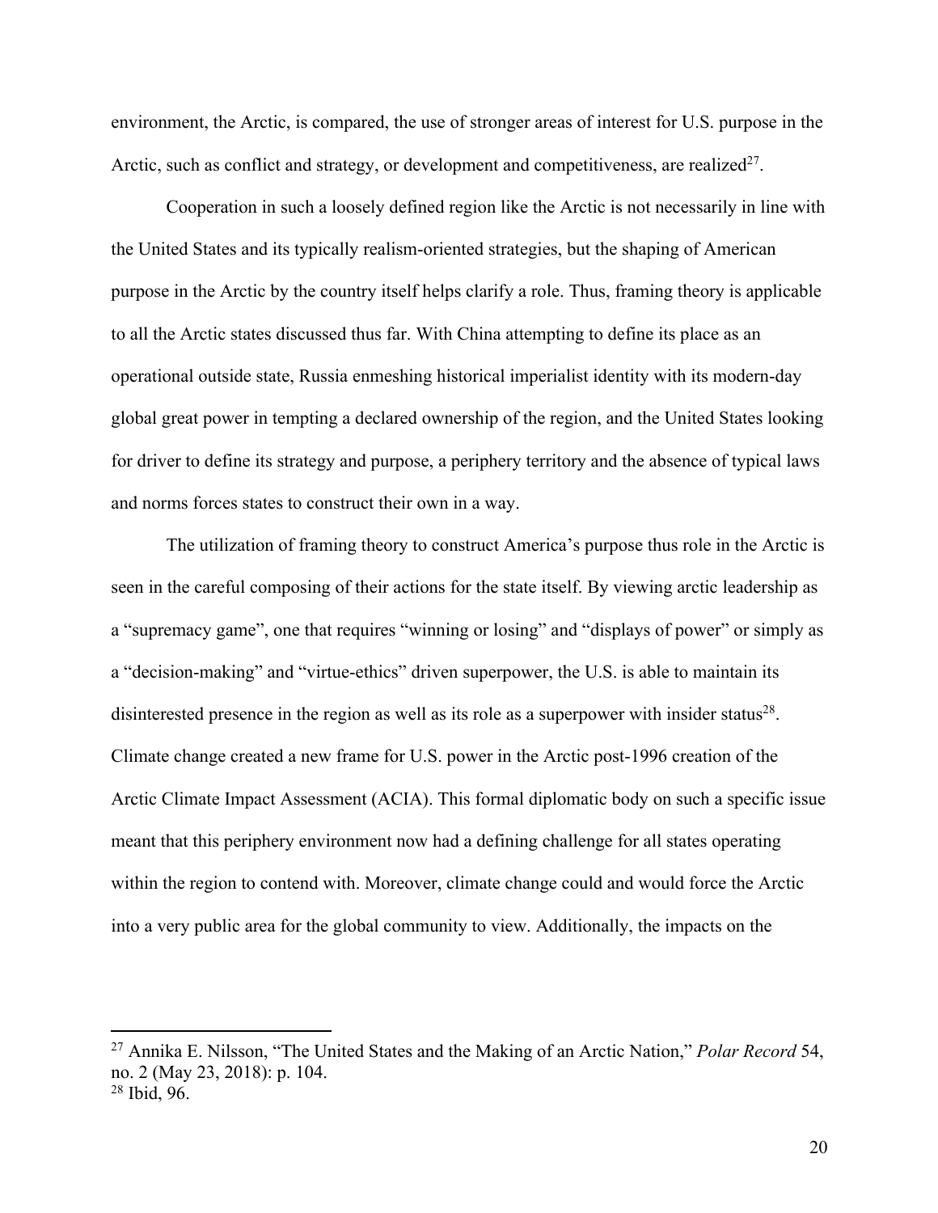environment, the Arctic, is compared, the use of stronger areas of interest for U.S. purpose in the Arctic, such as conflict and strategy, or development and competitiveness, are realized[27].

Cooperation in such a loosely defined region like the Arctic is not necessarily in line with the United States and its typically realism-oriented strategies, but the shaping of American purpose in the Arctic by the country itself helps clarify a role. Thus, framing theory is applicable to all the Arctic states discussed thus far. With China attempting to define its place as an operational outside state, Russia enmeshing historical imperialist identity with its modern-day global great power in tempting a declared ownership of the region, and the United States looking for driver to define its strategy and purpose, a periphery territory and the absence of typical laws and norms forces states to construct their own in a way.

The utilization of framing theory to construct America's purpose thus role in the Arctic is seen in the careful composing of their actions for the state itself. By viewing arctic leadership as a "supremacy game", one that requires "winning or losing" and "displays of power" or simply as a "decision-making" and "virtue-ethics" driven superpower, the U.S. is able to maintain its disinterested presence in the region as well as its role as a superpower with insider status[28]. Climate change created a new frame for U.S. power in the Arctic post-1996 creation of the Arctic Climate Impact Assessment (ACIA). This formal diplomatic body on such a specific issue meant that this periphery environment now had a defining challenge for all states operating within the region to contend with. Moreover, climate change could and would force the Arctic into a very public area for the global community to view. Additionally, the impacts on the

---

[27] Annika E. Nilsson, "The United States and the Making of an Arctic Nation," *Polar Record* 54, no. 2 (May 23, 2018): p. 104.

[28] Ibid, 96.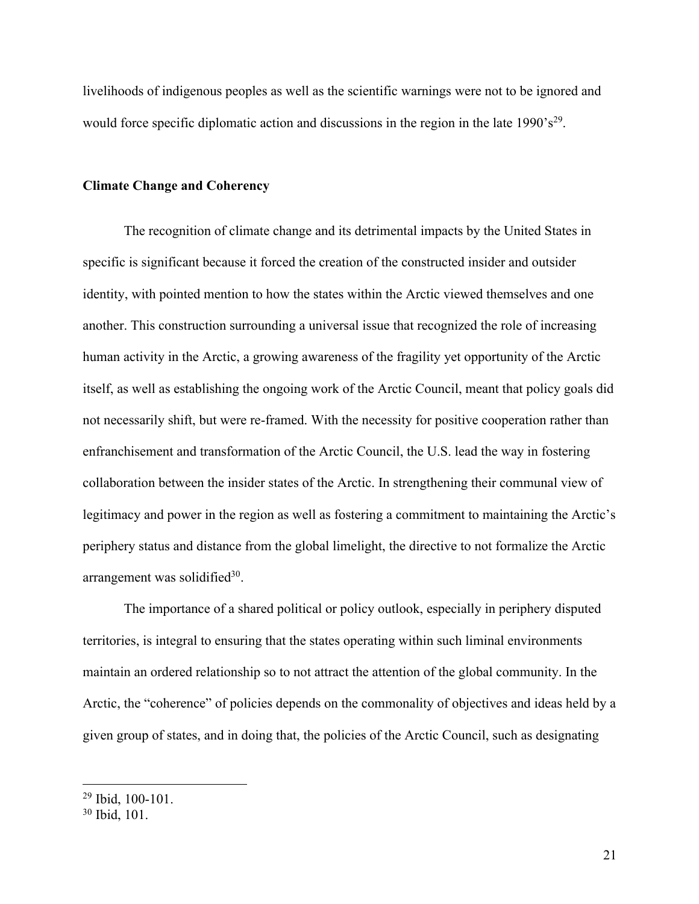livelihoods of indigenous peoples as well as the scientific warnings were not to be ignored and would force specific diplomatic action and discussions in the region in the late 1990's[29].

**Climate Change and Coherency**

The recognition of climate change and its detrimental impacts by the United States in specific is significant because it forced the creation of the constructed insider and outsider identity, with pointed mention to how the states within the Arctic viewed themselves and one another. This construction surrounding a universal issue that recognized the role of increasing human activity in the Arctic, a growing awareness of the fragility yet opportunity of the Arctic itself, as well as establishing the ongoing work of the Arctic Council, meant that policy goals did not necessarily shift, but were re-framed. With the necessity for positive cooperation rather than enfranchisement and transformation of the Arctic Council, the U.S. lead the way in fostering collaboration between the insider states of the Arctic. In strengthening their communal view of legitimacy and power in the region as well as fostering a commitment to maintaining the Arctic's periphery status and distance from the global limelight, the directive to not formalize the Arctic arrangement was solidified[30].

The importance of a shared political or policy outlook, especially in periphery disputed territories, is integral to ensuring that the states operating within such liminal environments maintain an ordered relationship so to not attract the attention of the global community. In the Arctic, the "coherence" of policies depends on the commonality of objectives and ideas held by a given group of states, and in doing that, the policies of the Arctic Council, such as designating

---

[29] Ibid, 100-101.

[30] Ibid, 101.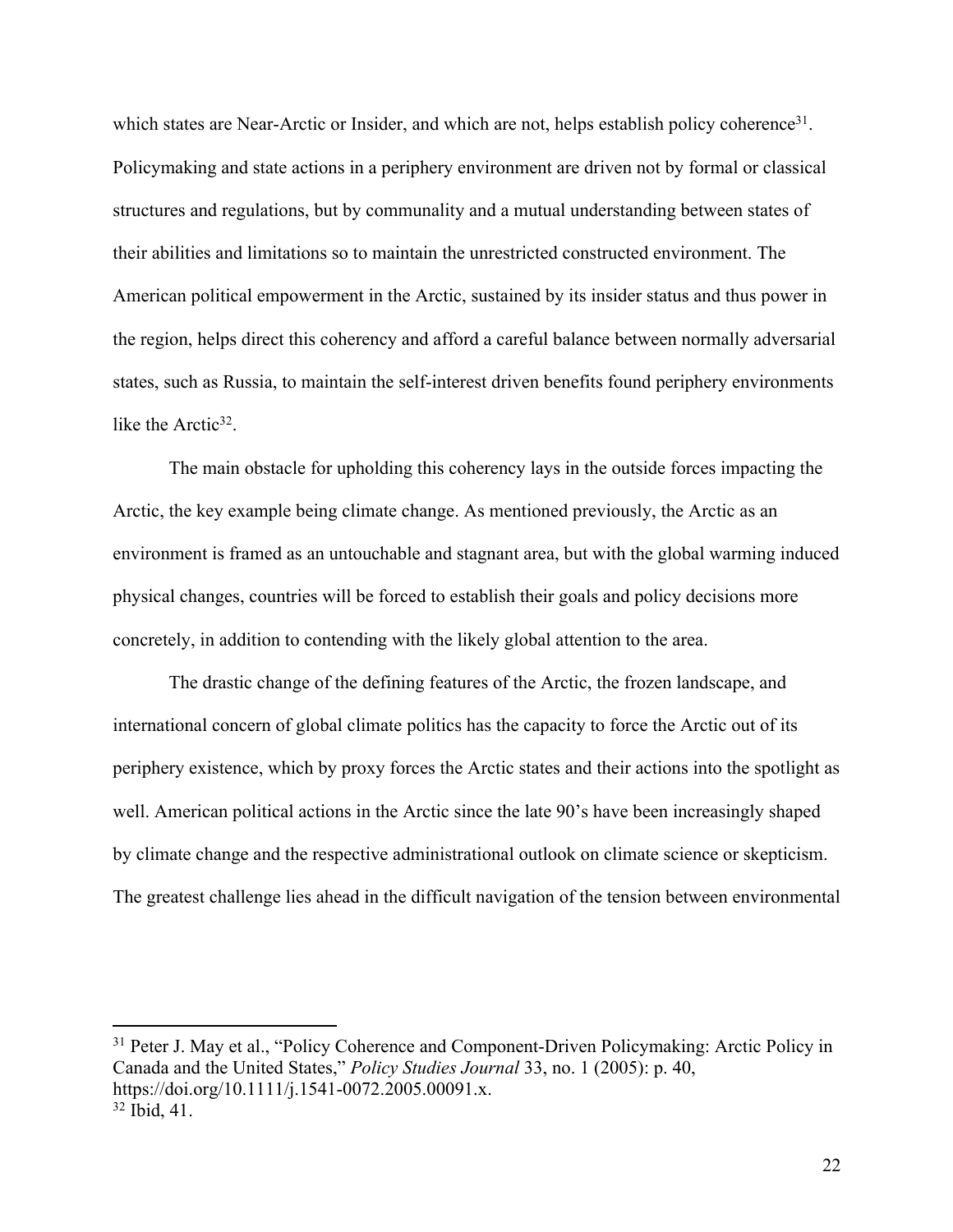which states are Near-Arctic or Insider, and which are not, helps establish policy coherence[31]. Policymaking and state actions in a periphery environment are driven not by formal or classical structures and regulations, but by communality and a mutual understanding between states of their abilities and limitations so to maintain the unrestricted constructed environment. The American political empowerment in the Arctic, sustained by its insider status and thus power in the region, helps direct this coherency and afford a careful balance between normally adversarial states, such as Russia, to maintain the self-interest driven benefits found periphery environments like the Arctic[32].

The main obstacle for upholding this coherency lays in the outside forces impacting the Arctic, the key example being climate change. As mentioned previously, the Arctic as an environment is framed as an untouchable and stagnant area, but with the global warming induced physical changes, countries will be forced to establish their goals and policy decisions more concretely, in addition to contending with the likely global attention to the area.

The drastic change of the defining features of the Arctic, the frozen landscape, and international concern of global climate politics has the capacity to force the Arctic out of its periphery existence, which by proxy forces the Arctic states and their actions into the spotlight as well. American political actions in the Arctic since the late 90's have been increasingly shaped by climate change and the respective administrational outlook on climate science or skepticism. The greatest challenge lies ahead in the difficult navigation of the tension between environmental

---

[31] Peter J. May et al., "Policy Coherence and Component-Driven Policymaking: Arctic Policy in Canada and the United States," *Policy Studies Journal* 33, no. 1 (2005): p. 40, https://doi.org/10.1111/j.1541-0072.2005.00091.x.

[32] Ibid, 41.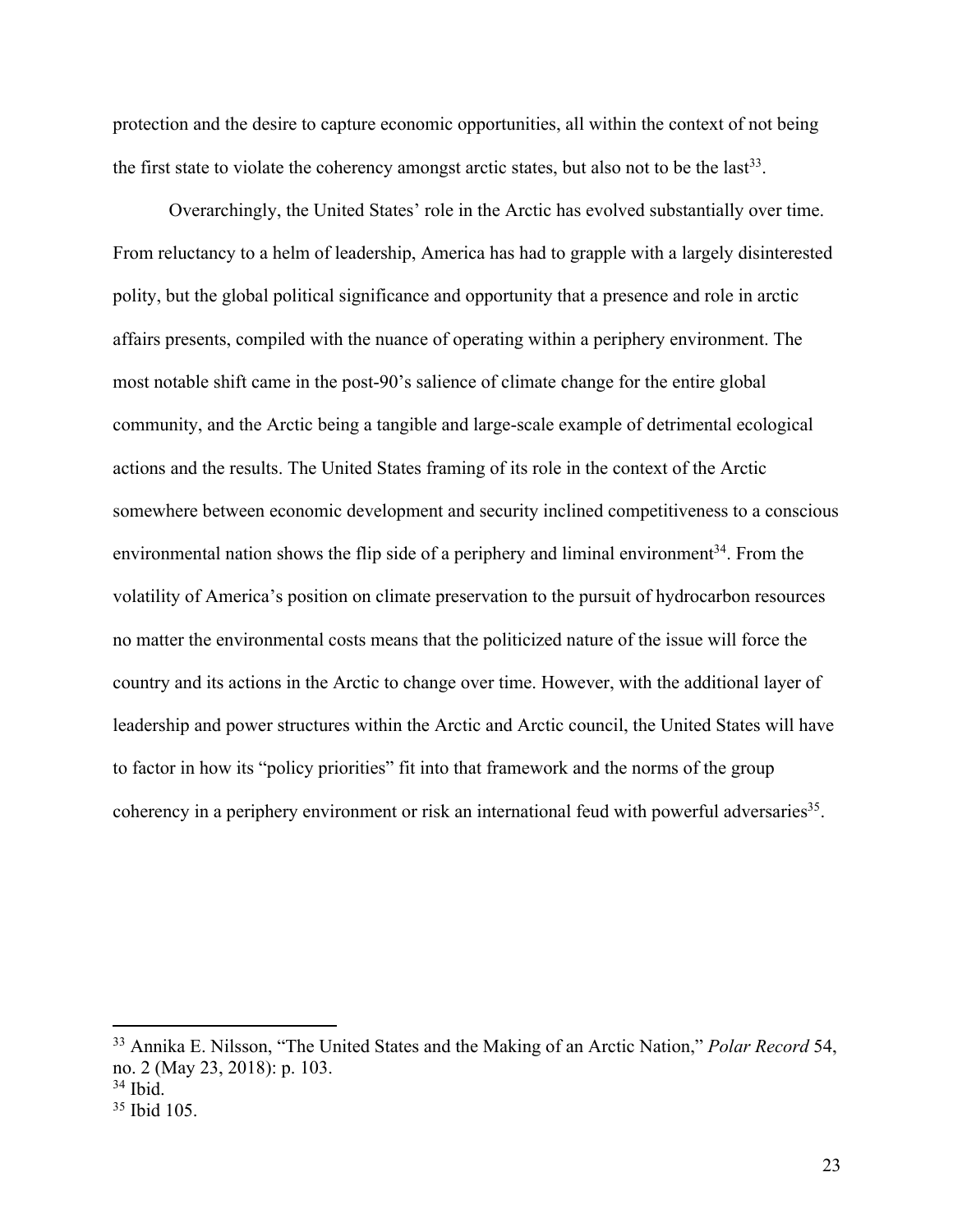protection and the desire to capture economic opportunities, all within the context of not being the first state to violate the coherency amongst arctic states, but also not to be the last[33].

Overarchingly, the United States' role in the Arctic has evolved substantially over time. From reluctancy to a helm of leadership, America has had to grapple with a largely disinterested polity, but the global political significance and opportunity that a presence and role in arctic affairs presents, compiled with the nuance of operating within a periphery environment. The most notable shift came in the post-90's salience of climate change for the entire global community, and the Arctic being a tangible and large-scale example of detrimental ecological actions and the results. The United States framing of its role in the context of the Arctic somewhere between economic development and security inclined competitiveness to a conscious environmental nation shows the flip side of a periphery and liminal environment[34]. From the volatility of America's position on climate preservation to the pursuit of hydrocarbon resources no matter the environmental costs means that the politicized nature of the issue will force the country and its actions in the Arctic to change over time. However, with the additional layer of leadership and power structures within the Arctic and Arctic council, the United States will have to factor in how its "policy priorities" fit into that framework and the norms of the group coherency in a periphery environment or risk an international feud with powerful adversaries[35].

---

[33] Annika E. Nilsson, "The United States and the Making of an Arctic Nation," *Polar Record* 54, no. 2 (May 23, 2018): p. 103.

[34] Ibid.

[35] Ibid 105.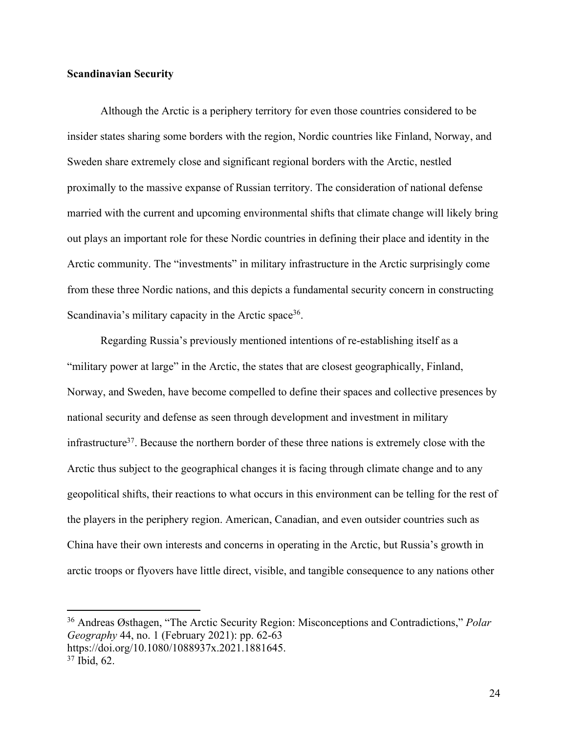**Scandinavian Security**

Although the Arctic is a periphery territory for even those countries considered to be insider states sharing some borders with the region, Nordic countries like Finland, Norway, and Sweden share extremely close and significant regional borders with the Arctic, nestled proximally to the massive expanse of Russian territory. The consideration of national defense married with the current and upcoming environmental shifts that climate change will likely bring out plays an important role for these Nordic countries in defining their place and identity in the Arctic community. The "investments" in military infrastructure in the Arctic surprisingly come from these three Nordic nations, and this depicts a fundamental security concern in constructing Scandinavia's military capacity in the Arctic space[36].

Regarding Russia's previously mentioned intentions of re-establishing itself as a "military power at large" in the Arctic, the states that are closest geographically, Finland, Norway, and Sweden, have become compelled to define their spaces and collective presences by national security and defense as seen through development and investment in military infrastructure[37]. Because the northern border of these three nations is extremely close with the Arctic thus subject to the geographical changes it is facing through climate change and to any geopolitical shifts, their reactions to what occurs in this environment can be telling for the rest of the players in the periphery region. American, Canadian, and even outsider countries such as China have their own interests and concerns in operating in the Arctic, but Russia's growth in arctic troops or flyovers have little direct, visible, and tangible consequence to any nations other

---

[36] Andreas Østhagen, "The Arctic Security Region: Misconceptions and Contradictions," *Polar Geography* 44, no. 1 (February 2021): pp. 62-63 https://doi.org/10.1080/1088937x.2021.1881645.

[37] Ibid, 62.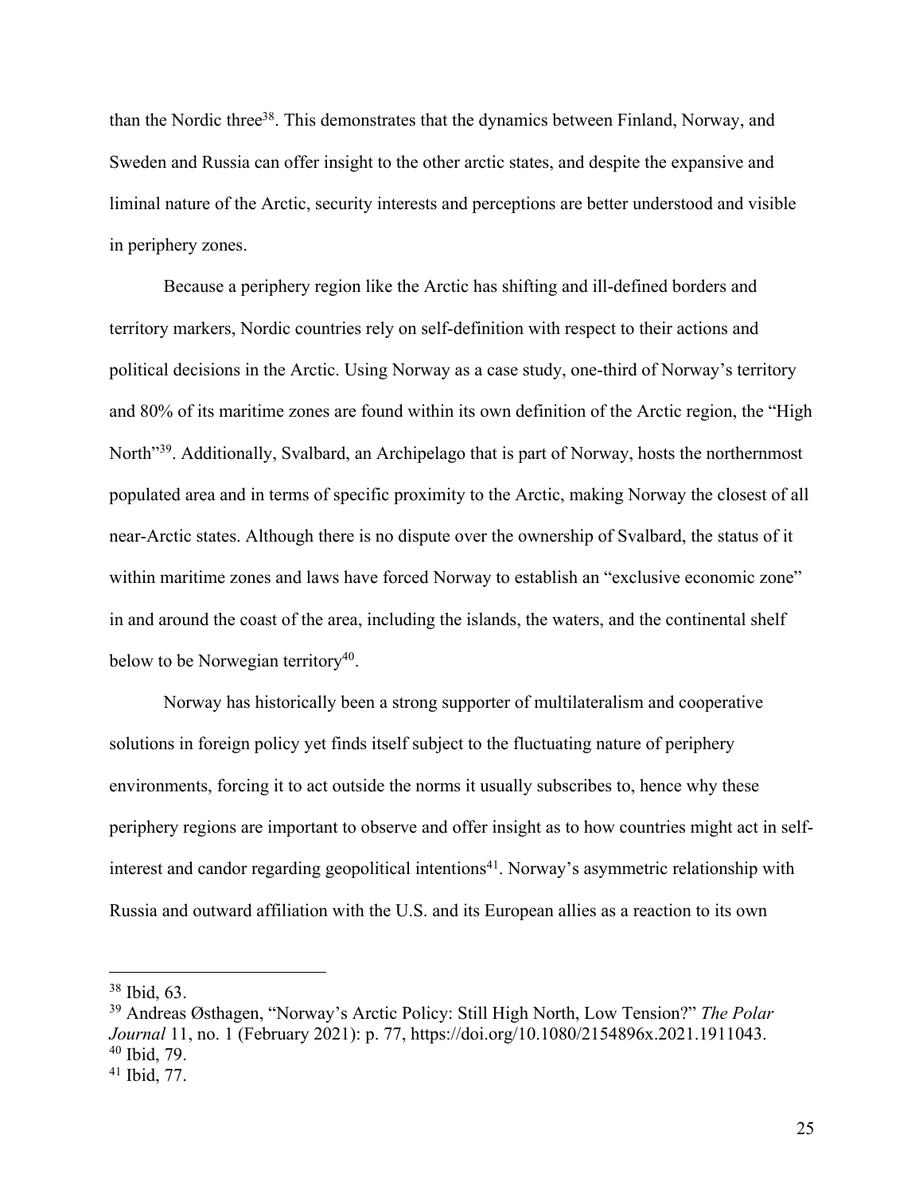than the Nordic three[38]. This demonstrates that the dynamics between Finland, Norway, and Sweden and Russia can offer insight to the other arctic states, and despite the expansive and liminal nature of the Arctic, security interests and perceptions are better understood and visible in periphery zones.

Because a periphery region like the Arctic has shifting and ill-defined borders and territory markers, Nordic countries rely on self-definition with respect to their actions and political decisions in the Arctic. Using Norway as a case study, one-third of Norway's territory and 80% of its maritime zones are found within its own definition of the Arctic region, the "High North"[39]. Additionally, Svalbard, an Archipelago that is part of Norway, hosts the northernmost populated area and in terms of specific proximity to the Arctic, making Norway the closest of all near-Arctic states. Although there is no dispute over the ownership of Svalbard, the status of it within maritime zones and laws have forced Norway to establish an "exclusive economic zone" in and around the coast of the area, including the islands, the waters, and the continental shelf below to be Norwegian territory[40].

Norway has historically been a strong supporter of multilateralism and cooperative solutions in foreign policy yet finds itself subject to the fluctuating nature of periphery environments, forcing it to act outside the norms it usually subscribes to, hence why these periphery regions are important to observe and offer insight as to how countries might act in self-interest and candor regarding geopolitical intentions[41]. Norway's asymmetric relationship with Russia and outward affiliation with the U.S. and its European allies as a reaction to its own

---

[38] Ibid, 63.

[39] Andreas Østhagen, "Norway's Arctic Policy: Still High North, Low Tension?" *The Polar Journal* 11, no. 1 (February 2021): p. 77, https://doi.org/10.1080/2154896x.2021.1911043.

[40] Ibid, 79.

[41] Ibid, 77.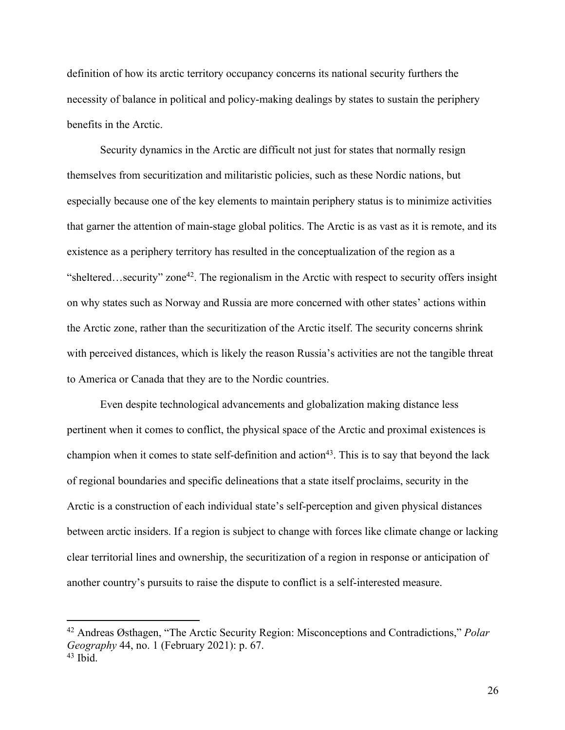definition of how its arctic territory occupancy concerns its national security furthers the necessity of balance in political and policy-making dealings by states to sustain the periphery benefits in the Arctic.

Security dynamics in the Arctic are difficult not just for states that normally resign themselves from securitization and militaristic policies, such as these Nordic nations, but especially because one of the key elements to maintain periphery status is to minimize activities that garner the attention of main-stage global politics. The Arctic is as vast as it is remote, and its existence as a periphery territory has resulted in the conceptualization of the region as a "sheltered…security" zone[42]. The regionalism in the Arctic with respect to security offers insight on why states such as Norway and Russia are more concerned with other states' actions within the Arctic zone, rather than the securitization of the Arctic itself. The security concerns shrink with perceived distances, which is likely the reason Russia's activities are not the tangible threat to America or Canada that they are to the Nordic countries.

Even despite technological advancements and globalization making distance less pertinent when it comes to conflict, the physical space of the Arctic and proximal existences is champion when it comes to state self-definition and action[43]. This is to say that beyond the lack of regional boundaries and specific delineations that a state itself proclaims, security in the Arctic is a construction of each individual state's self-perception and given physical distances between arctic insiders. If a region is subject to change with forces like climate change or lacking clear territorial lines and ownership, the securitization of a region in response or anticipation of another country's pursuits to raise the dispute to conflict is a self-interested measure.

---

[42] Andreas Østhagen, "The Arctic Security Region: Misconceptions and Contradictions," *Polar Geography* 44, no. 1 (February 2021): p. 67.

[43] Ibid.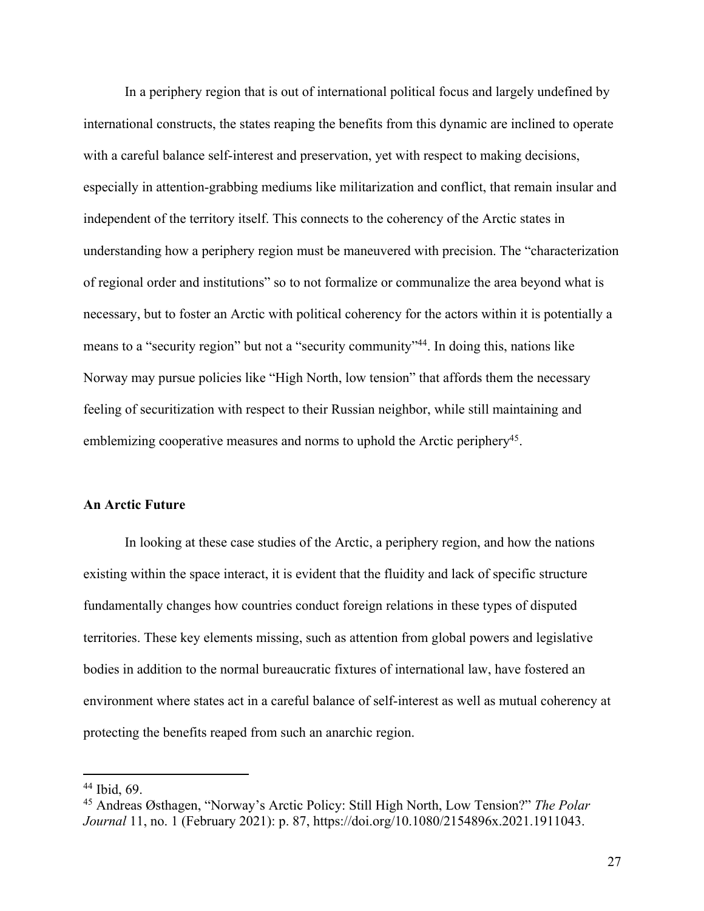In a periphery region that is out of international political focus and largely undefined by international constructs, the states reaping the benefits from this dynamic are inclined to operate with a careful balance self-interest and preservation, yet with respect to making decisions, especially in attention-grabbing mediums like militarization and conflict, that remain insular and independent of the territory itself. This connects to the coherency of the Arctic states in understanding how a periphery region must be maneuvered with precision. The "characterization of regional order and institutions" so to not formalize or communalize the area beyond what is necessary, but to foster an Arctic with political coherency for the actors within it is potentially a means to a "security region" but not a "security community"[44]. In doing this, nations like Norway may pursue policies like "High North, low tension" that affords them the necessary feeling of securitization with respect to their Russian neighbor, while still maintaining and emblemizing cooperative measures and norms to uphold the Arctic periphery[45].

**An Arctic Future**

In looking at these case studies of the Arctic, a periphery region, and how the nations existing within the space interact, it is evident that the fluidity and lack of specific structure fundamentally changes how countries conduct foreign relations in these types of disputed territories. These key elements missing, such as attention from global powers and legislative bodies in addition to the normal bureaucratic fixtures of international law, have fostered an environment where states act in a careful balance of self-interest as well as mutual coherency at protecting the benefits reaped from such an anarchic region.

---

[44] Ibid, 69.

[45] Andreas Østhagen, "Norway's Arctic Policy: Still High North, Low Tension?" *The Polar Journal* 11, no. 1 (February 2021): p. 87, https://doi.org/10.1080/2154896x.2021.1911043.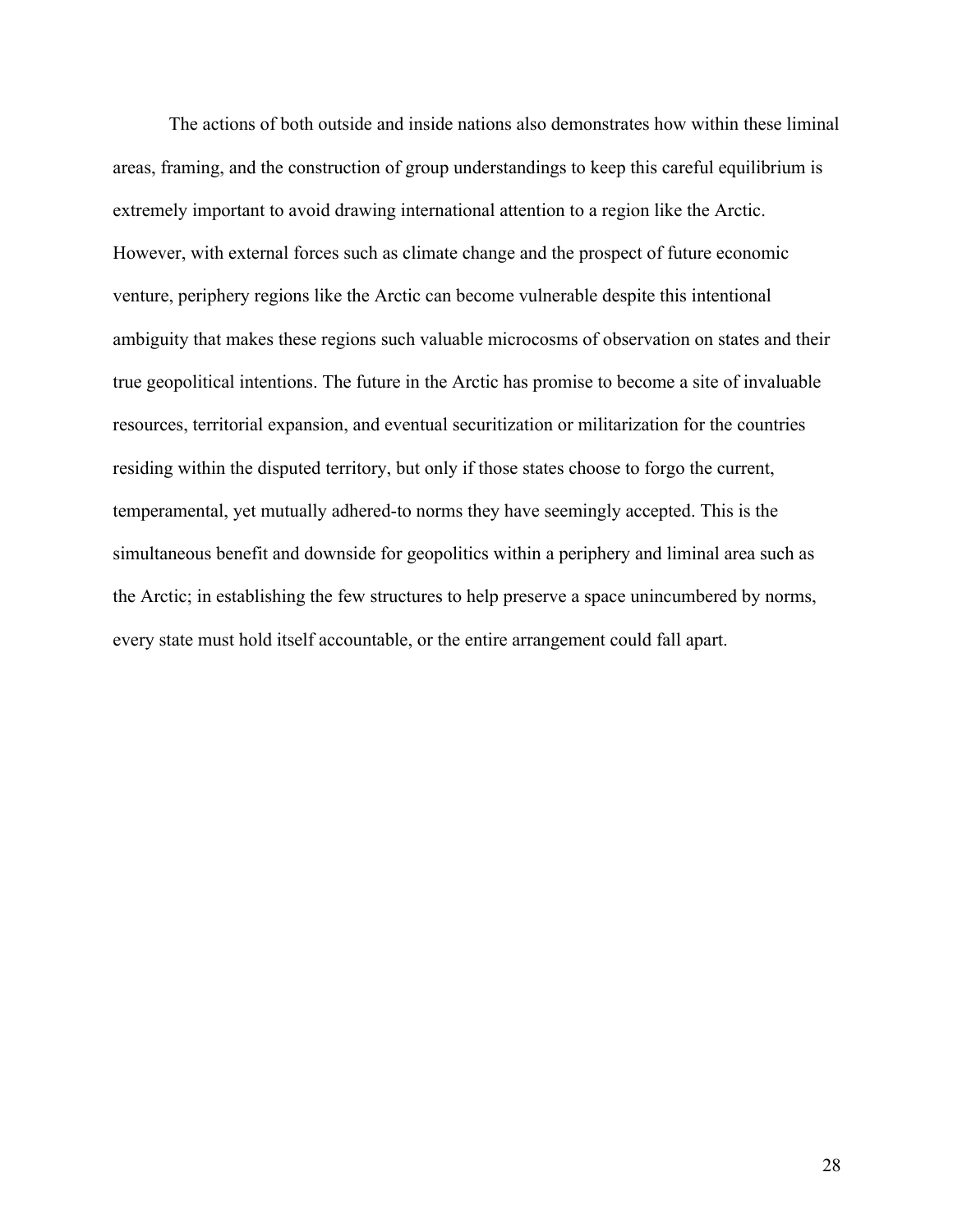The actions of both outside and inside nations also demonstrates how within these liminal areas, framing, and the construction of group understandings to keep this careful equilibrium is extremely important to avoid drawing international attention to a region like the Arctic. However, with external forces such as climate change and the prospect of future economic venture, periphery regions like the Arctic can become vulnerable despite this intentional ambiguity that makes these regions such valuable microcosms of observation on states and their true geopolitical intentions. The future in the Arctic has promise to become a site of invaluable resources, territorial expansion, and eventual securitization or militarization for the countries residing within the disputed territory, but only if those states choose to forgo the current, temperamental, yet mutually adhered-to norms they have seemingly accepted. This is the simultaneous benefit and downside for geopolitics within a periphery and liminal area such as the Arctic; in establishing the few structures to help preserve a space unincumbered by norms, every state must hold itself accountable, or the entire arrangement could fall apart.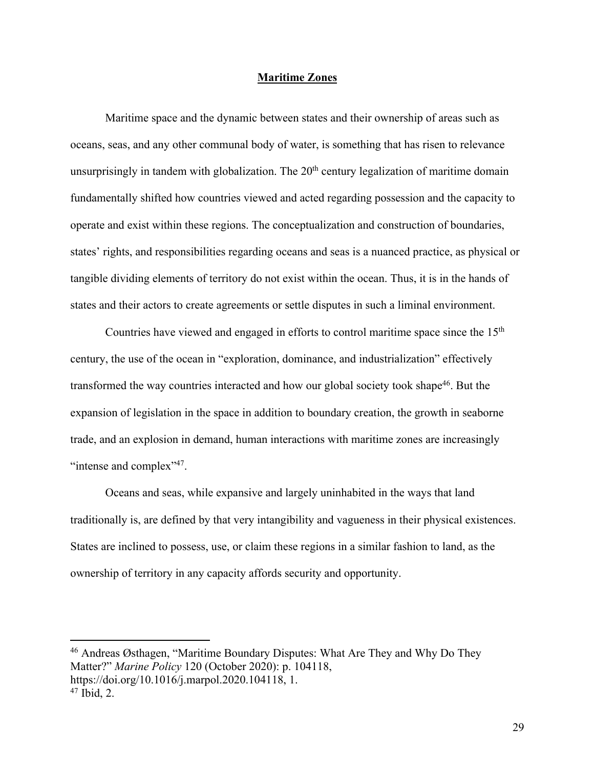## Maritime Zones

Maritime space and the dynamic between states and their ownership of areas such as oceans, seas, and any other communal body of water, is something that has risen to relevance unsurprisingly in tandem with globalization. The 20th century legalization of maritime domain fundamentally shifted how countries viewed and acted regarding possession and the capacity to operate and exist within these regions. The conceptualization and construction of boundaries, states' rights, and responsibilities regarding oceans and seas is a nuanced practice, as physical or tangible dividing elements of territory do not exist within the ocean. Thus, it is in the hands of states and their actors to create agreements or settle disputes in such a liminal environment.

Countries have viewed and engaged in efforts to control maritime space since the 15th century, the use of the ocean in "exploration, dominance, and industrialization" effectively transformed the way countries interacted and how our global society took shape[46]. But the expansion of legislation in the space in addition to boundary creation, the growth in seaborne trade, and an explosion in demand, human interactions with maritime zones are increasingly "intense and complex"[47].

Oceans and seas, while expansive and largely uninhabited in the ways that land traditionally is, are defined by that very intangibility and vagueness in their physical existences. States are inclined to possess, use, or claim these regions in a similar fashion to land, as the ownership of territory in any capacity affords security and opportunity.

---

[46] Andreas Østhagen, "Maritime Boundary Disputes: What Are They and Why Do They Matter?" *Marine Policy* 120 (October 2020): p. 104118, https://doi.org/10.1016/j.marpol.2020.104118, 1.

[47] Ibid, 2.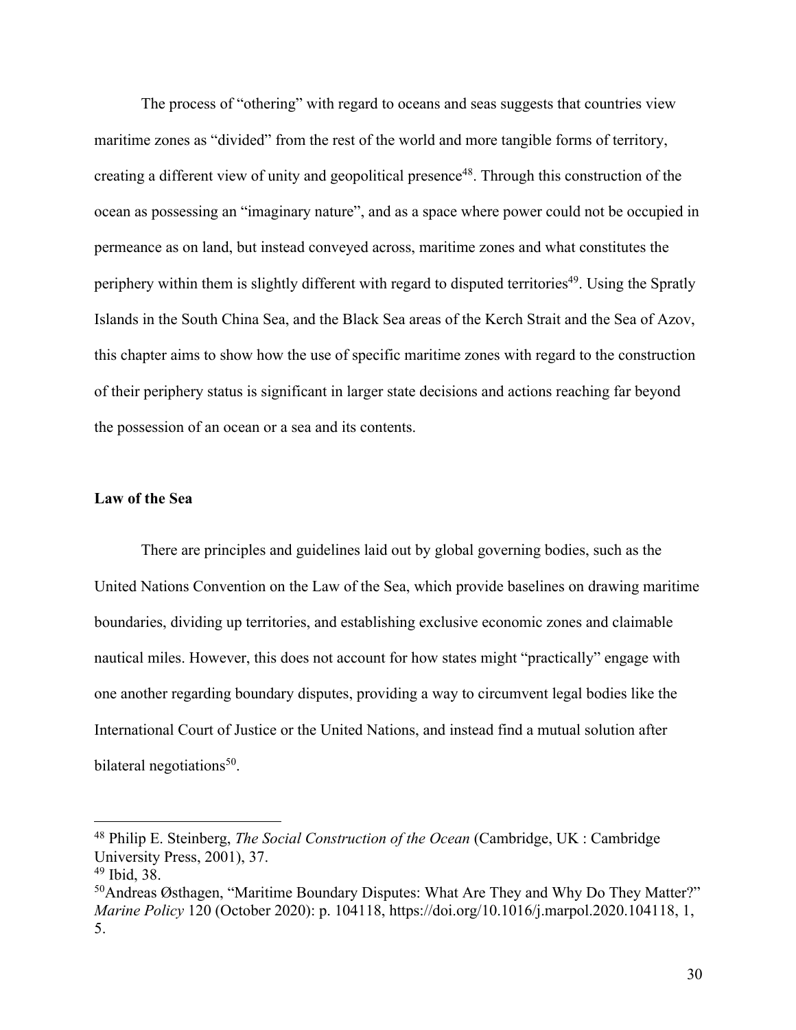The process of "othering" with regard to oceans and seas suggests that countries view maritime zones as "divided" from the rest of the world and more tangible forms of territory, creating a different view of unity and geopolitical presence[48]. Through this construction of the ocean as possessing an "imaginary nature", and as a space where power could not be occupied in permeance as on land, but instead conveyed across, maritime zones and what constitutes the periphery within them is slightly different with regard to disputed territories[49]. Using the Spratly Islands in the South China Sea, and the Black Sea areas of the Kerch Strait and the Sea of Azov, this chapter aims to show how the use of specific maritime zones with regard to the construction of their periphery status is significant in larger state decisions and actions reaching far beyond the possession of an ocean or a sea and its contents.

**Law of the Sea**

There are principles and guidelines laid out by global governing bodies, such as the United Nations Convention on the Law of the Sea, which provide baselines on drawing maritime boundaries, dividing up territories, and establishing exclusive economic zones and claimable nautical miles. However, this does not account for how states might "practically" engage with one another regarding boundary disputes, providing a way to circumvent legal bodies like the International Court of Justice or the United Nations, and instead find a mutual solution after bilateral negotiations[50].

---

[48] Philip E. Steinberg, *The Social Construction of the Ocean* (Cambridge, UK : Cambridge University Press, 2001), 37.

[49] Ibid, 38.

[50] Andreas Østhagen, "Maritime Boundary Disputes: What Are They and Why Do They Matter?" *Marine Policy* 120 (October 2020): p. 104118, https://doi.org/10.1016/j.marpol.2020.104118, 1, 5.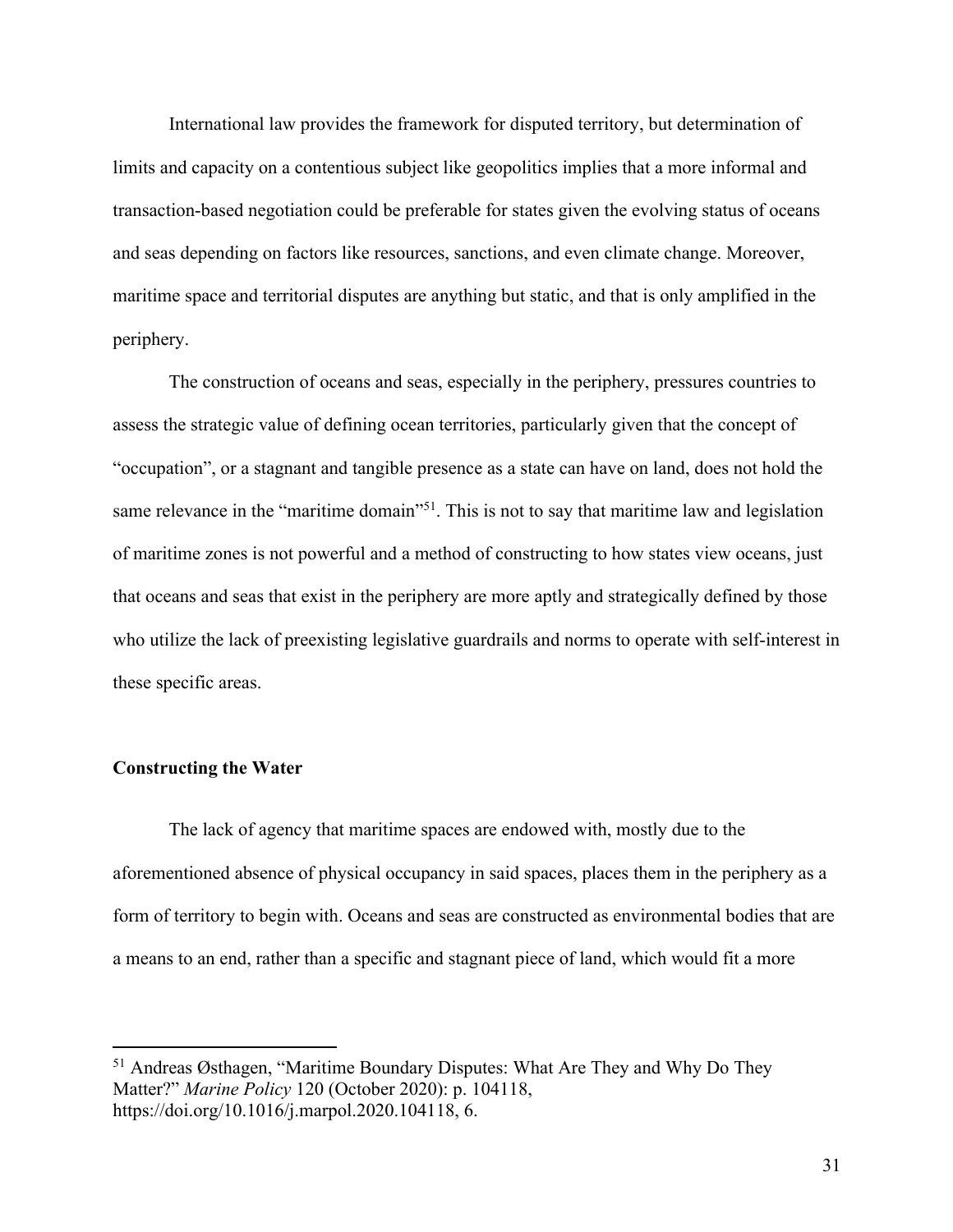International law provides the framework for disputed territory, but determination of limits and capacity on a contentious subject like geopolitics implies that a more informal and transaction-based negotiation could be preferable for states given the evolving status of oceans and seas depending on factors like resources, sanctions, and even climate change. Moreover, maritime space and territorial disputes are anything but static, and that is only amplified in the periphery.

The construction of oceans and seas, especially in the periphery, pressures countries to assess the strategic value of defining ocean territories, particularly given that the concept of "occupation", or a stagnant and tangible presence as a state can have on land, does not hold the same relevance in the "maritime domain"[51]. This is not to say that maritime law and legislation of maritime zones is not powerful and a method of constructing to how states view oceans, just that oceans and seas that exist in the periphery are more aptly and strategically defined by those who utilize the lack of preexisting legislative guardrails and norms to operate with self-interest in these specific areas.

### Constructing the Water

The lack of agency that maritime spaces are endowed with, mostly due to the aforementioned absence of physical occupancy in said spaces, places them in the periphery as a form of territory to begin with. Oceans and seas are constructed as environmental bodies that are a means to an end, rather than a specific and stagnant piece of land, which would fit a more

---

[51] Andreas Østhagen, "Maritime Boundary Disputes: What Are They and Why Do They Matter?" *Marine Policy* 120 (October 2020): p. 104118, https://doi.org/10.1016/j.marpol.2020.104118, 6.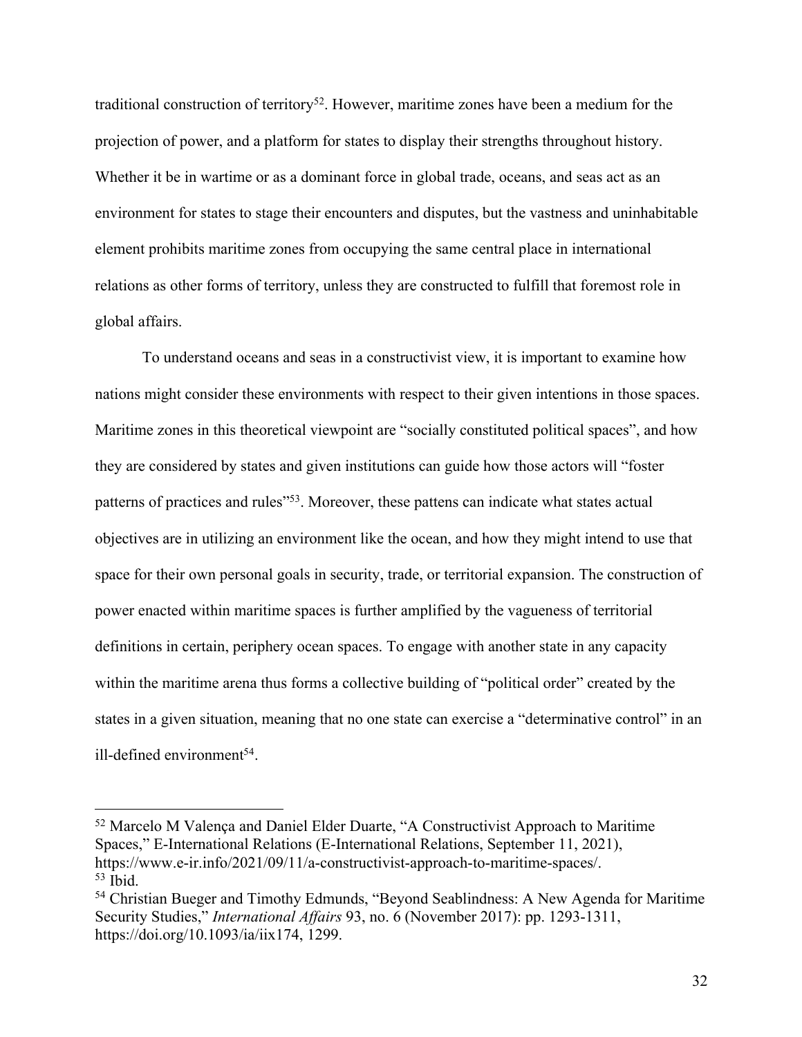traditional construction of territory[52]. However, maritime zones have been a medium for the projection of power, and a platform for states to display their strengths throughout history. Whether it be in wartime or as a dominant force in global trade, oceans, and seas act as an environment for states to stage their encounters and disputes, but the vastness and uninhabitable element prohibits maritime zones from occupying the same central place in international relations as other forms of territory, unless they are constructed to fulfill that foremost role in global affairs.

To understand oceans and seas in a constructivist view, it is important to examine how nations might consider these environments with respect to their given intentions in those spaces. Maritime zones in this theoretical viewpoint are "socially constituted political spaces", and how they are considered by states and given institutions can guide how those actors will "foster patterns of practices and rules"[53]. Moreover, these pattens can indicate what states actual objectives are in utilizing an environment like the ocean, and how they might intend to use that space for their own personal goals in security, trade, or territorial expansion. The construction of power enacted within maritime spaces is further amplified by the vagueness of territorial definitions in certain, periphery ocean spaces. To engage with another state in any capacity within the maritime arena thus forms a collective building of "political order" created by the states in a given situation, meaning that no one state can exercise a "determinative control" in an ill-defined environment[54].

---

[52] Marcelo M Valença and Daniel Elder Duarte, "A Constructivist Approach to Maritime Spaces," E-International Relations (E-International Relations, September 11, 2021), https://www.e-ir.info/2021/09/11/a-constructivist-approach-to-maritime-spaces/.

[53] Ibid.

[54] Christian Bueger and Timothy Edmunds, "Beyond Seablindness: A New Agenda for Maritime Security Studies," *International Affairs* 93, no. 6 (November 2017): pp. 1293-1311, https://doi.org/10.1093/ia/iix174, 1299.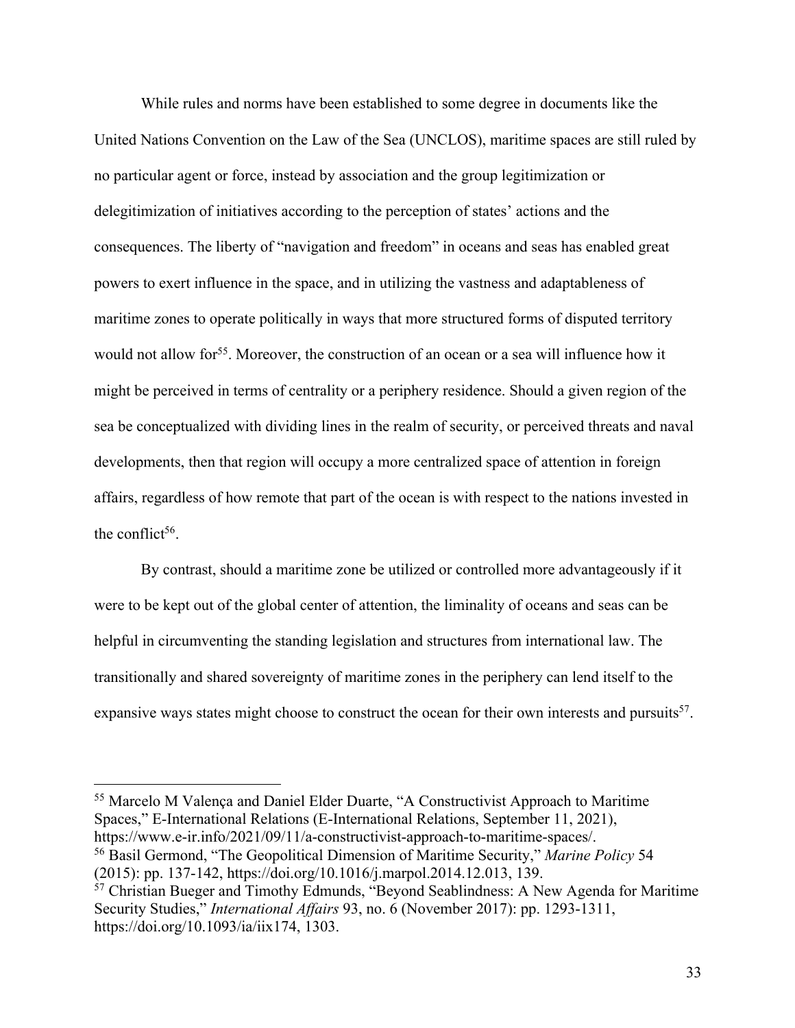While rules and norms have been established to some degree in documents like the United Nations Convention on the Law of the Sea (UNCLOS), maritime spaces are still ruled by no particular agent or force, instead by association and the group legitimization or delegitimization of initiatives according to the perception of states' actions and the consequences. The liberty of "navigation and freedom" in oceans and seas has enabled great powers to exert influence in the space, and in utilizing the vastness and adaptableness of maritime zones to operate politically in ways that more structured forms of disputed territory would not allow for[55]. Moreover, the construction of an ocean or a sea will influence how it might be perceived in terms of centrality or a periphery residence. Should a given region of the sea be conceptualized with dividing lines in the realm of security, or perceived threats and naval developments, then that region will occupy a more centralized space of attention in foreign affairs, regardless of how remote that part of the ocean is with respect to the nations invested in the conflict[56].

By contrast, should a maritime zone be utilized or controlled more advantageously if it were to be kept out of the global center of attention, the liminality of oceans and seas can be helpful in circumventing the standing legislation and structures from international law. The transitionally and shared sovereignty of maritime zones in the periphery can lend itself to the expansive ways states might choose to construct the ocean for their own interests and pursuits[57].

---

[55] Marcelo M Valença and Daniel Elder Duarte, "A Constructivist Approach to Maritime Spaces," E-International Relations (E-International Relations, September 11, 2021), https://www.e-ir.info/2021/09/11/a-constructivist-approach-to-maritime-spaces/.

[56] Basil Germond, "The Geopolitical Dimension of Maritime Security," *Marine Policy* 54 (2015): pp. 137-142, https://doi.org/10.1016/j.marpol.2014.12.013, 139.

[57] Christian Bueger and Timothy Edmunds, "Beyond Seablindness: A New Agenda for Maritime Security Studies," *International Affairs* 93, no. 6 (November 2017): pp. 1293-1311, https://doi.org/10.1093/ia/iix174, 1303.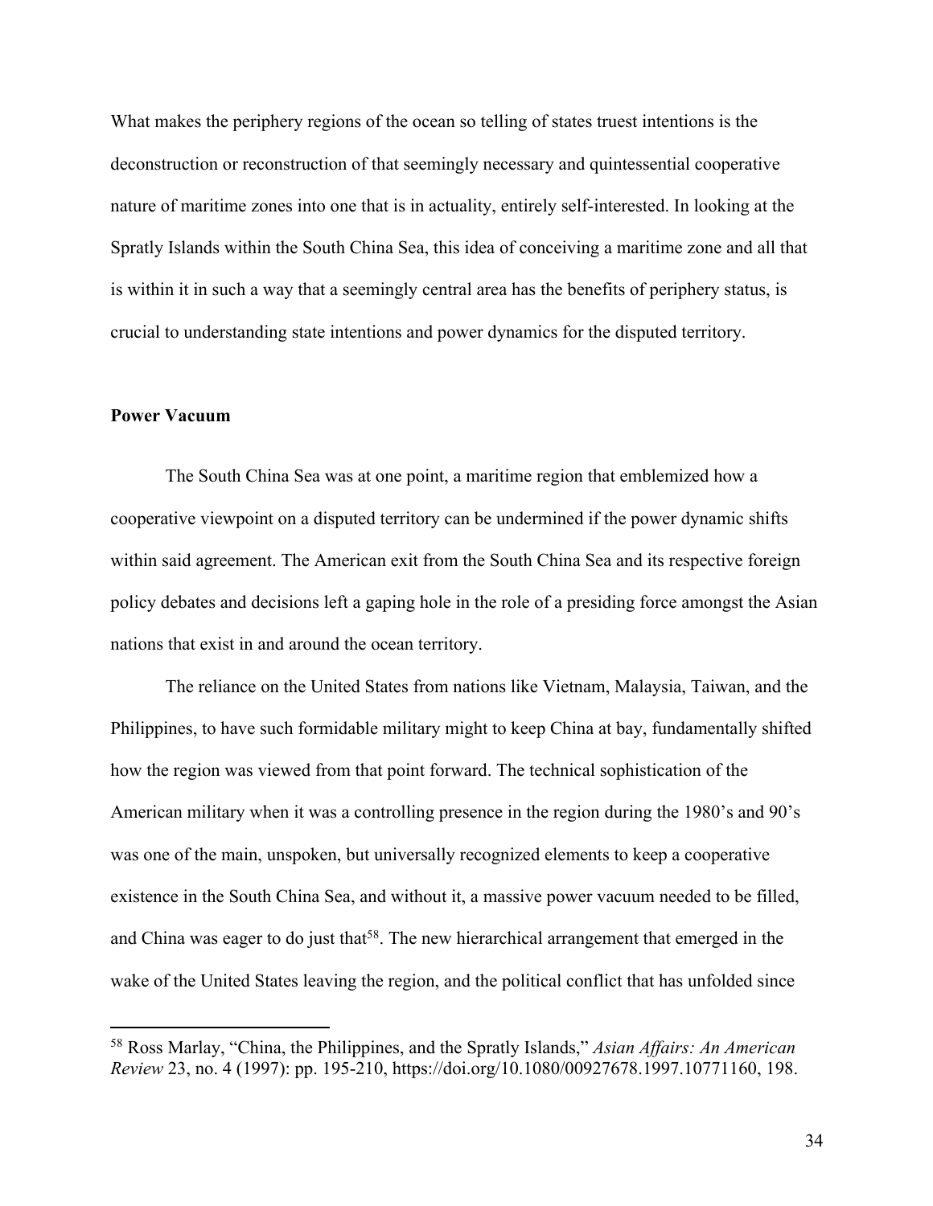What makes the periphery regions of the ocean so telling of states truest intentions is the deconstruction or reconstruction of that seemingly necessary and quintessential cooperative nature of maritime zones into one that is in actuality, entirely self-interested. In looking at the Spratly Islands within the South China Sea, this idea of conceiving a maritime zone and all that is within it in such a way that a seemingly central area has the benefits of periphery status, is crucial to understanding state intentions and power dynamics for the disputed territory.

**Power Vacuum**

The South China Sea was at one point, a maritime region that emblemized how a cooperative viewpoint on a disputed territory can be undermined if the power dynamic shifts within said agreement. The American exit from the South China Sea and its respective foreign policy debates and decisions left a gaping hole in the role of a presiding force amongst the Asian nations that exist in and around the ocean territory.

The reliance on the United States from nations like Vietnam, Malaysia, Taiwan, and the Philippines, to have such formidable military might to keep China at bay, fundamentally shifted how the region was viewed from that point forward. The technical sophistication of the American military when it was a controlling presence in the region during the 1980's and 90's was one of the main, unspoken, but universally recognized elements to keep a cooperative existence in the South China Sea, and without it, a massive power vacuum needed to be filled, and China was eager to do just that[58]. The new hierarchical arrangement that emerged in the wake of the United States leaving the region, and the political conflict that has unfolded since

---

[58] Ross Marlay, "China, the Philippines, and the Spratly Islands," *Asian Affairs: An American Review* 23, no. 4 (1997): pp. 195-210, https://doi.org/10.1080/00927678.1997.10771160, 198.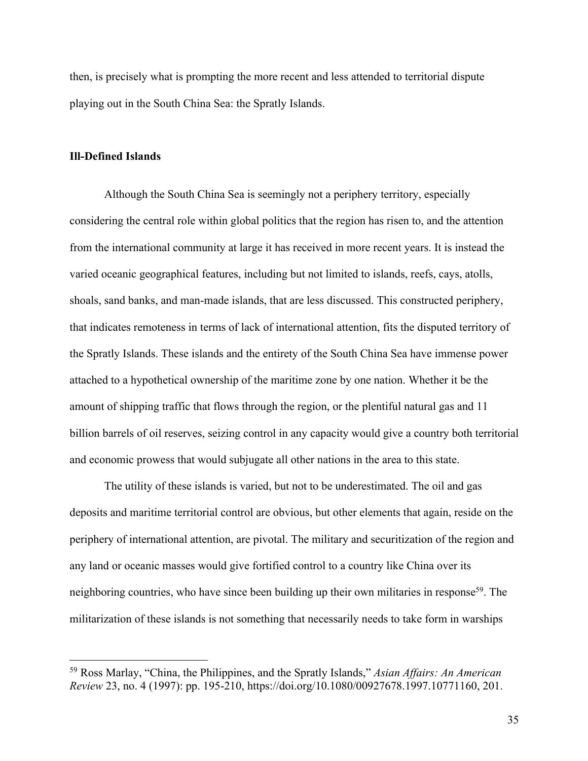then, is precisely what is prompting the more recent and less attended to territorial dispute playing out in the South China Sea: the Spratly Islands.

### Ill-Defined Islands

Although the South China Sea is seemingly not a periphery territory, especially considering the central role within global politics that the region has risen to, and the attention from the international community at large it has received in more recent years. It is instead the varied oceanic geographical features, including but not limited to islands, reefs, cays, atolls, shoals, sand banks, and man-made islands, that are less discussed. This constructed periphery, that indicates remoteness in terms of lack of international attention, fits the disputed territory of the Spratly Islands. These islands and the entirety of the South China Sea have immense power attached to a hypothetical ownership of the maritime zone by one nation. Whether it be the amount of shipping traffic that flows through the region, or the plentiful natural gas and 11 billion barrels of oil reserves, seizing control in any capacity would give a country both territorial and economic prowess that would subjugate all other nations in the area to this state.

The utility of these islands is varied, but not to be underestimated. The oil and gas deposits and maritime territorial control are obvious, but other elements that again, reside on the periphery of international attention, are pivotal. The military and securitization of the region and any land or oceanic masses would give fortified control to a country like China over its neighboring countries, who have since been building up their own militaries in response[59]. The militarization of these islands is not something that necessarily needs to take form in warships

[59] Ross Marlay, "China, the Philippines, and the Spratly Islands," *Asian Affairs: An American Review* 23, no. 4 (1997): pp. 195-210, https://doi.org/10.1080/00927678.1997.10771160, 201.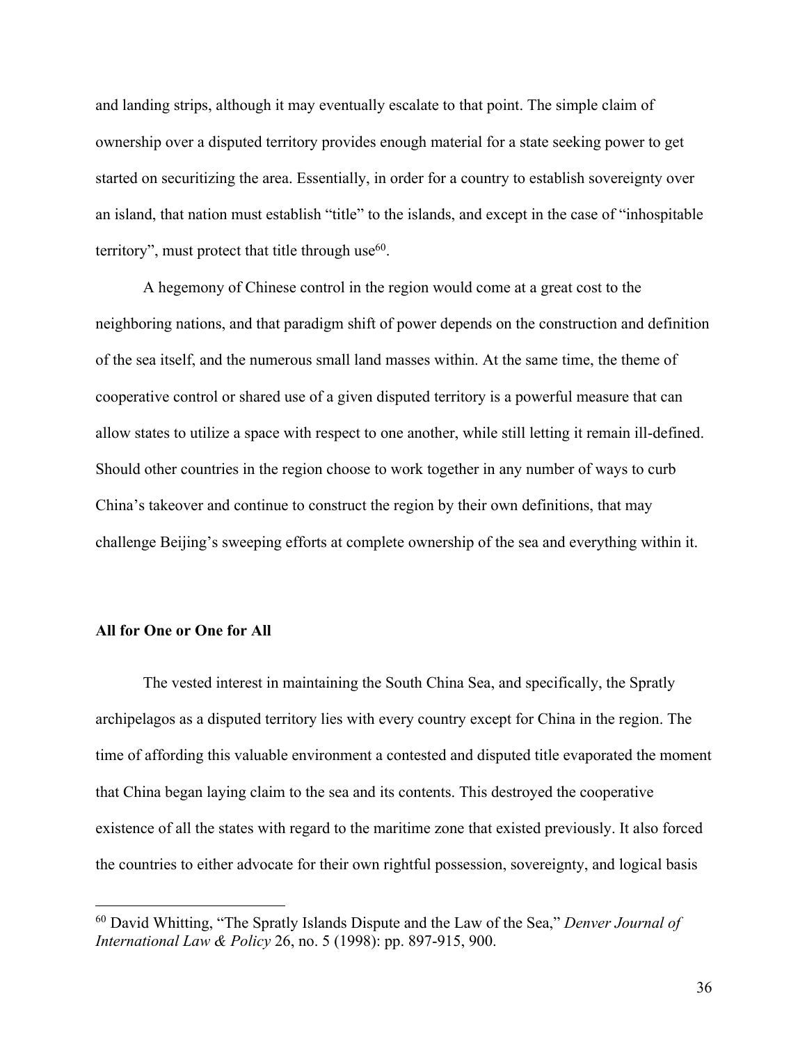and landing strips, although it may eventually escalate to that point. The simple claim of ownership over a disputed territory provides enough material for a state seeking power to get started on securitizing the area. Essentially, in order for a country to establish sovereignty over an island, that nation must establish "title" to the islands, and except in the case of "inhospitable territory", must protect that title through use[60].

A hegemony of Chinese control in the region would come at a great cost to the neighboring nations, and that paradigm shift of power depends on the construction and definition of the sea itself, and the numerous small land masses within. At the same time, the theme of cooperative control or shared use of a given disputed territory is a powerful measure that can allow states to utilize a space with respect to one another, while still letting it remain ill-defined. Should other countries in the region choose to work together in any number of ways to curb China's takeover and continue to construct the region by their own definitions, that may challenge Beijing's sweeping efforts at complete ownership of the sea and everything within it.

**All for One or One for All**

The vested interest in maintaining the South China Sea, and specifically, the Spratly archipelagos as a disputed territory lies with every country except for China in the region. The time of affording this valuable environment a contested and disputed title evaporated the moment that China began laying claim to the sea and its contents. This destroyed the cooperative existence of all the states with regard to the maritime zone that existed previously. It also forced the countries to either advocate for their own rightful possession, sovereignty, and logical basis

[60] David Whitting, "The Spratly Islands Dispute and the Law of the Sea," *Denver Journal of International Law & Policy* 26, no. 5 (1998): pp. 897-915, 900.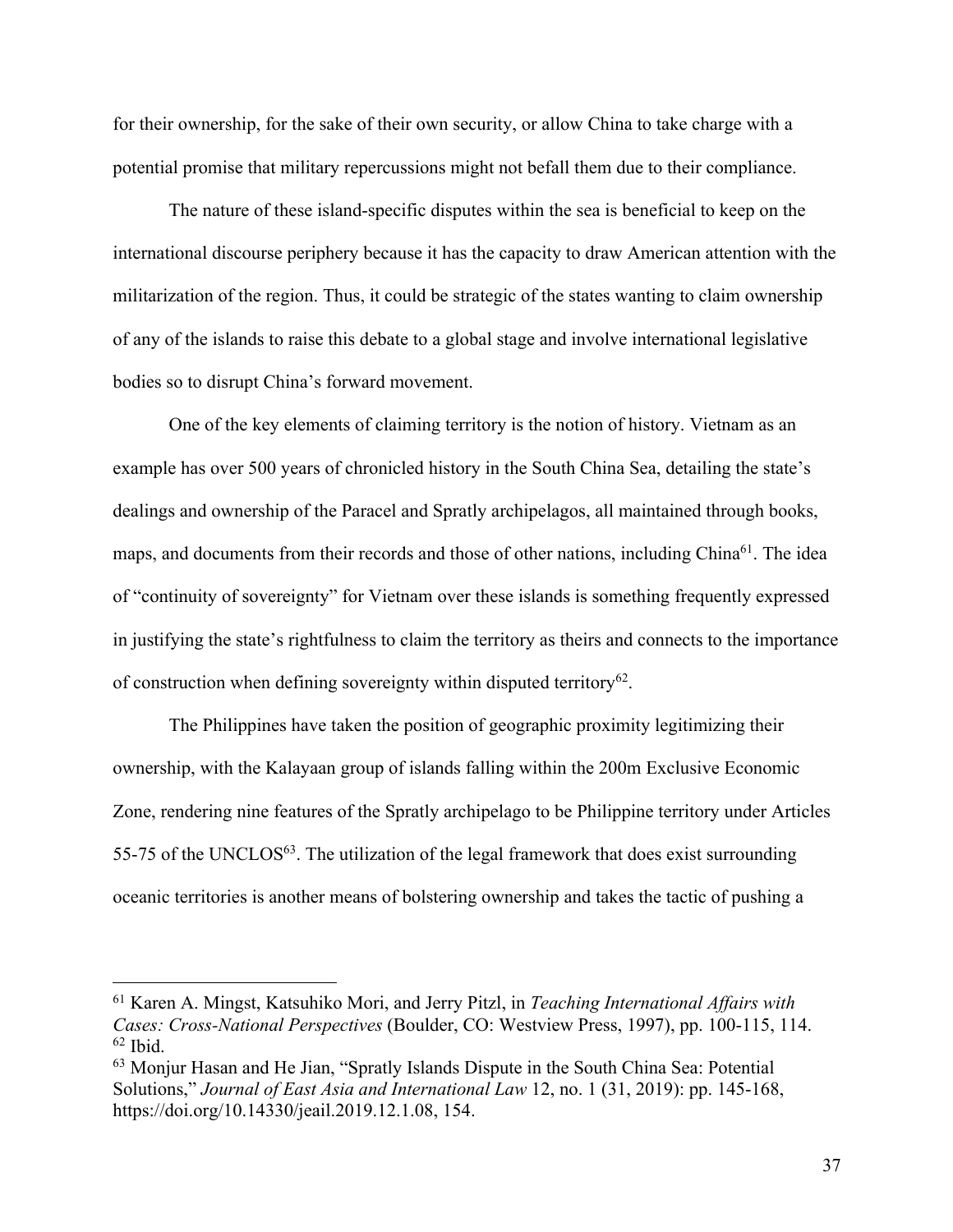for their ownership, for the sake of their own security, or allow China to take charge with a potential promise that military repercussions might not befall them due to their compliance.

The nature of these island-specific disputes within the sea is beneficial to keep on the international discourse periphery because it has the capacity to draw American attention with the militarization of the region. Thus, it could be strategic of the states wanting to claim ownership of any of the islands to raise this debate to a global stage and involve international legislative bodies so to disrupt China's forward movement.

One of the key elements of claiming territory is the notion of history. Vietnam as an example has over 500 years of chronicled history in the South China Sea, detailing the state's dealings and ownership of the Paracel and Spratly archipelagos, all maintained through books, maps, and documents from their records and those of other nations, including China[61]. The idea of "continuity of sovereignty" for Vietnam over these islands is something frequently expressed in justifying the state's rightfulness to claim the territory as theirs and connects to the importance of construction when defining sovereignty within disputed territory[62].

The Philippines have taken the position of geographic proximity legitimizing their ownership, with the Kalayaan group of islands falling within the 200m Exclusive Economic Zone, rendering nine features of the Spratly archipelago to be Philippine territory under Articles 55-75 of the UNCLOS[63]. The utilization of the legal framework that does exist surrounding oceanic territories is another means of bolstering ownership and takes the tactic of pushing a

---

[61] Karen A. Mingst, Katsuhiko Mori, and Jerry Pitzl, in *Teaching International Affairs with Cases: Cross-National Perspectives* (Boulder, CO: Westview Press, 1997), pp. 100-115, 114.

[62] Ibid.

[63] Monjur Hasan and He Jian, "Spratly Islands Dispute in the South China Sea: Potential Solutions," *Journal of East Asia and International Law* 12, no. 1 (31, 2019): pp. 145-168, https://doi.org/10.14330/jeail.2019.12.1.08, 154.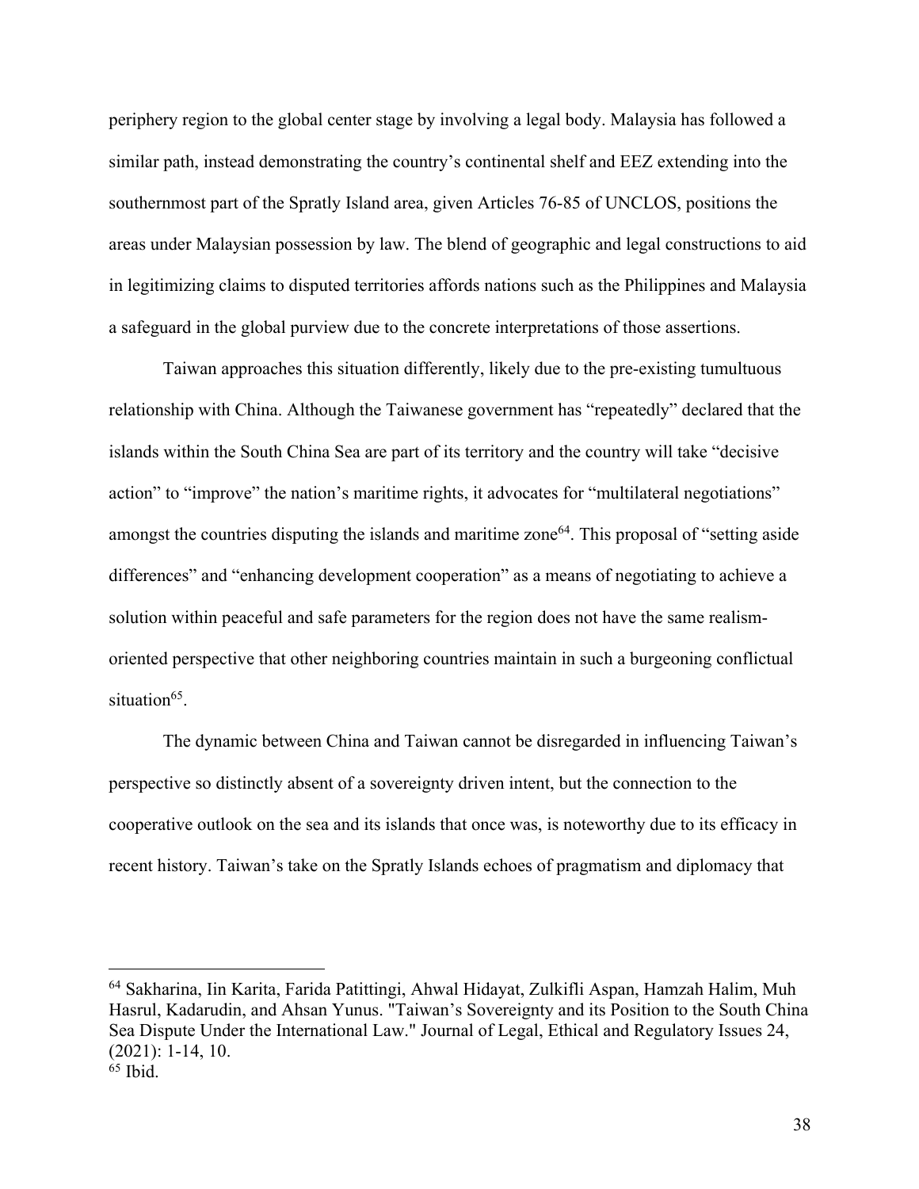periphery region to the global center stage by involving a legal body. Malaysia has followed a similar path, instead demonstrating the country's continental shelf and EEZ extending into the southernmost part of the Spratly Island area, given Articles 76-85 of UNCLOS, positions the areas under Malaysian possession by law. The blend of geographic and legal constructions to aid in legitimizing claims to disputed territories affords nations such as the Philippines and Malaysia a safeguard in the global purview due to the concrete interpretations of those assertions.

Taiwan approaches this situation differently, likely due to the pre-existing tumultuous relationship with China. Although the Taiwanese government has "repeatedly" declared that the islands within the South China Sea are part of its territory and the country will take "decisive action" to "improve" the nation's maritime rights, it advocates for "multilateral negotiations" amongst the countries disputing the islands and maritime zone[64]. This proposal of "setting aside differences" and "enhancing development cooperation" as a means of negotiating to achieve a solution within peaceful and safe parameters for the region does not have the same realism-oriented perspective that other neighboring countries maintain in such a burgeoning conflictual situation[65].

The dynamic between China and Taiwan cannot be disregarded in influencing Taiwan's perspective so distinctly absent of a sovereignty driven intent, but the connection to the cooperative outlook on the sea and its islands that once was, is noteworthy due to its efficacy in recent history. Taiwan's take on the Spratly Islands echoes of pragmatism and diplomacy that

---

[64] Sakharina, Iin Karita, Farida Patittingi, Ahwal Hidayat, Zulkifli Aspan, Hamzah Halim, Muh Hasrul, Kadarudin, and Ahsan Yunus. "Taiwan's Sovereignty and its Position to the South China Sea Dispute Under the International Law." Journal of Legal, Ethical and Regulatory Issues 24, (2021): 1-14, 10.

[65] Ibid.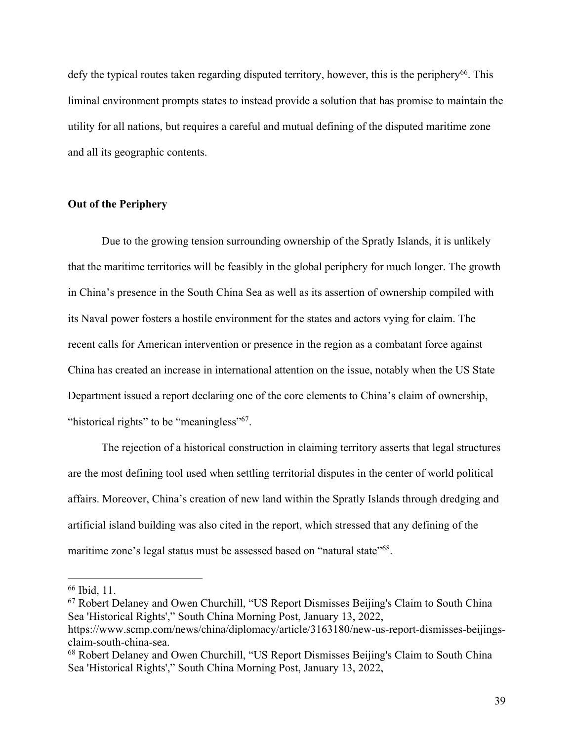defy the typical routes taken regarding disputed territory, however, this is the periphery[66]. This liminal environment prompts states to instead provide a solution that has promise to maintain the utility for all nations, but requires a careful and mutual defining of the disputed maritime zone and all its geographic contents.

**Out of the Periphery**

Due to the growing tension surrounding ownership of the Spratly Islands, it is unlikely that the maritime territories will be feasibly in the global periphery for much longer. The growth in China's presence in the South China Sea as well as its assertion of ownership compiled with its Naval power fosters a hostile environment for the states and actors vying for claim. The recent calls for American intervention or presence in the region as a combatant force against China has created an increase in international attention on the issue, notably when the US State Department issued a report declaring one of the core elements to China's claim of ownership, "historical rights" to be "meaningless"[67].

The rejection of a historical construction in claiming territory asserts that legal structures are the most defining tool used when settling territorial disputes in the center of world political affairs. Moreover, China's creation of new land within the Spratly Islands through dredging and artificial island building was also cited in the report, which stressed that any defining of the maritime zone's legal status must be assessed based on "natural state"[68].

---

[66] Ibid, 11.

[67] Robert Delaney and Owen Churchill, "US Report Dismisses Beijing's Claim to South China Sea 'Historical Rights'," South China Morning Post, January 13, 2022, https://www.scmp.com/news/china/diplomacy/article/3163180/new-us-report-dismisses-beijings-claim-south-china-sea.

[68] Robert Delaney and Owen Churchill, "US Report Dismisses Beijing's Claim to South China Sea 'Historical Rights'," South China Morning Post, January 13, 2022,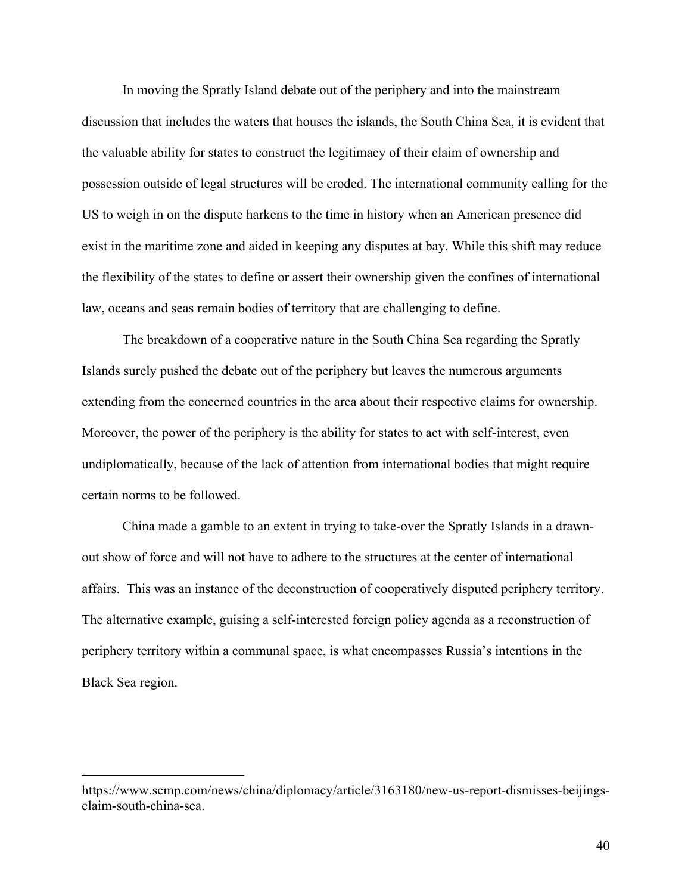In moving the Spratly Island debate out of the periphery and into the mainstream discussion that includes the waters that houses the islands, the South China Sea, it is evident that the valuable ability for states to construct the legitimacy of their claim of ownership and possession outside of legal structures will be eroded. The international community calling for the US to weigh in on the dispute harkens to the time in history when an American presence did exist in the maritime zone and aided in keeping any disputes at bay. While this shift may reduce the flexibility of the states to define or assert their ownership given the confines of international law, oceans and seas remain bodies of territory that are challenging to define.

The breakdown of a cooperative nature in the South China Sea regarding the Spratly Islands surely pushed the debate out of the periphery but leaves the numerous arguments extending from the concerned countries in the area about their respective claims for ownership. Moreover, the power of the periphery is the ability for states to act with self-interest, even undiplomatically, because of the lack of attention from international bodies that might require certain norms to be followed.

China made a gamble to an extent in trying to take-over the Spratly Islands in a drawn-out show of force and will not have to adhere to the structures at the center of international affairs. This was an instance of the deconstruction of cooperatively disputed periphery territory. The alternative example, guising a self-interested foreign policy agenda as a reconstruction of periphery territory within a communal space, is what encompasses Russia's intentions in the Black Sea region.

---

https://www.scmp.com/news/china/diplomacy/article/3163180/new-us-report-dismisses-beijings-claim-south-china-sea.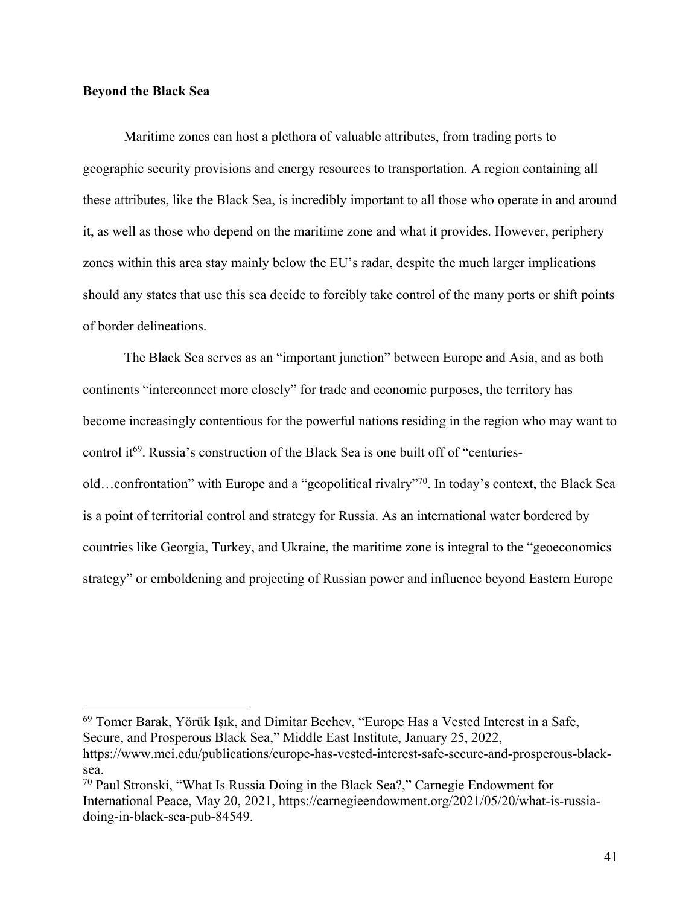**Beyond the Black Sea**

Maritime zones can host a plethora of valuable attributes, from trading ports to geographic security provisions and energy resources to transportation. A region containing all these attributes, like the Black Sea, is incredibly important to all those who operate in and around it, as well as those who depend on the maritime zone and what it provides. However, periphery zones within this area stay mainly below the EU's radar, despite the much larger implications should any states that use this sea decide to forcibly take control of the many ports or shift points of border delineations.

The Black Sea serves as an "important junction" between Europe and Asia, and as both continents "interconnect more closely" for trade and economic purposes, the territory has become increasingly contentious for the powerful nations residing in the region who may want to control it[69]. Russia's construction of the Black Sea is one built off of "centuries-old…confrontation" with Europe and a "geopolitical rivalry"[70]. In today's context, the Black Sea is a point of territorial control and strategy for Russia. As an international water bordered by countries like Georgia, Turkey, and Ukraine, the maritime zone is integral to the "geoeconomics strategy" or emboldening and projecting of Russian power and influence beyond Eastern Europe

---

[69] Tomer Barak, Yörük Işık, and Dimitar Bechev, "Europe Has a Vested Interest in a Safe, Secure, and Prosperous Black Sea," Middle East Institute, January 25, 2022, https://www.mei.edu/publications/europe-has-vested-interest-safe-secure-and-prosperous-black-sea.

[70] Paul Stronski, "What Is Russia Doing in the Black Sea?," Carnegie Endowment for International Peace, May 20, 2021, https://carnegieendowment.org/2021/05/20/what-is-russia-doing-in-black-sea-pub-84549.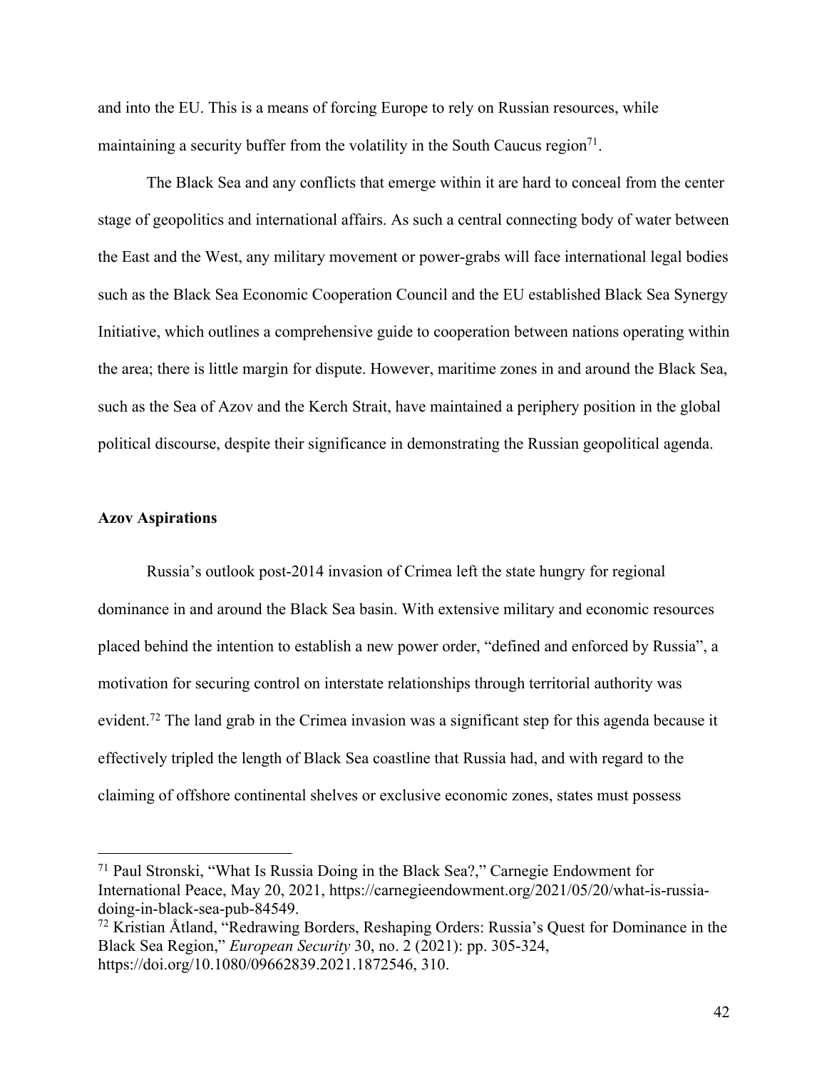and into the EU. This is a means of forcing Europe to rely on Russian resources, while maintaining a security buffer from the volatility in the South Caucus region[71].

The Black Sea and any conflicts that emerge within it are hard to conceal from the center stage of geopolitics and international affairs. As such a central connecting body of water between the East and the West, any military movement or power-grabs will face international legal bodies such as the Black Sea Economic Cooperation Council and the EU established Black Sea Synergy Initiative, which outlines a comprehensive guide to cooperation between nations operating within the area; there is little margin for dispute. However, maritime zones in and around the Black Sea, such as the Sea of Azov and the Kerch Strait, have maintained a periphery position in the global political discourse, despite their significance in demonstrating the Russian geopolitical agenda.

**Azov Aspirations**

Russia's outlook post-2014 invasion of Crimea left the state hungry for regional dominance in and around the Black Sea basin. With extensive military and economic resources placed behind the intention to establish a new power order, "defined and enforced by Russia", a motivation for securing control on interstate relationships through territorial authority was evident.[72] The land grab in the Crimea invasion was a significant step for this agenda because it effectively tripled the length of Black Sea coastline that Russia had, and with regard to the claiming of offshore continental shelves or exclusive economic zones, states must possess

---

[71] Paul Stronski, "What Is Russia Doing in the Black Sea?," Carnegie Endowment for International Peace, May 20, 2021, https://carnegieendowment.org/2021/05/20/what-is-russia-doing-in-black-sea-pub-84549.

[72] Kristian Åtland, "Redrawing Borders, Reshaping Orders: Russia's Quest for Dominance in the Black Sea Region," *European Security* 30, no. 2 (2021): pp. 305-324, https://doi.org/10.1080/09662839.2021.1872546, 310.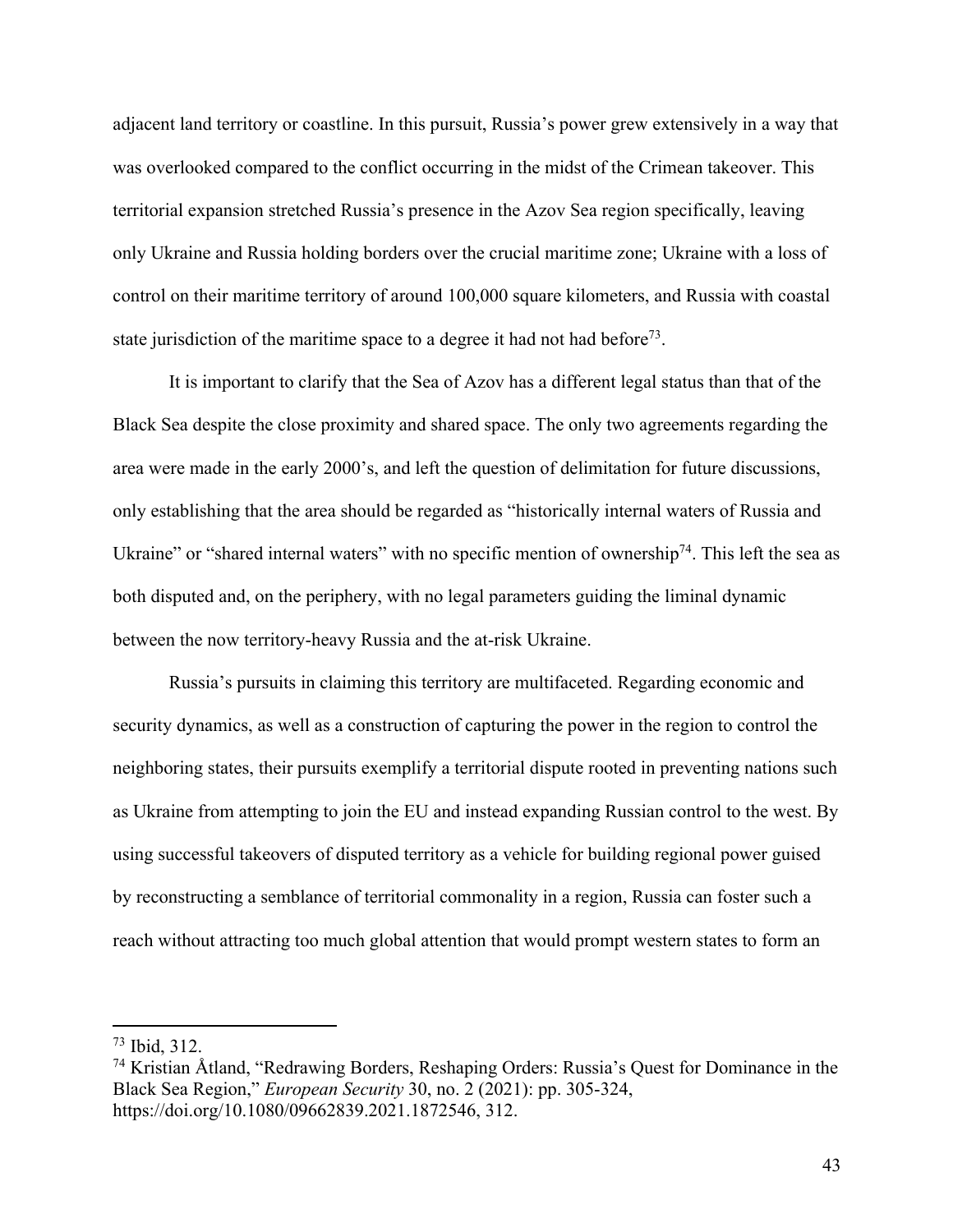adjacent land territory or coastline. In this pursuit, Russia's power grew extensively in a way that was overlooked compared to the conflict occurring in the midst of the Crimean takeover. This territorial expansion stretched Russia's presence in the Azov Sea region specifically, leaving only Ukraine and Russia holding borders over the crucial maritime zone; Ukraine with a loss of control on their maritime territory of around 100,000 square kilometers, and Russia with coastal state jurisdiction of the maritime space to a degree it had not had before[73].

It is important to clarify that the Sea of Azov has a different legal status than that of the Black Sea despite the close proximity and shared space. The only two agreements regarding the area were made in the early 2000's, and left the question of delimitation for future discussions, only establishing that the area should be regarded as "historically internal waters of Russia and Ukraine" or "shared internal waters" with no specific mention of ownership[74]. This left the sea as both disputed and, on the periphery, with no legal parameters guiding the liminal dynamic between the now territory-heavy Russia and the at-risk Ukraine.

Russia's pursuits in claiming this territory are multifaceted. Regarding economic and security dynamics, as well as a construction of capturing the power in the region to control the neighboring states, their pursuits exemplify a territorial dispute rooted in preventing nations such as Ukraine from attempting to join the EU and instead expanding Russian control to the west. By using successful takeovers of disputed territory as a vehicle for building regional power guised by reconstructing a semblance of territorial commonality in a region, Russia can foster such a reach without attracting too much global attention that would prompt western states to form an

---

[73] Ibid, 312.

[74] Kristian Åtland, "Redrawing Borders, Reshaping Orders: Russia's Quest for Dominance in the Black Sea Region," *European Security* 30, no. 2 (2021): pp. 305-324, https://doi.org/10.1080/09662839.2021.1872546, 312.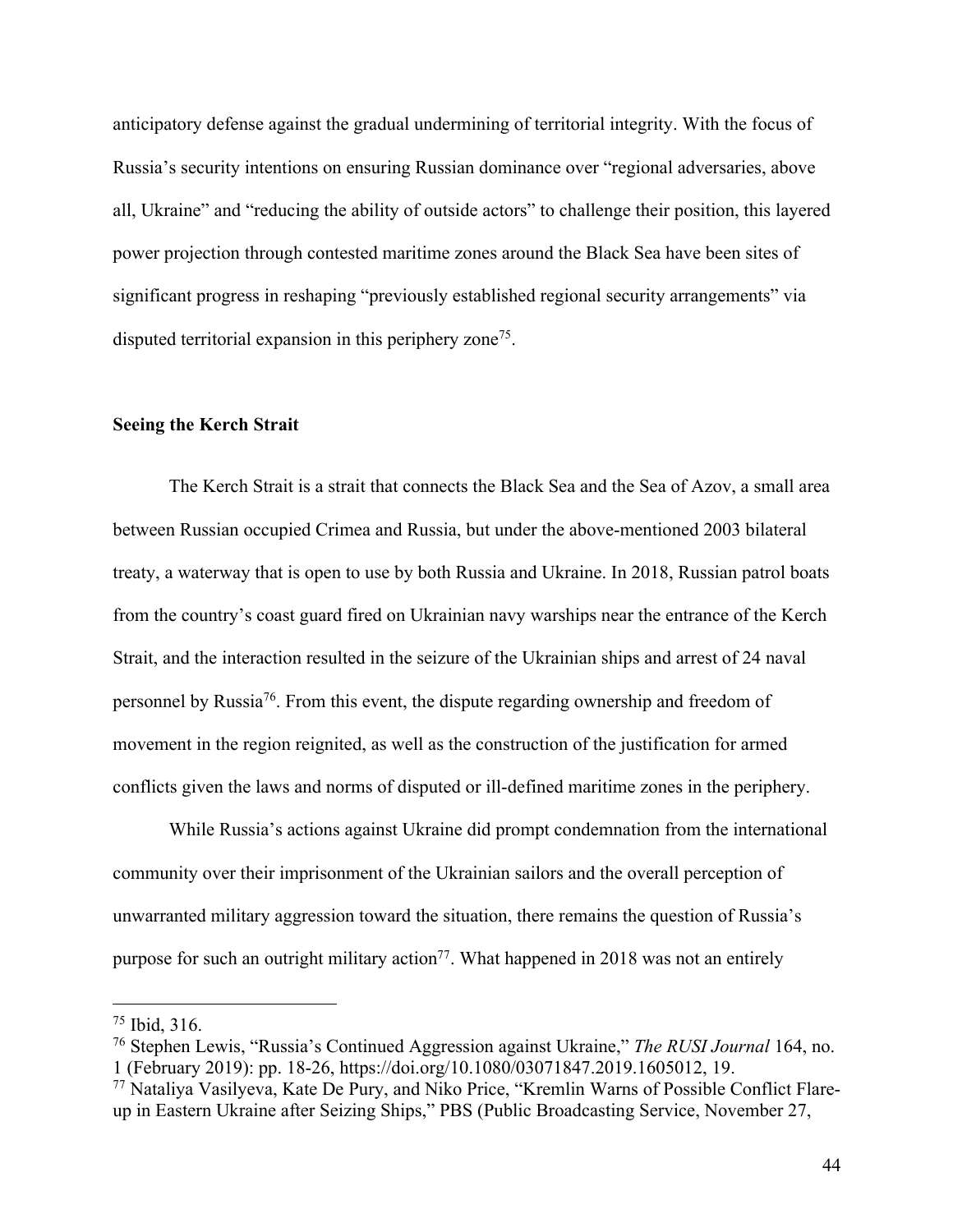anticipatory defense against the gradual undermining of territorial integrity. With the focus of Russia's security intentions on ensuring Russian dominance over "regional adversaries, above all, Ukraine" and "reducing the ability of outside actors" to challenge their position, this layered power projection through contested maritime zones around the Black Sea have been sites of significant progress in reshaping "previously established regional security arrangements" via disputed territorial expansion in this periphery zone[75].

**Seeing the Kerch Strait**

The Kerch Strait is a strait that connects the Black Sea and the Sea of Azov, a small area between Russian occupied Crimea and Russia, but under the above-mentioned 2003 bilateral treaty, a waterway that is open to use by both Russia and Ukraine. In 2018, Russian patrol boats from the country's coast guard fired on Ukrainian navy warships near the entrance of the Kerch Strait, and the interaction resulted in the seizure of the Ukrainian ships and arrest of 24 naval personnel by Russia[76]. From this event, the dispute regarding ownership and freedom of movement in the region reignited, as well as the construction of the justification for armed conflicts given the laws and norms of disputed or ill-defined maritime zones in the periphery.

While Russia's actions against Ukraine did prompt condemnation from the international community over their imprisonment of the Ukrainian sailors and the overall perception of unwarranted military aggression toward the situation, there remains the question of Russia's purpose for such an outright military action[77]. What happened in 2018 was not an entirely

---

[75] Ibid, 316.

[76] Stephen Lewis, "Russia's Continued Aggression against Ukraine," *The RUSI Journal* 164, no. 1 (February 2019): pp. 18-26, https://doi.org/10.1080/03071847.2019.1605012, 19.

[77] Nataliya Vasilyeva, Kate De Pury, and Niko Price, "Kremlin Warns of Possible Conflict Flare-up in Eastern Ukraine after Seizing Ships," PBS (Public Broadcasting Service, November 27,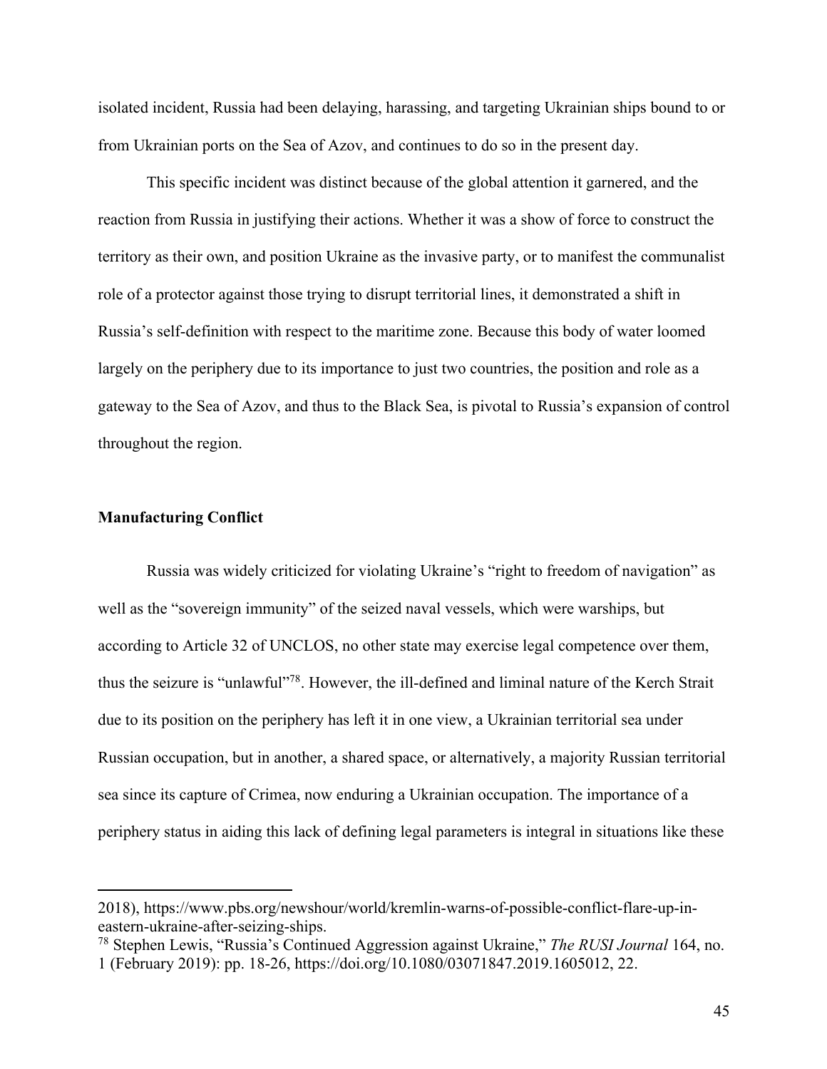isolated incident, Russia had been delaying, harassing, and targeting Ukrainian ships bound to or from Ukrainian ports on the Sea of Azov, and continues to do so in the present day.

This specific incident was distinct because of the global attention it garnered, and the reaction from Russia in justifying their actions. Whether it was a show of force to construct the territory as their own, and position Ukraine as the invasive party, or to manifest the communalist role of a protector against those trying to disrupt territorial lines, it demonstrated a shift in Russia's self-definition with respect to the maritime zone. Because this body of water loomed largely on the periphery due to its importance to just two countries, the position and role as a gateway to the Sea of Azov, and thus to the Black Sea, is pivotal to Russia's expansion of control throughout the region.

**Manufacturing Conflict**

Russia was widely criticized for violating Ukraine's "right to freedom of navigation" as well as the "sovereign immunity" of the seized naval vessels, which were warships, but according to Article 32 of UNCLOS, no other state may exercise legal competence over them, thus the seizure is "unlawful"[78]. However, the ill-defined and liminal nature of the Kerch Strait due to its position on the periphery has left it in one view, a Ukrainian territorial sea under Russian occupation, but in another, a shared space, or alternatively, a majority Russian territorial sea since its capture of Crimea, now enduring a Ukrainian occupation. The importance of a periphery status in aiding this lack of defining legal parameters is integral in situations like these

---

2018), https://www.pbs.org/newshour/world/kremlin-warns-of-possible-conflict-flare-up-in-eastern-ukraine-after-seizing-ships.

[78] Stephen Lewis, "Russia's Continued Aggression against Ukraine," *The RUSI Journal* 164, no. 1 (February 2019): pp. 18-26, https://doi.org/10.1080/03071847.2019.1605012, 22.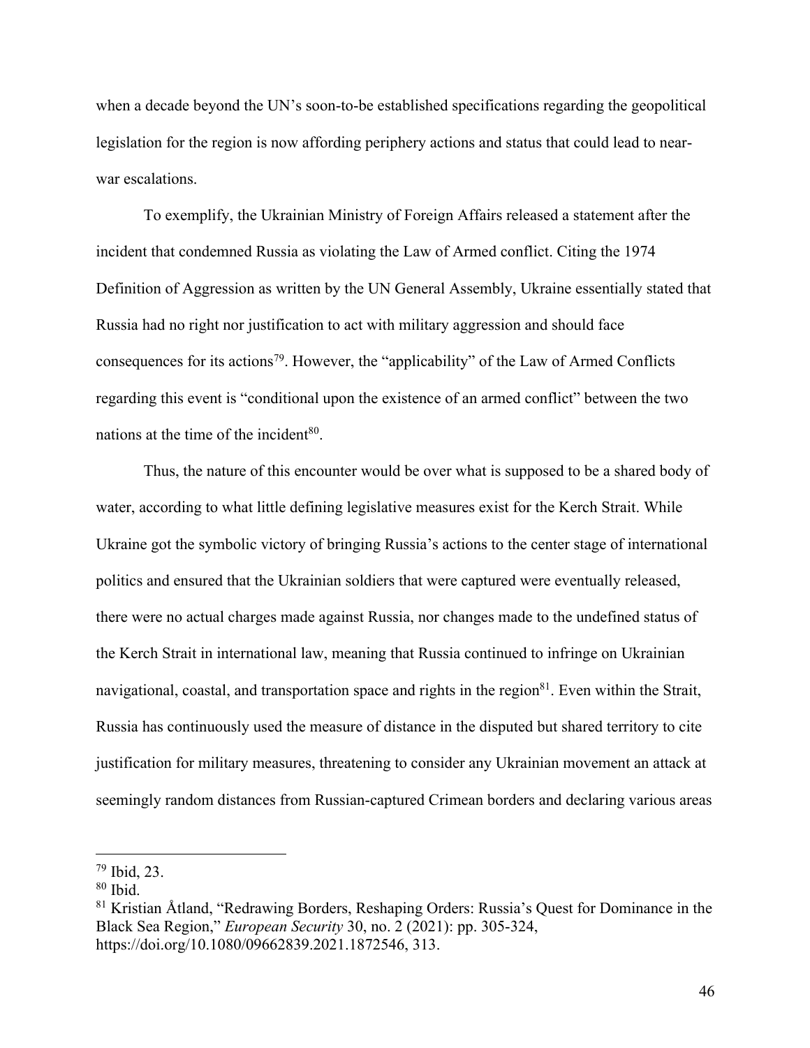when a decade beyond the UN's soon-to-be established specifications regarding the geopolitical legislation for the region is now affording periphery actions and status that could lead to near-war escalations.

To exemplify, the Ukrainian Ministry of Foreign Affairs released a statement after the incident that condemned Russia as violating the Law of Armed conflict. Citing the 1974 Definition of Aggression as written by the UN General Assembly, Ukraine essentially stated that Russia had no right nor justification to act with military aggression and should face consequences for its actions[79]. However, the "applicability" of the Law of Armed Conflicts regarding this event is "conditional upon the existence of an armed conflict" between the two nations at the time of the incident[80].

Thus, the nature of this encounter would be over what is supposed to be a shared body of water, according to what little defining legislative measures exist for the Kerch Strait. While Ukraine got the symbolic victory of bringing Russia's actions to the center stage of international politics and ensured that the Ukrainian soldiers that were captured were eventually released, there were no actual charges made against Russia, nor changes made to the undefined status of the Kerch Strait in international law, meaning that Russia continued to infringe on Ukrainian navigational, coastal, and transportation space and rights in the region[81]. Even within the Strait, Russia has continuously used the measure of distance in the disputed but shared territory to cite justification for military measures, threatening to consider any Ukrainian movement an attack at seemingly random distances from Russian-captured Crimean borders and declaring various areas

---

[79] Ibid, 23.

[80] Ibid.

[81] Kristian Åtland, "Redrawing Borders, Reshaping Orders: Russia's Quest for Dominance in the Black Sea Region," *European Security* 30, no. 2 (2021): pp. 305-324, https://doi.org/10.1080/09662839.2021.1872546, 313.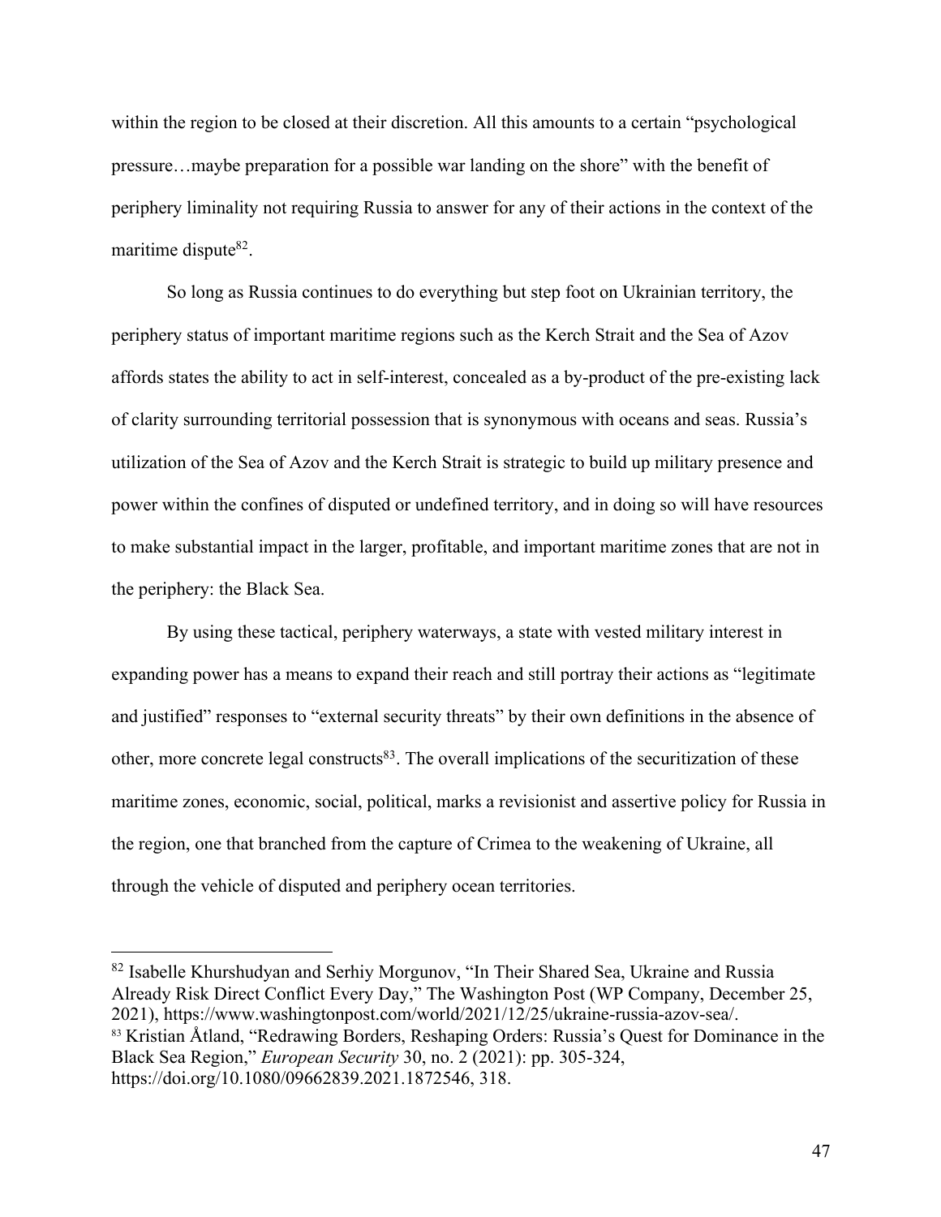within the region to be closed at their discretion. All this amounts to a certain "psychological pressure…maybe preparation for a possible war landing on the shore" with the benefit of periphery liminality not requiring Russia to answer for any of their actions in the context of the maritime dispute[82].

So long as Russia continues to do everything but step foot on Ukrainian territory, the periphery status of important maritime regions such as the Kerch Strait and the Sea of Azov affords states the ability to act in self-interest, concealed as a by-product of the pre-existing lack of clarity surrounding territorial possession that is synonymous with oceans and seas. Russia's utilization of the Sea of Azov and the Kerch Strait is strategic to build up military presence and power within the confines of disputed or undefined territory, and in doing so will have resources to make substantial impact in the larger, profitable, and important maritime zones that are not in the periphery: the Black Sea.

By using these tactical, periphery waterways, a state with vested military interest in expanding power has a means to expand their reach and still portray their actions as "legitimate and justified" responses to "external security threats" by their own definitions in the absence of other, more concrete legal constructs[83]. The overall implications of the securitization of these maritime zones, economic, social, political, marks a revisionist and assertive policy for Russia in the region, one that branched from the capture of Crimea to the weakening of Ukraine, all through the vehicle of disputed and periphery ocean territories.

---

[82] Isabelle Khurshudyan and Serhiy Morgunov, "In Their Shared Sea, Ukraine and Russia Already Risk Direct Conflict Every Day," The Washington Post (WP Company, December 25, 2021), https://www.washingtonpost.com/world/2021/12/25/ukraine-russia-azov-sea/.

[83] Kristian Åtland, "Redrawing Borders, Reshaping Orders: Russia's Quest for Dominance in the Black Sea Region," *European Security* 30, no. 2 (2021): pp. 305-324, https://doi.org/10.1080/09662839.2021.1872546, 318.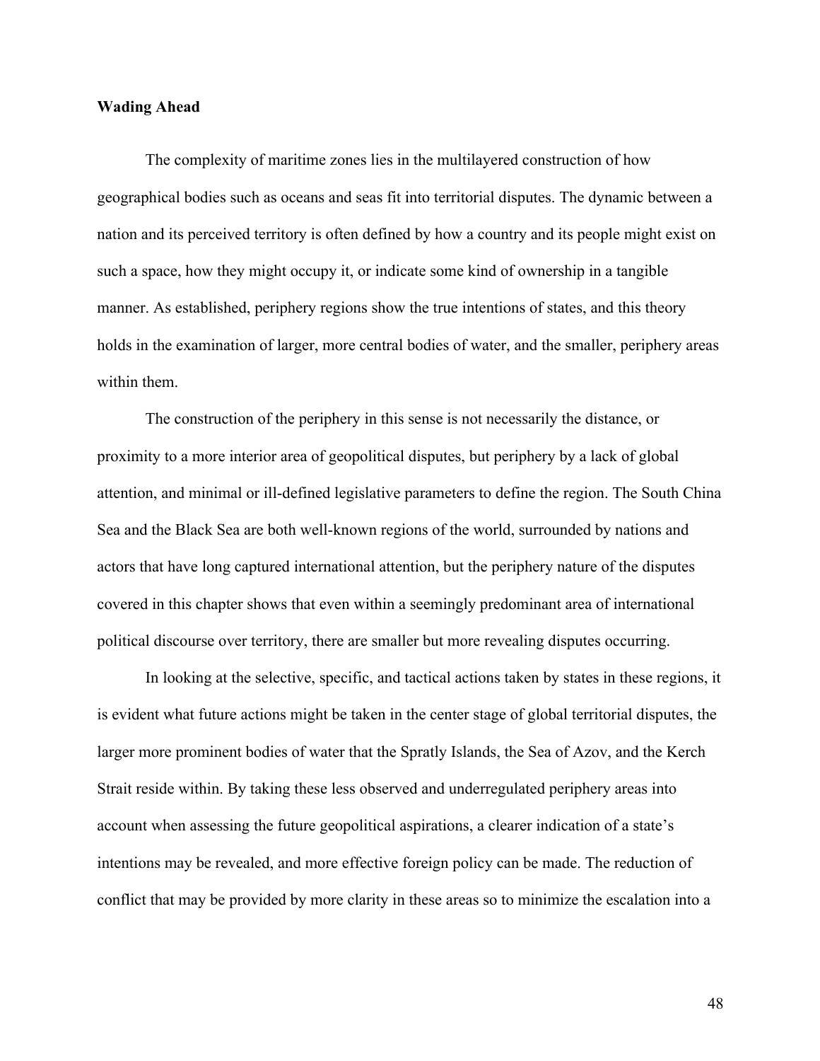**Wading Ahead**

The complexity of maritime zones lies in the multilayered construction of how geographical bodies such as oceans and seas fit into territorial disputes. The dynamic between a nation and its perceived territory is often defined by how a country and its people might exist on such a space, how they might occupy it, or indicate some kind of ownership in a tangible manner. As established, periphery regions show the true intentions of states, and this theory holds in the examination of larger, more central bodies of water, and the smaller, periphery areas within them.

The construction of the periphery in this sense is not necessarily the distance, or proximity to a more interior area of geopolitical disputes, but periphery by a lack of global attention, and minimal or ill-defined legislative parameters to define the region. The South China Sea and the Black Sea are both well-known regions of the world, surrounded by nations and actors that have long captured international attention, but the periphery nature of the disputes covered in this chapter shows that even within a seemingly predominant area of international political discourse over territory, there are smaller but more revealing disputes occurring.

In looking at the selective, specific, and tactical actions taken by states in these regions, it is evident what future actions might be taken in the center stage of global territorial disputes, the larger more prominent bodies of water that the Spratly Islands, the Sea of Azov, and the Kerch Strait reside within. By taking these less observed and underregulated periphery areas into account when assessing the future geopolitical aspirations, a clearer indication of a state's intentions may be revealed, and more effective foreign policy can be made. The reduction of conflict that may be provided by more clarity in these areas so to minimize the escalation into a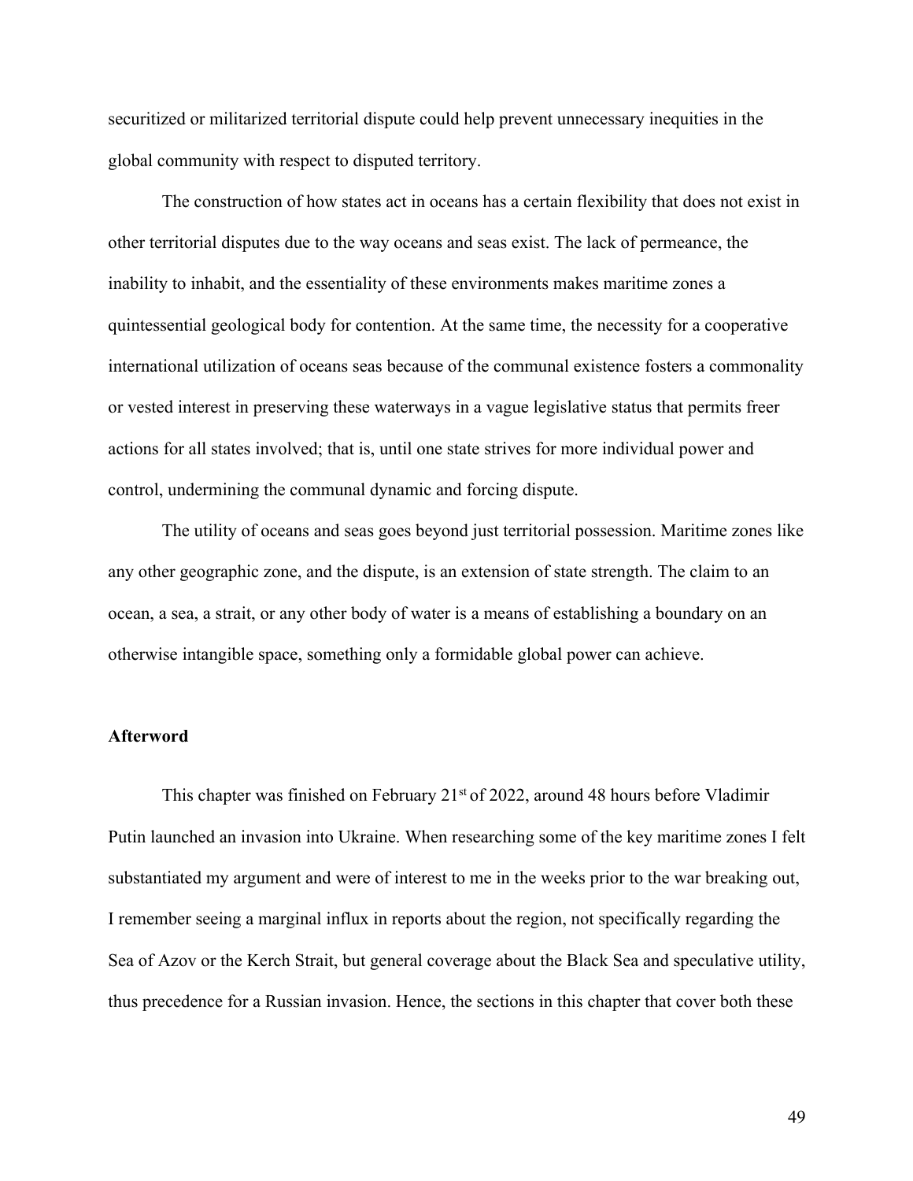securitized or militarized territorial dispute could help prevent unnecessary inequities in the global community with respect to disputed territory.

The construction of how states act in oceans has a certain flexibility that does not exist in other territorial disputes due to the way oceans and seas exist. The lack of permeance, the inability to inhabit, and the essentiality of these environments makes maritime zones a quintessential geological body for contention. At the same time, the necessity for a cooperative international utilization of oceans seas because of the communal existence fosters a commonality or vested interest in preserving these waterways in a vague legislative status that permits freer actions for all states involved; that is, until one state strives for more individual power and control, undermining the communal dynamic and forcing dispute.

The utility of oceans and seas goes beyond just territorial possession. Maritime zones like any other geographic zone, and the dispute, is an extension of state strength. The claim to an ocean, a sea, a strait, or any other body of water is a means of establishing a boundary on an otherwise intangible space, something only a formidable global power can achieve.

## Afterword

This chapter was finished on February 21st of 2022, around 48 hours before Vladimir Putin launched an invasion into Ukraine. When researching some of the key maritime zones I felt substantiated my argument and were of interest to me in the weeks prior to the war breaking out, I remember seeing a marginal influx in reports about the region, not specifically regarding the Sea of Azov or the Kerch Strait, but general coverage about the Black Sea and speculative utility, thus precedence for a Russian invasion. Hence, the sections in this chapter that cover both these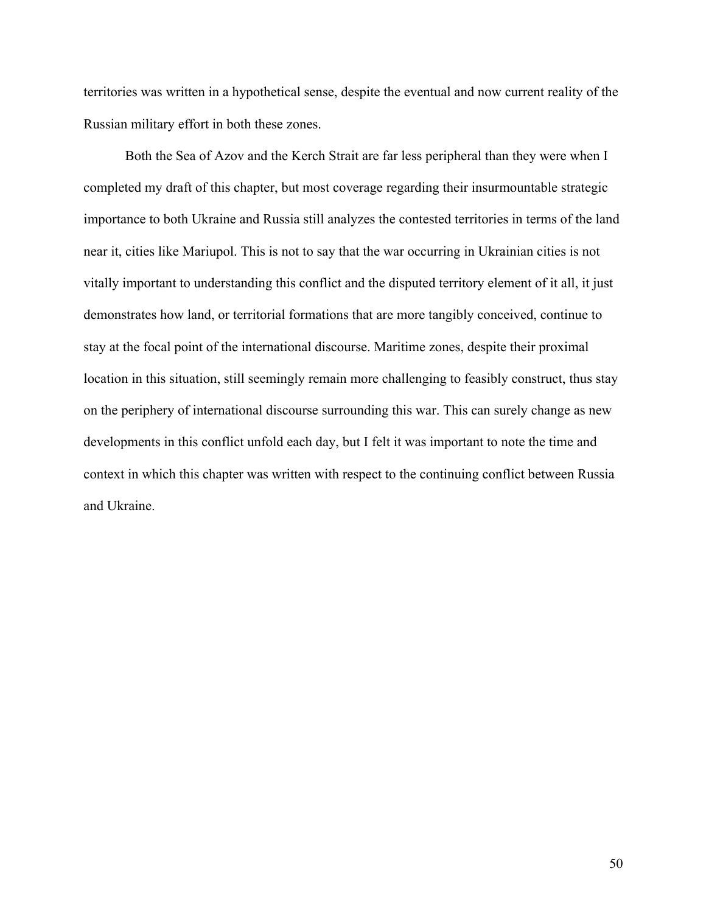territories was written in a hypothetical sense, despite the eventual and now current reality of the Russian military effort in both these zones.

Both the Sea of Azov and the Kerch Strait are far less peripheral than they were when I completed my draft of this chapter, but most coverage regarding their insurmountable strategic importance to both Ukraine and Russia still analyzes the contested territories in terms of the land near it, cities like Mariupol. This is not to say that the war occurring in Ukrainian cities is not vitally important to understanding this conflict and the disputed territory element of it all, it just demonstrates how land, or territorial formations that are more tangibly conceived, continue to stay at the focal point of the international discourse. Maritime zones, despite their proximal location in this situation, still seemingly remain more challenging to feasibly construct, thus stay on the periphery of international discourse surrounding this war. This can surely change as new developments in this conflict unfold each day, but I felt it was important to note the time and context in which this chapter was written with respect to the continuing conflict between Russia and Ukraine.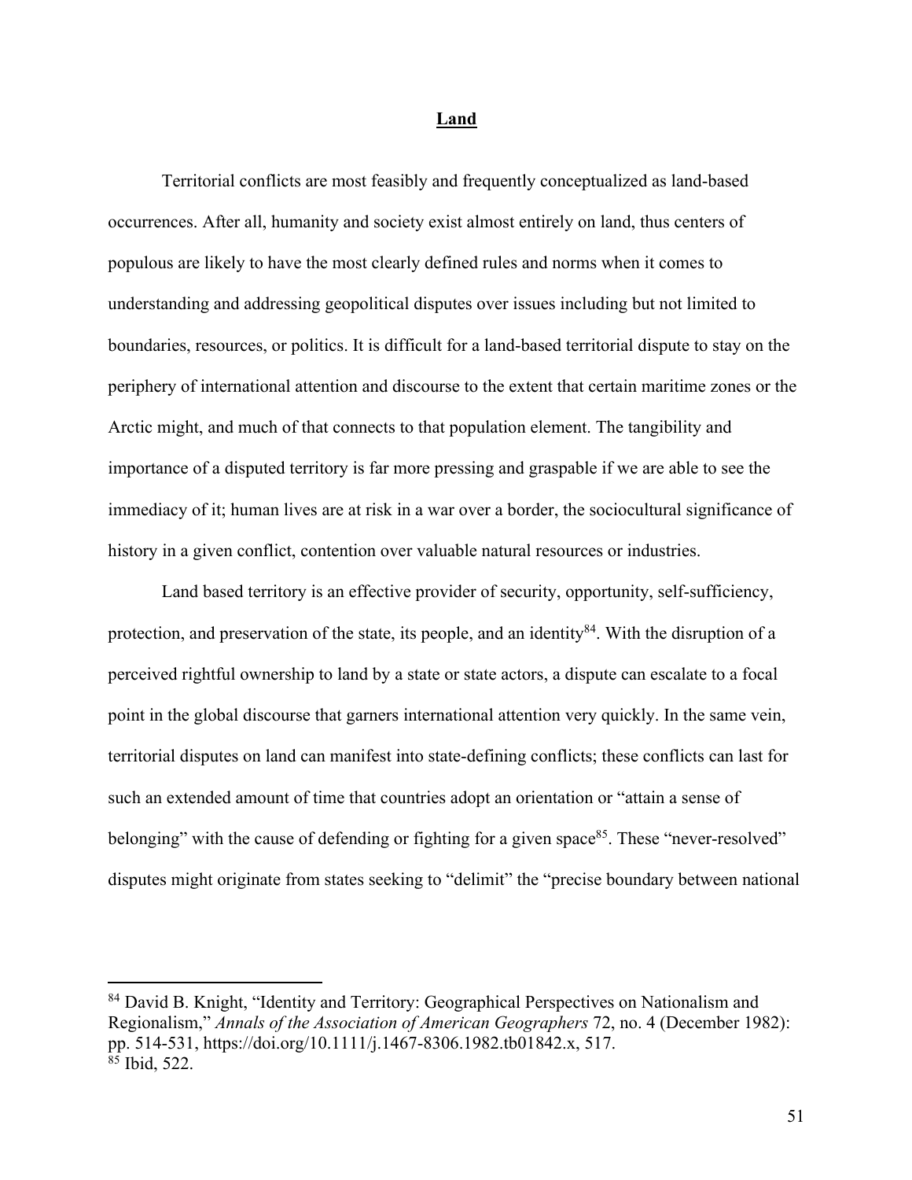## Land

Territorial conflicts are most feasibly and frequently conceptualized as land-based occurrences. After all, humanity and society exist almost entirely on land, thus centers of populous are likely to have the most clearly defined rules and norms when it comes to understanding and addressing geopolitical disputes over issues including but not limited to boundaries, resources, or politics. It is difficult for a land-based territorial dispute to stay on the periphery of international attention and discourse to the extent that certain maritime zones or the Arctic might, and much of that connects to that population element. The tangibility and importance of a disputed territory is far more pressing and graspable if we are able to see the immediacy of it; human lives are at risk in a war over a border, the sociocultural significance of history in a given conflict, contention over valuable natural resources or industries.

Land based territory is an effective provider of security, opportunity, self-sufficiency, protection, and preservation of the state, its people, and an identity[84]. With the disruption of a perceived rightful ownership to land by a state or state actors, a dispute can escalate to a focal point in the global discourse that garners international attention very quickly. In the same vein, territorial disputes on land can manifest into state-defining conflicts; these conflicts can last for such an extended amount of time that countries adopt an orientation or "attain a sense of belonging" with the cause of defending or fighting for a given space[85]. These "never-resolved" disputes might originate from states seeking to "delimit" the "precise boundary between national

---

[84] David B. Knight, "Identity and Territory: Geographical Perspectives on Nationalism and Regionalism," *Annals of the Association of American Geographers* 72, no. 4 (December 1982): pp. 514-531, https://doi.org/10.1111/j.1467-8306.1982.tb01842.x, 517.

[85] Ibid, 522.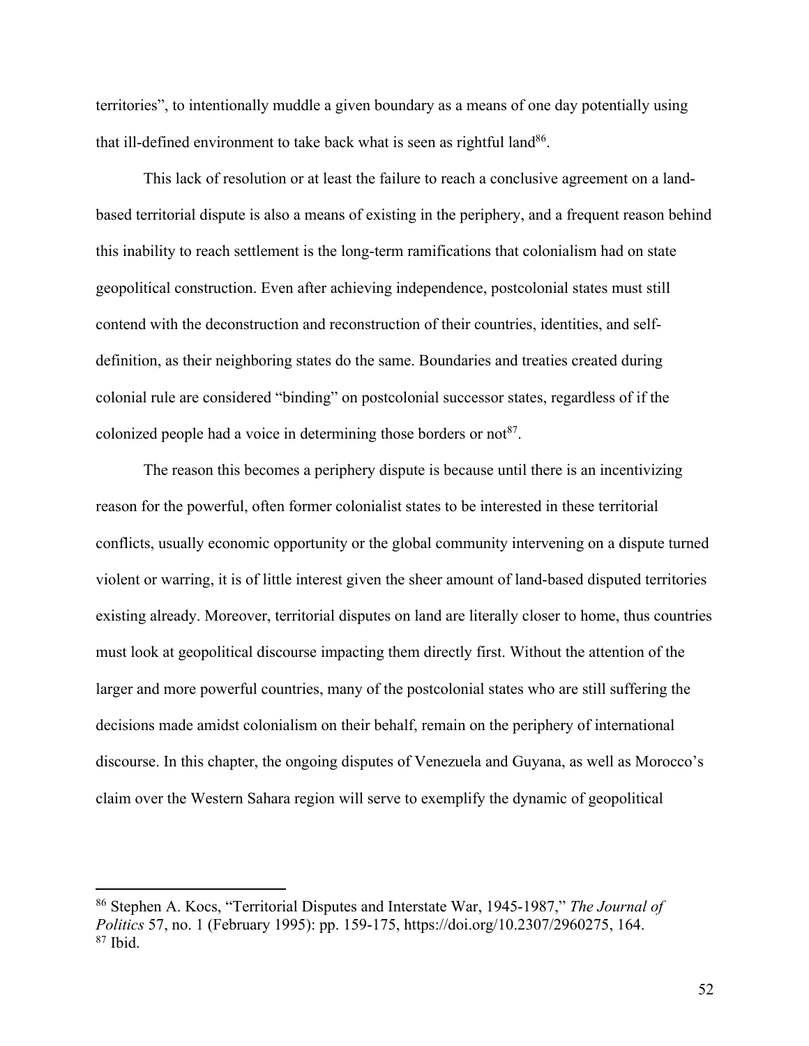territories", to intentionally muddle a given boundary as a means of one day potentially using that ill-defined environment to take back what is seen as rightful land[86].

This lack of resolution or at least the failure to reach a conclusive agreement on a land-based territorial dispute is also a means of existing in the periphery, and a frequent reason behind this inability to reach settlement is the long-term ramifications that colonialism had on state geopolitical construction. Even after achieving independence, postcolonial states must still contend with the deconstruction and reconstruction of their countries, identities, and self-definition, as their neighboring states do the same. Boundaries and treaties created during colonial rule are considered "binding" on postcolonial successor states, regardless of if the colonized people had a voice in determining those borders or not[87].

The reason this becomes a periphery dispute is because until there is an incentivizing reason for the powerful, often former colonialist states to be interested in these territorial conflicts, usually economic opportunity or the global community intervening on a dispute turned violent or warring, it is of little interest given the sheer amount of land-based disputed territories existing already. Moreover, territorial disputes on land are literally closer to home, thus countries must look at geopolitical discourse impacting them directly first. Without the attention of the larger and more powerful countries, many of the postcolonial states who are still suffering the decisions made amidst colonialism on their behalf, remain on the periphery of international discourse. In this chapter, the ongoing disputes of Venezuela and Guyana, as well as Morocco's claim over the Western Sahara region will serve to exemplify the dynamic of geopolitical

---

[86] Stephen A. Kocs, "Territorial Disputes and Interstate War, 1945-1987," *The Journal of Politics* 57, no. 1 (February 1995): pp. 159-175, https://doi.org/10.2307/2960275, 164.
[87] Ibid.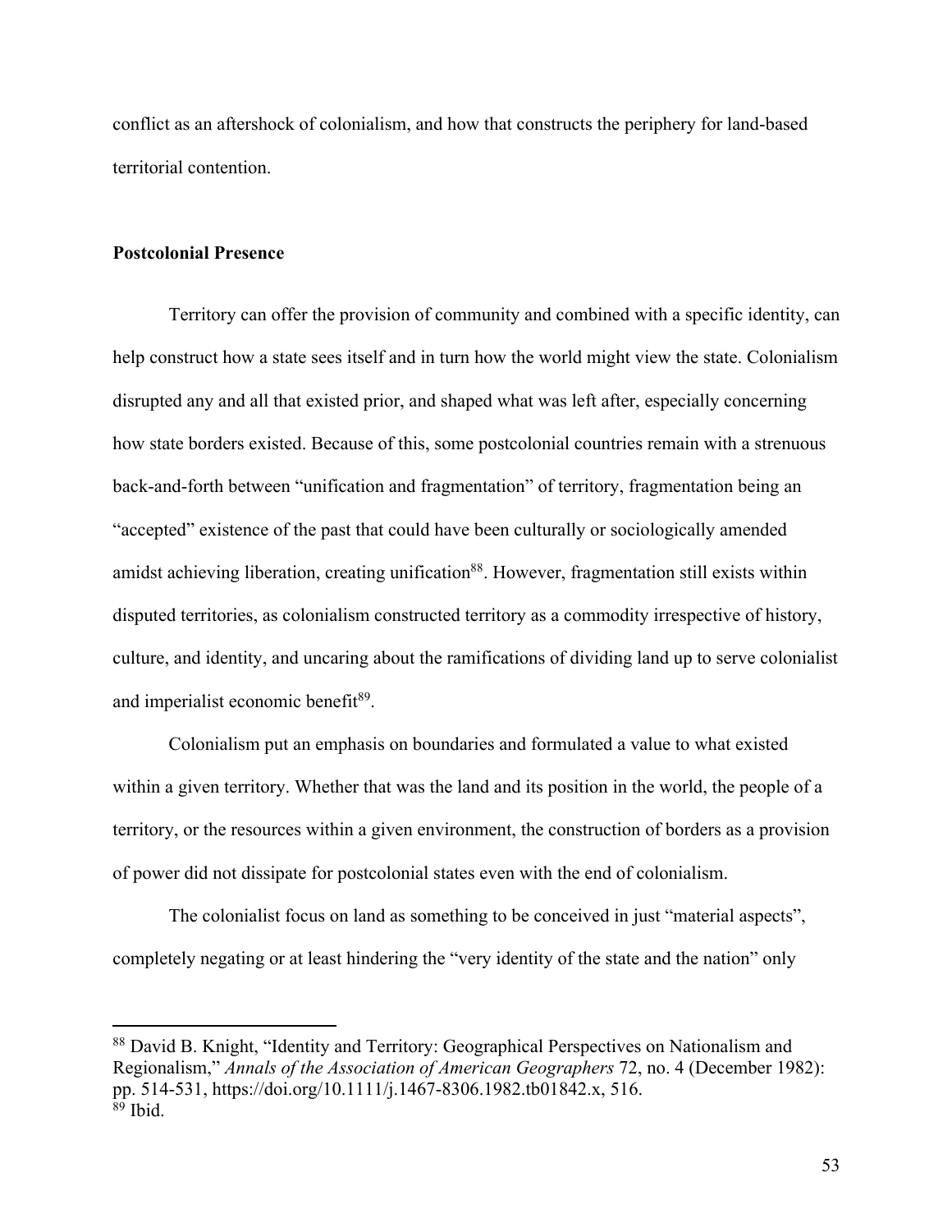conflict as an aftershock of colonialism, and how that constructs the periphery for land-based territorial contention.

### Postcolonial Presence

Territory can offer the provision of community and combined with a specific identity, can help construct how a state sees itself and in turn how the world might view the state. Colonialism disrupted any and all that existed prior, and shaped what was left after, especially concerning how state borders existed. Because of this, some postcolonial countries remain with a strenuous back-and-forth between "unification and fragmentation" of territory, fragmentation being an "accepted" existence of the past that could have been culturally or sociologically amended amidst achieving liberation, creating unification[88]. However, fragmentation still exists within disputed territories, as colonialism constructed territory as a commodity irrespective of history, culture, and identity, and uncaring about the ramifications of dividing land up to serve colonialist and imperialist economic benefit[89].

Colonialism put an emphasis on boundaries and formulated a value to what existed within a given territory. Whether that was the land and its position in the world, the people of a territory, or the resources within a given environment, the construction of borders as a provision of power did not dissipate for postcolonial states even with the end of colonialism.

The colonialist focus on land as something to be conceived in just "material aspects", completely negating or at least hindering the "very identity of the state and the nation" only

---

[88] David B. Knight, "Identity and Territory: Geographical Perspectives on Nationalism and Regionalism," *Annals of the Association of American Geographers* 72, no. 4 (December 1982): pp. 514-531, https://doi.org/10.1111/j.1467-8306.1982.tb01842.x, 516.

[89] Ibid.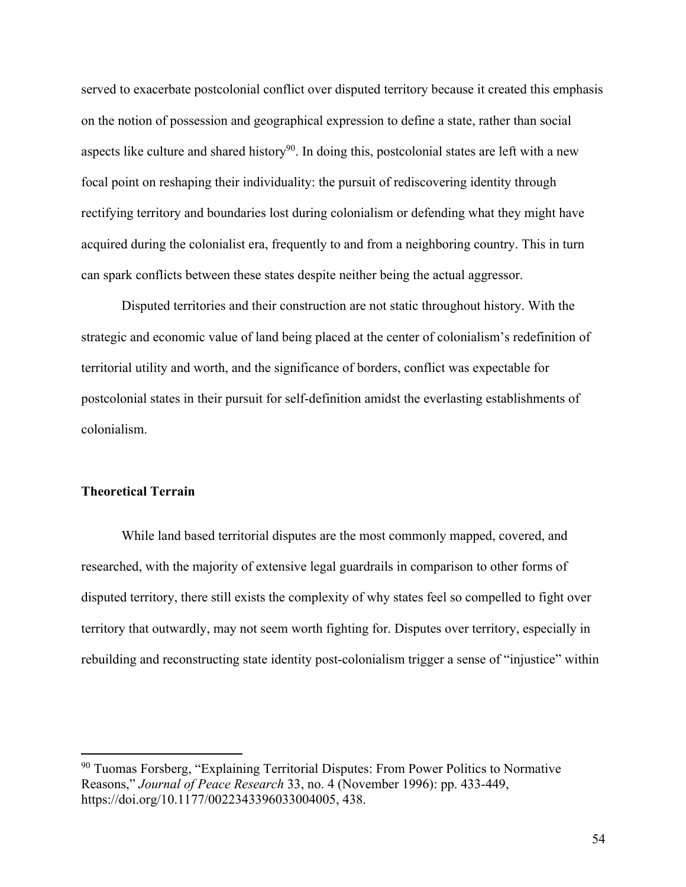served to exacerbate postcolonial conflict over disputed territory because it created this emphasis on the notion of possession and geographical expression to define a state, rather than social aspects like culture and shared history[90]. In doing this, postcolonial states are left with a new focal point on reshaping their individuality: the pursuit of rediscovering identity through rectifying territory and boundaries lost during colonialism or defending what they might have acquired during the colonialist era, frequently to and from a neighboring country. This in turn can spark conflicts between these states despite neither being the actual aggressor.

Disputed territories and their construction are not static throughout history. With the strategic and economic value of land being placed at the center of colonialism's redefinition of territorial utility and worth, and the significance of borders, conflict was expectable for postcolonial states in their pursuit for self-definition amidst the everlasting establishments of colonialism.

**Theoretical Terrain**

While land based territorial disputes are the most commonly mapped, covered, and researched, with the majority of extensive legal guardrails in comparison to other forms of disputed territory, there still exists the complexity of why states feel so compelled to fight over territory that outwardly, may not seem worth fighting for. Disputes over territory, especially in rebuilding and reconstructing state identity post-colonialism trigger a sense of "injustice" within

---

[90] Tuomas Forsberg, "Explaining Territorial Disputes: From Power Politics to Normative Reasons," *Journal of Peace Research* 33, no. 4 (November 1996): pp. 433-449, https://doi.org/10.1177/0022343396033004005, 438.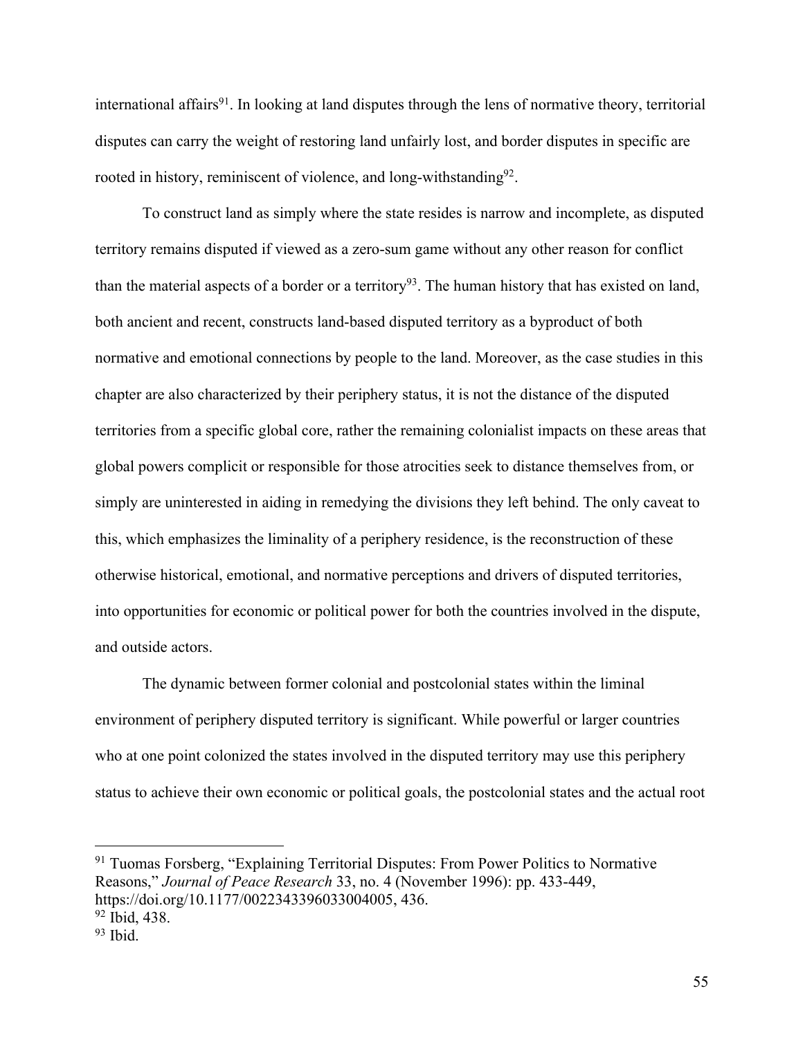international affairs[91]. In looking at land disputes through the lens of normative theory, territorial disputes can carry the weight of restoring land unfairly lost, and border disputes in specific are rooted in history, reminiscent of violence, and long-withstanding[92].

To construct land as simply where the state resides is narrow and incomplete, as disputed territory remains disputed if viewed as a zero-sum game without any other reason for conflict than the material aspects of a border or a territory[93]. The human history that has existed on land, both ancient and recent, constructs land-based disputed territory as a byproduct of both normative and emotional connections by people to the land. Moreover, as the case studies in this chapter are also characterized by their periphery status, it is not the distance of the disputed territories from a specific global core, rather the remaining colonialist impacts on these areas that global powers complicit or responsible for those atrocities seek to distance themselves from, or simply are uninterested in aiding in remedying the divisions they left behind. The only caveat to this, which emphasizes the liminality of a periphery residence, is the reconstruction of these otherwise historical, emotional, and normative perceptions and drivers of disputed territories, into opportunities for economic or political power for both the countries involved in the dispute, and outside actors.

The dynamic between former colonial and postcolonial states within the liminal environment of periphery disputed territory is significant. While powerful or larger countries who at one point colonized the states involved in the disputed territory may use this periphery status to achieve their own economic or political goals, the postcolonial states and the actual root

---

[91] Tuomas Forsberg, "Explaining Territorial Disputes: From Power Politics to Normative Reasons," *Journal of Peace Research* 33, no. 4 (November 1996): pp. 433-449, https://doi.org/10.1177/0022343396033004005, 436.

[92] Ibid, 438.

[93] Ibid.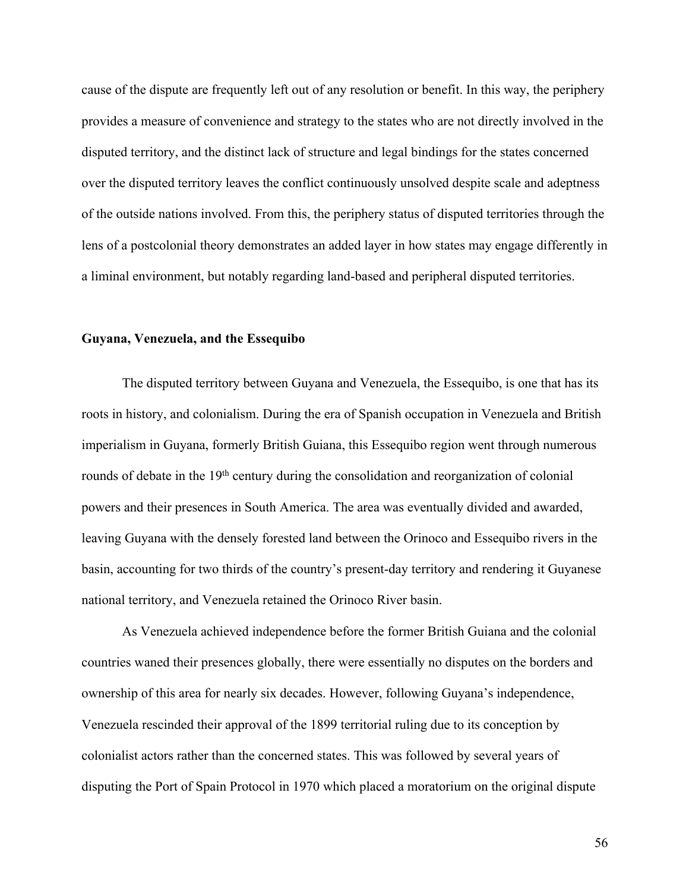cause of the dispute are frequently left out of any resolution or benefit. In this way, the periphery provides a measure of convenience and strategy to the states who are not directly involved in the disputed territory, and the distinct lack of structure and legal bindings for the states concerned over the disputed territory leaves the conflict continuously unsolved despite scale and adeptness of the outside nations involved. From this, the periphery status of disputed territories through the lens of a postcolonial theory demonstrates an added layer in how states may engage differently in a liminal environment, but notably regarding land-based and peripheral disputed territories.

### Guyana, Venezuela, and the Essequibo

The disputed territory between Guyana and Venezuela, the Essequibo, is one that has its roots in history, and colonialism. During the era of Spanish occupation in Venezuela and British imperialism in Guyana, formerly British Guiana, this Essequibo region went through numerous rounds of debate in the 19th century during the consolidation and reorganization of colonial powers and their presences in South America. The area was eventually divided and awarded, leaving Guyana with the densely forested land between the Orinoco and Essequibo rivers in the basin, accounting for two thirds of the country's present-day territory and rendering it Guyanese national territory, and Venezuela retained the Orinoco River basin.

As Venezuela achieved independence before the former British Guiana and the colonial countries waned their presences globally, there were essentially no disputes on the borders and ownership of this area for nearly six decades. However, following Guyana's independence, Venezuela rescinded their approval of the 1899 territorial ruling due to its conception by colonialist actors rather than the concerned states. This was followed by several years of disputing the Port of Spain Protocol in 1970 which placed a moratorium on the original dispute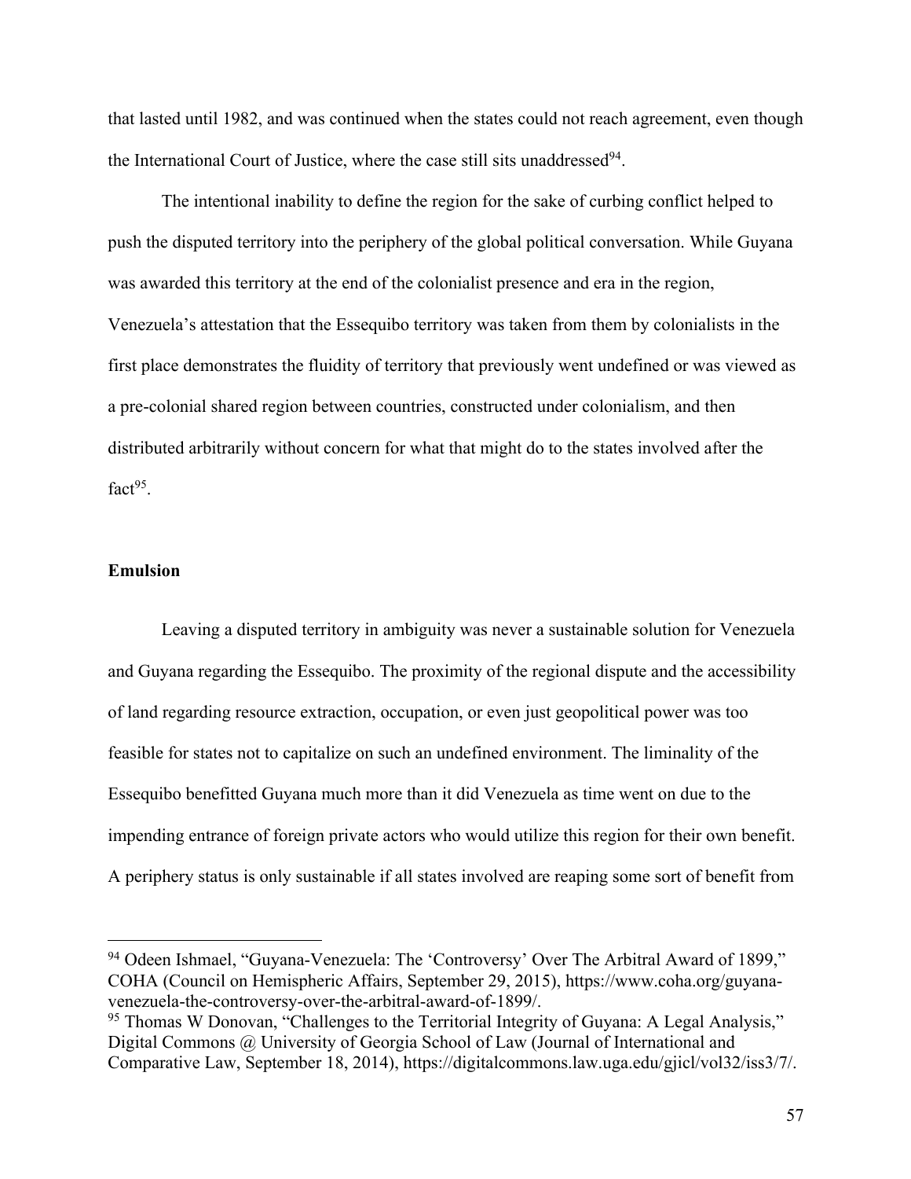that lasted until 1982, and was continued when the states could not reach agreement, even though the International Court of Justice, where the case still sits unaddressed[94].

The intentional inability to define the region for the sake of curbing conflict helped to push the disputed territory into the periphery of the global political conversation. While Guyana was awarded this territory at the end of the colonialist presence and era in the region, Venezuela's attestation that the Essequibo territory was taken from them by colonialists in the first place demonstrates the fluidity of territory that previously went undefined or was viewed as a pre-colonial shared region between countries, constructed under colonialism, and then distributed arbitrarily without concern for what that might do to the states involved after the fact[95].

### Emulsion

Leaving a disputed territory in ambiguity was never a sustainable solution for Venezuela and Guyana regarding the Essequibo. The proximity of the regional dispute and the accessibility of land regarding resource extraction, occupation, or even just geopolitical power was too feasible for states not to capitalize on such an undefined environment. The liminality of the Essequibo benefitted Guyana much more than it did Venezuela as time went on due to the impending entrance of foreign private actors who would utilize this region for their own benefit. A periphery status is only sustainable if all states involved are reaping some sort of benefit from

---

[94] Odeen Ishmael, "Guyana-Venezuela: The 'Controversy' Over The Arbitral Award of 1899," COHA (Council on Hemispheric Affairs, September 29, 2015), https://www.coha.org/guyana-venezuela-the-controversy-over-the-arbitral-award-of-1899/.

[95] Thomas W Donovan, "Challenges to the Territorial Integrity of Guyana: A Legal Analysis," Digital Commons @ University of Georgia School of Law (Journal of International and Comparative Law, September 18, 2014), https://digitalcommons.law.uga.edu/gjicl/vol32/iss3/7/.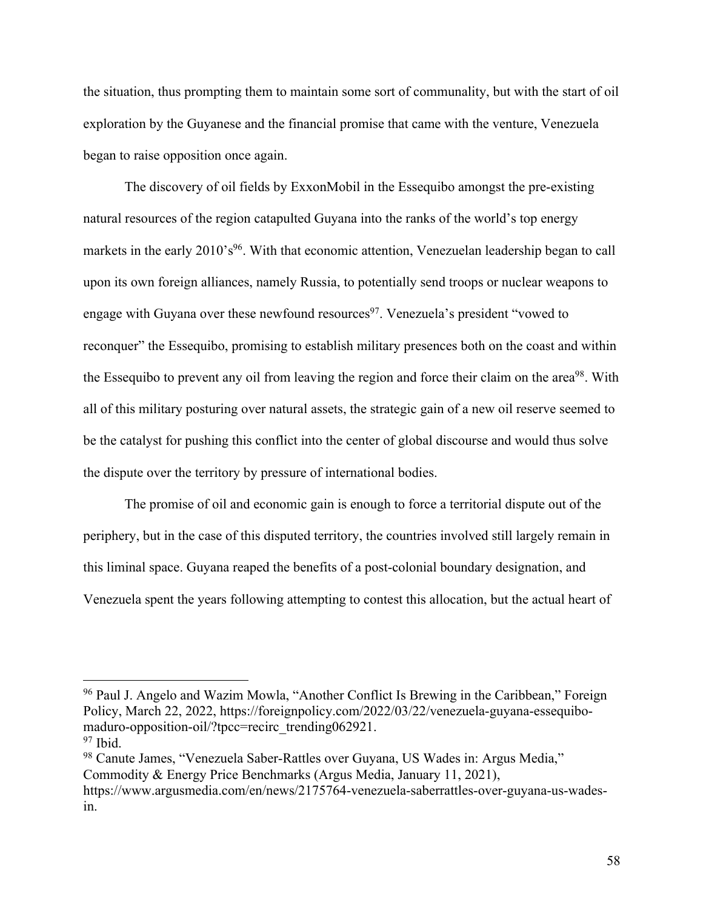the situation, thus prompting them to maintain some sort of communality, but with the start of oil exploration by the Guyanese and the financial promise that came with the venture, Venezuela began to raise opposition once again.

The discovery of oil fields by ExxonMobil in the Essequibo amongst the pre-existing natural resources of the region catapulted Guyana into the ranks of the world's top energy markets in the early 2010's[96]. With that economic attention, Venezuelan leadership began to call upon its own foreign alliances, namely Russia, to potentially send troops or nuclear weapons to engage with Guyana over these newfound resources[97]. Venezuela's president "vowed to reconquer" the Essequibo, promising to establish military presences both on the coast and within the Essequibo to prevent any oil from leaving the region and force their claim on the area[98]. With all of this military posturing over natural assets, the strategic gain of a new oil reserve seemed to be the catalyst for pushing this conflict into the center of global discourse and would thus solve the dispute over the territory by pressure of international bodies.

The promise of oil and economic gain is enough to force a territorial dispute out of the periphery, but in the case of this disputed territory, the countries involved still largely remain in this liminal space. Guyana reaped the benefits of a post-colonial boundary designation, and Venezuela spent the years following attempting to contest this allocation, but the actual heart of

---

[96] Paul J. Angelo and Wazim Mowla, "Another Conflict Is Brewing in the Caribbean," Foreign Policy, March 22, 2022, https://foreignpolicy.com/2022/03/22/venezuela-guyana-essequibo-maduro-opposition-oil/?tpcc=recirc_trending062921.

[97] Ibid.

[98] Canute James, "Venezuela Saber-Rattles over Guyana, US Wades in: Argus Media," Commodity & Energy Price Benchmarks (Argus Media, January 11, 2021), https://www.argusmedia.com/en/news/2175764-venezuela-saberrattles-over-guyana-us-wades-in.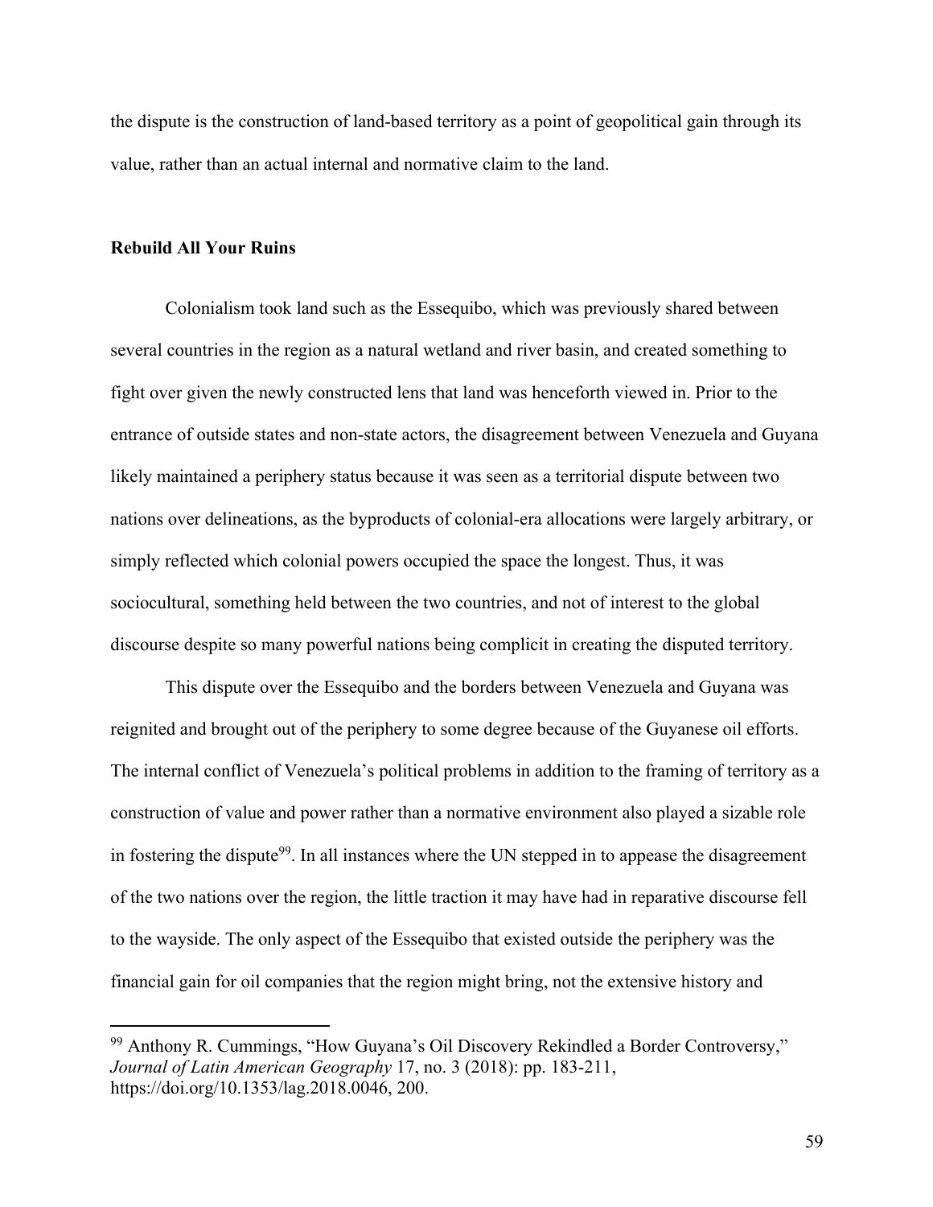the dispute is the construction of land-based territory as a point of geopolitical gain through its value, rather than an actual internal and normative claim to the land.

## Rebuild All Your Ruins

Colonialism took land such as the Essequibo, which was previously shared between several countries in the region as a natural wetland and river basin, and created something to fight over given the newly constructed lens that land was henceforth viewed in. Prior to the entrance of outside states and non-state actors, the disagreement between Venezuela and Guyana likely maintained a periphery status because it was seen as a territorial dispute between two nations over delineations, as the byproducts of colonial-era allocations were largely arbitrary, or simply reflected which colonial powers occupied the space the longest. Thus, it was sociocultural, something held between the two countries, and not of interest to the global discourse despite so many powerful nations being complicit in creating the disputed territory.

This dispute over the Essequibo and the borders between Venezuela and Guyana was reignited and brought out of the periphery to some degree because of the Guyanese oil efforts. The internal conflict of Venezuela's political problems in addition to the framing of territory as a construction of value and power rather than a normative environment also played a sizable role in fostering the dispute[99]. In all instances where the UN stepped in to appease the disagreement of the two nations over the region, the little traction it may have had in reparative discourse fell to the wayside. The only aspect of the Essequibo that existed outside the periphery was the financial gain for oil companies that the region might bring, not the extensive history and

---

[99] Anthony R. Cummings, "How Guyana's Oil Discovery Rekindled a Border Controversy," *Journal of Latin American Geography* 17, no. 3 (2018): pp. 183-211, https://doi.org/10.1353/lag.2018.0046, 200.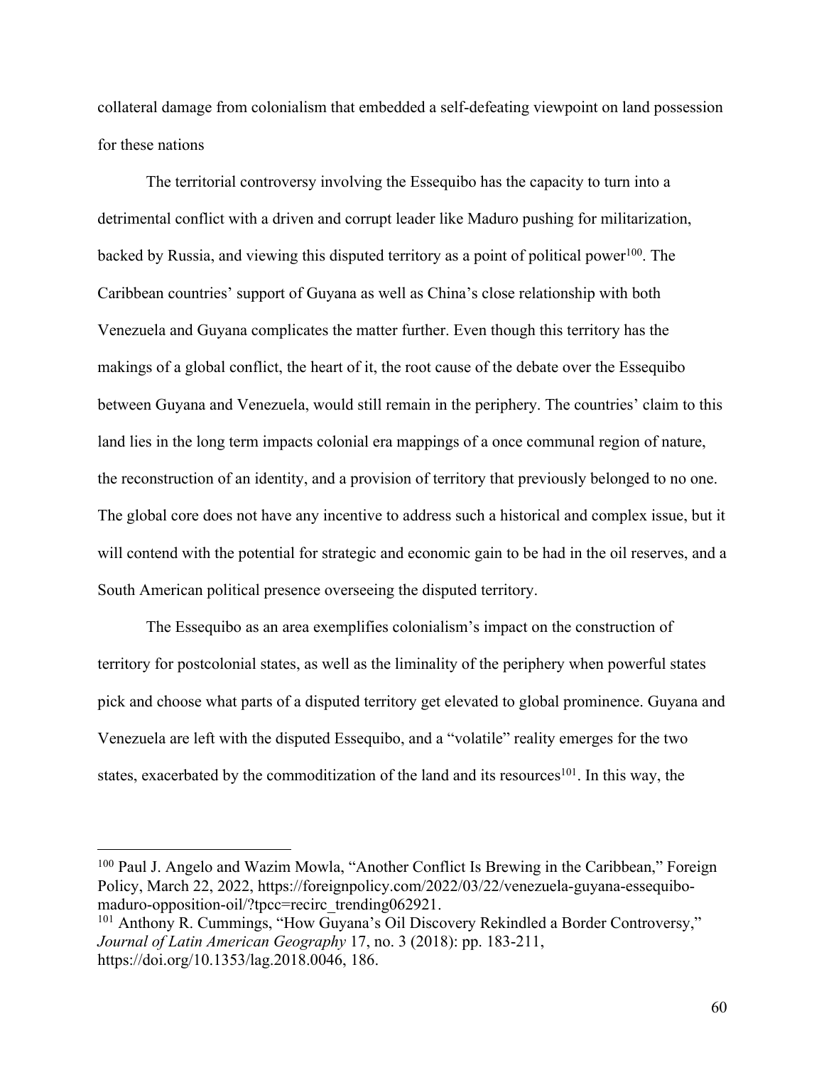collateral damage from colonialism that embedded a self-defeating viewpoint on land possession for these nations

The territorial controversy involving the Essequibo has the capacity to turn into a detrimental conflict with a driven and corrupt leader like Maduro pushing for militarization, backed by Russia, and viewing this disputed territory as a point of political power[100]. The Caribbean countries' support of Guyana as well as China's close relationship with both Venezuela and Guyana complicates the matter further. Even though this territory has the makings of a global conflict, the heart of it, the root cause of the debate over the Essequibo between Guyana and Venezuela, would still remain in the periphery. The countries' claim to this land lies in the long term impacts colonial era mappings of a once communal region of nature, the reconstruction of an identity, and a provision of territory that previously belonged to no one. The global core does not have any incentive to address such a historical and complex issue, but it will contend with the potential for strategic and economic gain to be had in the oil reserves, and a South American political presence overseeing the disputed territory.

The Essequibo as an area exemplifies colonialism's impact on the construction of territory for postcolonial states, as well as the liminality of the periphery when powerful states pick and choose what parts of a disputed territory get elevated to global prominence. Guyana and Venezuela are left with the disputed Essequibo, and a "volatile" reality emerges for the two states, exacerbated by the commoditization of the land and its resources[101]. In this way, the

---

[100] Paul J. Angelo and Wazim Mowla, "Another Conflict Is Brewing in the Caribbean," Foreign Policy, March 22, 2022, https://foreignpolicy.com/2022/03/22/venezuela-guyana-essequibo-maduro-opposition-oil/?tpcc=recirc_trending062921.

[101] Anthony R. Cummings, "How Guyana's Oil Discovery Rekindled a Border Controversy," *Journal of Latin American Geography* 17, no. 3 (2018): pp. 183-211, https://doi.org/10.1353/lag.2018.0046, 186.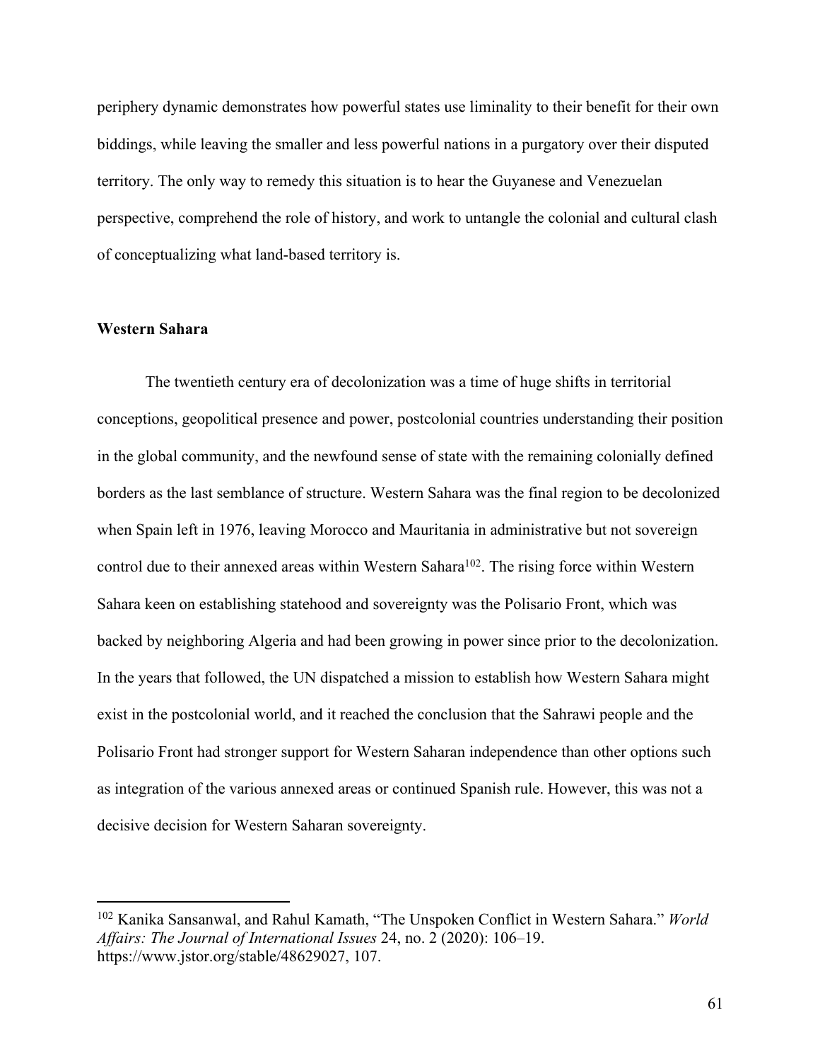periphery dynamic demonstrates how powerful states use liminality to their benefit for their own biddings, while leaving the smaller and less powerful nations in a purgatory over their disputed territory. The only way to remedy this situation is to hear the Guyanese and Venezuelan perspective, comprehend the role of history, and work to untangle the colonial and cultural clash of conceptualizing what land-based territory is.

### Western Sahara

The twentieth century era of decolonization was a time of huge shifts in territorial conceptions, geopolitical presence and power, postcolonial countries understanding their position in the global community, and the newfound sense of state with the remaining colonially defined borders as the last semblance of structure. Western Sahara was the final region to be decolonized when Spain left in 1976, leaving Morocco and Mauritania in administrative but not sovereign control due to their annexed areas within Western Sahara[102]. The rising force within Western Sahara keen on establishing statehood and sovereignty was the Polisario Front, which was backed by neighboring Algeria and had been growing in power since prior to the decolonization. In the years that followed, the UN dispatched a mission to establish how Western Sahara might exist in the postcolonial world, and it reached the conclusion that the Sahrawi people and the Polisario Front had stronger support for Western Saharan independence than other options such as integration of the various annexed areas or continued Spanish rule. However, this was not a decisive decision for Western Saharan sovereignty.

---

[102] Kanika Sansanwal, and Rahul Kamath, "The Unspoken Conflict in Western Sahara." *World Affairs: The Journal of International Issues* 24, no. 2 (2020): 106–19. https://www.jstor.org/stable/48629027, 107.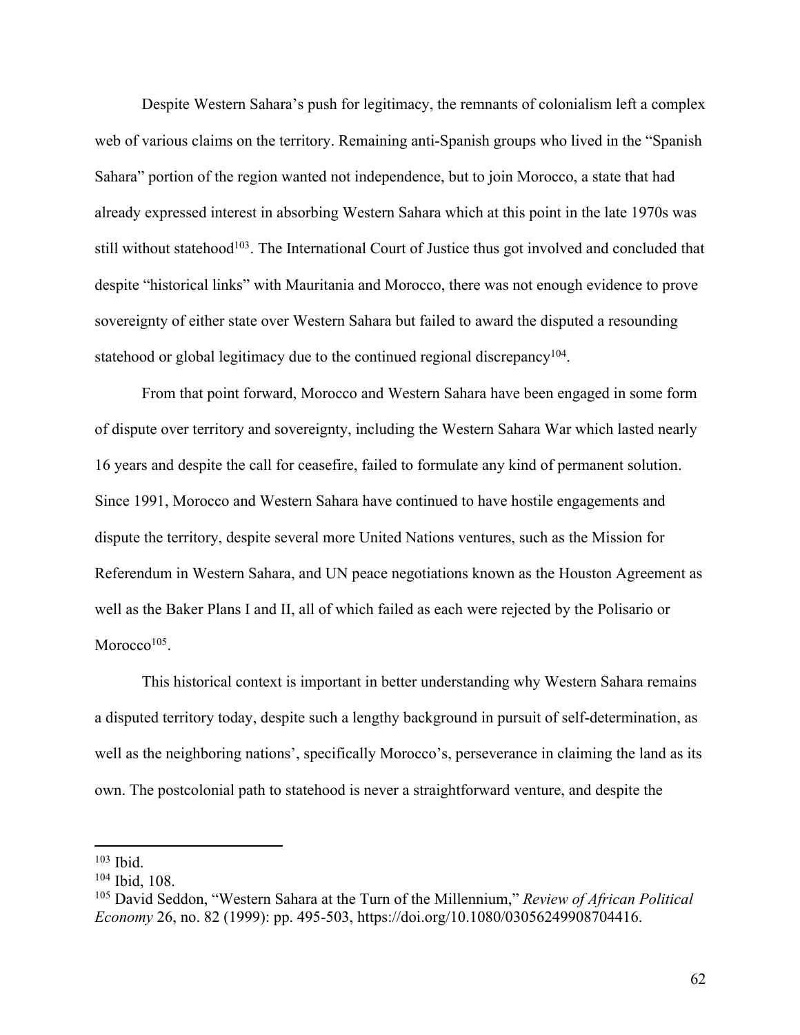Despite Western Sahara's push for legitimacy, the remnants of colonialism left a complex web of various claims on the territory. Remaining anti-Spanish groups who lived in the "Spanish Sahara" portion of the region wanted not independence, but to join Morocco, a state that had already expressed interest in absorbing Western Sahara which at this point in the late 1970s was still without statehood[103]. The International Court of Justice thus got involved and concluded that despite "historical links" with Mauritania and Morocco, there was not enough evidence to prove sovereignty of either state over Western Sahara but failed to award the disputed a resounding statehood or global legitimacy due to the continued regional discrepancy[104].

From that point forward, Morocco and Western Sahara have been engaged in some form of dispute over territory and sovereignty, including the Western Sahara War which lasted nearly 16 years and despite the call for ceasefire, failed to formulate any kind of permanent solution. Since 1991, Morocco and Western Sahara have continued to have hostile engagements and dispute the territory, despite several more United Nations ventures, such as the Mission for Referendum in Western Sahara, and UN peace negotiations known as the Houston Agreement as well as the Baker Plans I and II, all of which failed as each were rejected by the Polisario or Morocco[105].

This historical context is important in better understanding why Western Sahara remains a disputed territory today, despite such a lengthy background in pursuit of self-determination, as well as the neighboring nations', specifically Morocco's, perseverance in claiming the land as its own. The postcolonial path to statehood is never a straightforward venture, and despite the

---

[103] Ibid.

[104] Ibid, 108.

[105] David Seddon, "Western Sahara at the Turn of the Millennium," *Review of African Political Economy* 26, no. 82 (1999): pp. 495-503, https://doi.org/10.1080/03056249908704416.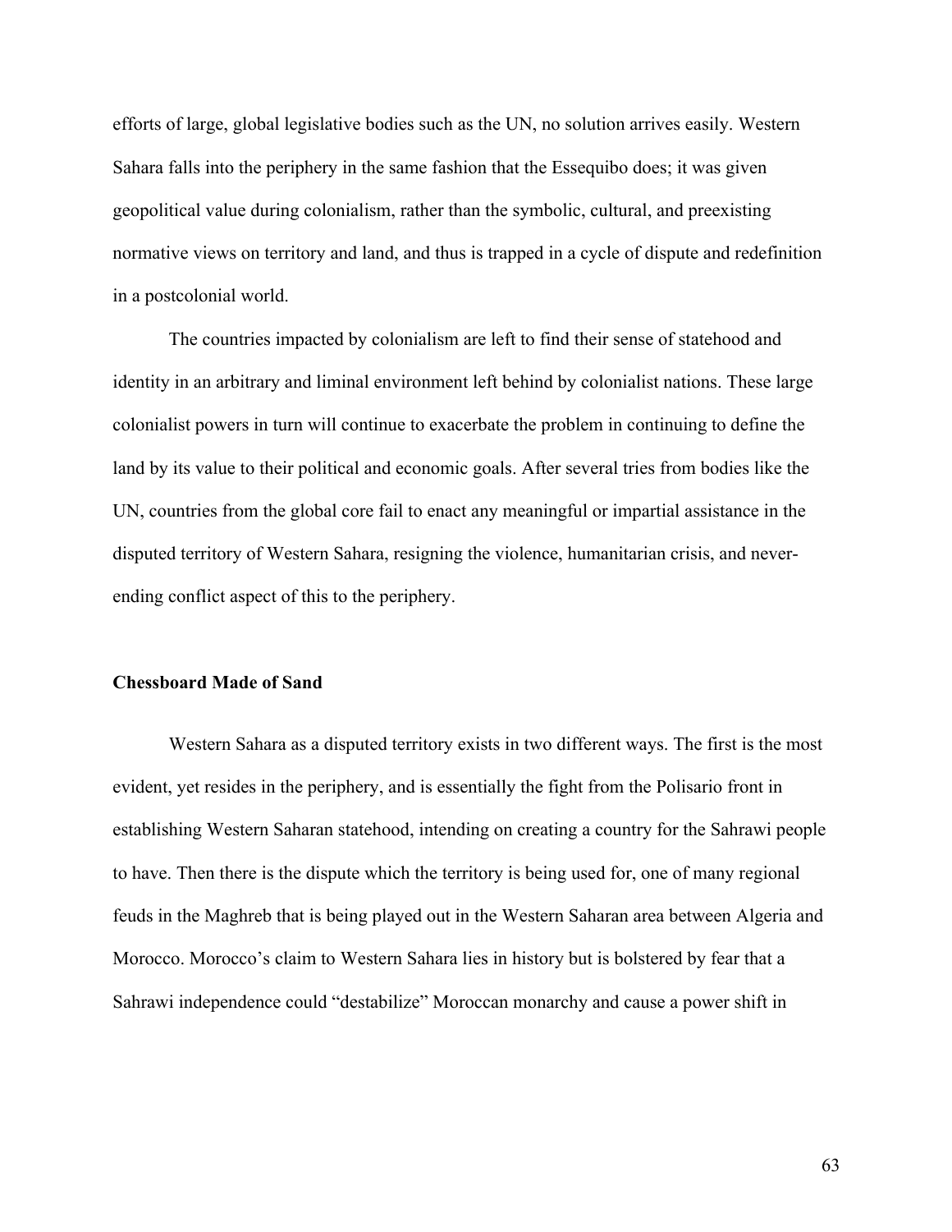efforts of large, global legislative bodies such as the UN, no solution arrives easily. Western Sahara falls into the periphery in the same fashion that the Essequibo does; it was given geopolitical value during colonialism, rather than the symbolic, cultural, and preexisting normative views on territory and land, and thus is trapped in a cycle of dispute and redefinition in a postcolonial world.

The countries impacted by colonialism are left to find their sense of statehood and identity in an arbitrary and liminal environment left behind by colonialist nations. These large colonialist powers in turn will continue to exacerbate the problem in continuing to define the land by its value to their political and economic goals. After several tries from bodies like the UN, countries from the global core fail to enact any meaningful or impartial assistance in the disputed territory of Western Sahara, resigning the violence, humanitarian crisis, and never-ending conflict aspect of this to the periphery.

**Chessboard Made of Sand**

Western Sahara as a disputed territory exists in two different ways. The first is the most evident, yet resides in the periphery, and is essentially the fight from the Polisario front in establishing Western Saharan statehood, intending on creating a country for the Sahrawi people to have. Then there is the dispute which the territory is being used for, one of many regional feuds in the Maghreb that is being played out in the Western Saharan area between Algeria and Morocco. Morocco's claim to Western Sahara lies in history but is bolstered by fear that a Sahrawi independence could "destabilize" Moroccan monarchy and cause a power shift in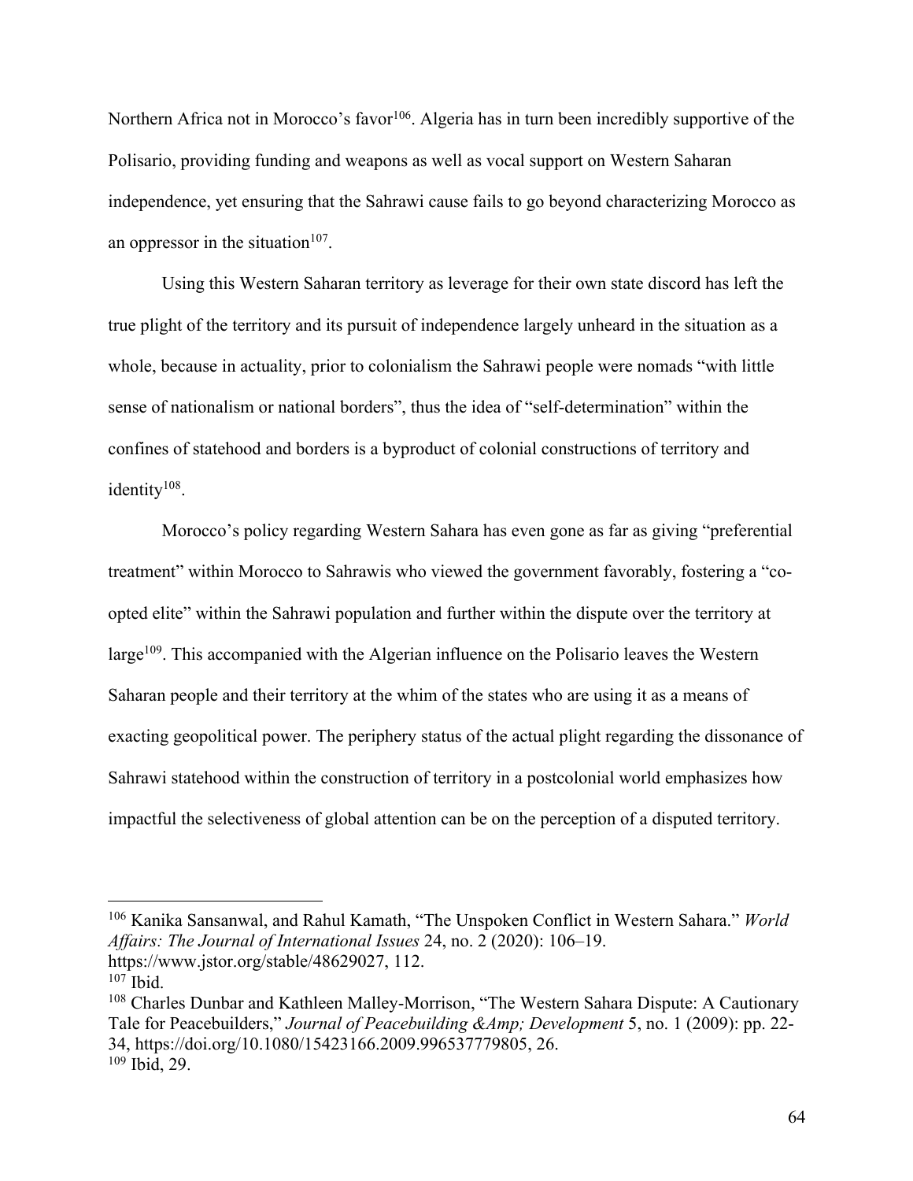Northern Africa not in Morocco's favor[106]. Algeria has in turn been incredibly supportive of the Polisario, providing funding and weapons as well as vocal support on Western Saharan independence, yet ensuring that the Sahrawi cause fails to go beyond characterizing Morocco as an oppressor in the situation[107].

Using this Western Saharan territory as leverage for their own state discord has left the true plight of the territory and its pursuit of independence largely unheard in the situation as a whole, because in actuality, prior to colonialism the Sahrawi people were nomads "with little sense of nationalism or national borders", thus the idea of "self-determination" within the confines of statehood and borders is a byproduct of colonial constructions of territory and identity[108].

Morocco's policy regarding Western Sahara has even gone as far as giving "preferential treatment" within Morocco to Sahrawis who viewed the government favorably, fostering a "co-opted elite" within the Sahrawi population and further within the dispute over the territory at large[109]. This accompanied with the Algerian influence on the Polisario leaves the Western Saharan people and their territory at the whim of the states who are using it as a means of exacting geopolitical power. The periphery status of the actual plight regarding the dissonance of Sahrawi statehood within the construction of territory in a postcolonial world emphasizes how impactful the selectiveness of global attention can be on the perception of a disputed territory.

---

[106] Kanika Sansanwal, and Rahul Kamath, "The Unspoken Conflict in Western Sahara." *World Affairs: The Journal of International Issues* 24, no. 2 (2020): 106–19. https://www.jstor.org/stable/48629027, 112.

[107] Ibid.

[108] Charles Dunbar and Kathleen Malley-Morrison, "The Western Sahara Dispute: A Cautionary Tale for Peacebuilders," *Journal of Peacebuilding &Amp; Development* 5, no. 1 (2009): pp. 22-34, https://doi.org/10.1080/15423166.2009.996537779805, 26.

[109] Ibid, 29.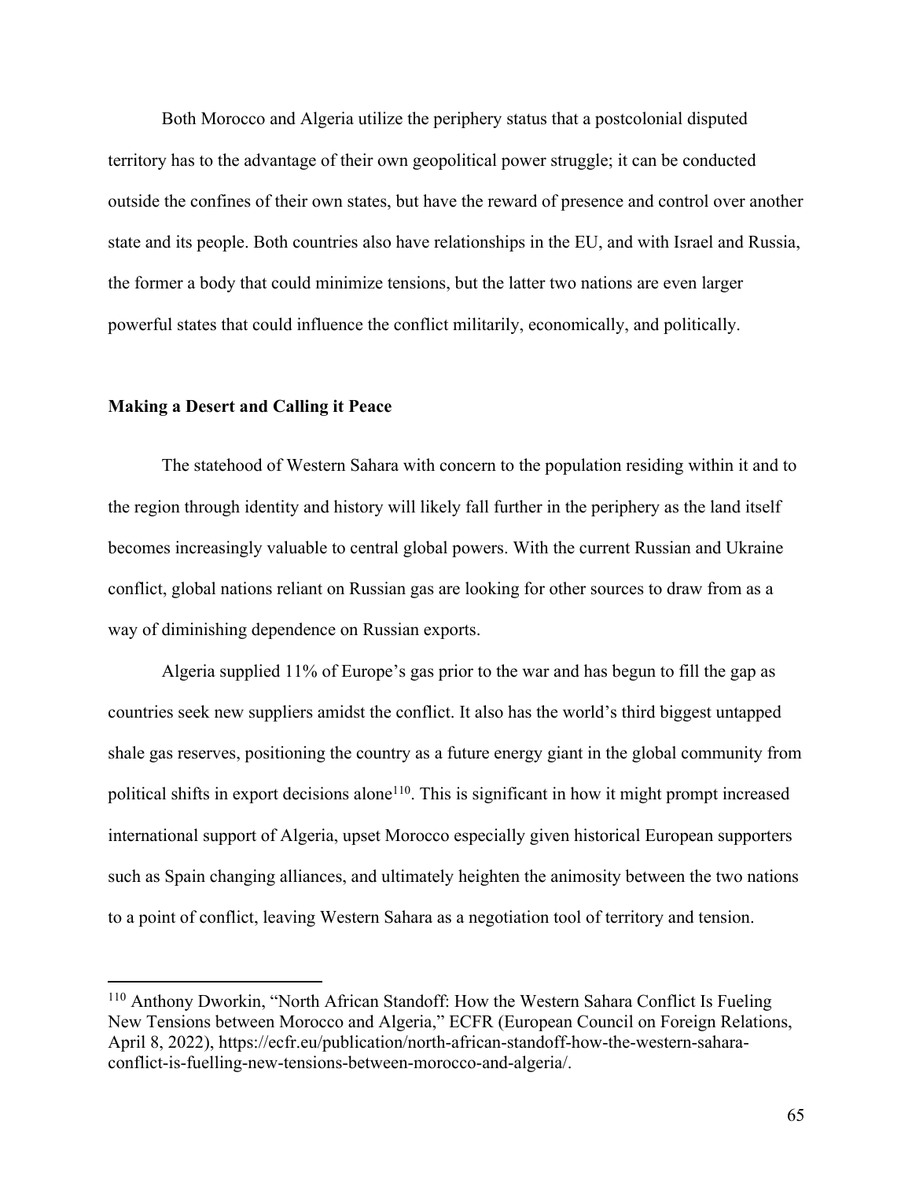Both Morocco and Algeria utilize the periphery status that a postcolonial disputed territory has to the advantage of their own geopolitical power struggle; it can be conducted outside the confines of their own states, but have the reward of presence and control over another state and its people. Both countries also have relationships in the EU, and with Israel and Russia, the former a body that could minimize tensions, but the latter two nations are even larger powerful states that could influence the conflict militarily, economically, and politically.

**Making a Desert and Calling it Peace**

The statehood of Western Sahara with concern to the population residing within it and to the region through identity and history will likely fall further in the periphery as the land itself becomes increasingly valuable to central global powers. With the current Russian and Ukraine conflict, global nations reliant on Russian gas are looking for other sources to draw from as a way of diminishing dependence on Russian exports.

Algeria supplied 11% of Europe's gas prior to the war and has begun to fill the gap as countries seek new suppliers amidst the conflict. It also has the world's third biggest untapped shale gas reserves, positioning the country as a future energy giant in the global community from political shifts in export decisions alone[110]. This is significant in how it might prompt increased international support of Algeria, upset Morocco especially given historical European supporters such as Spain changing alliances, and ultimately heighten the animosity between the two nations to a point of conflict, leaving Western Sahara as a negotiation tool of territory and tension.

---

[110] Anthony Dworkin, "North African Standoff: How the Western Sahara Conflict Is Fueling New Tensions between Morocco and Algeria," ECFR (European Council on Foreign Relations, April 8, 2022), https://ecfr.eu/publication/north-african-standoff-how-the-western-sahara-conflict-is-fuelling-new-tensions-between-morocco-and-algeria/.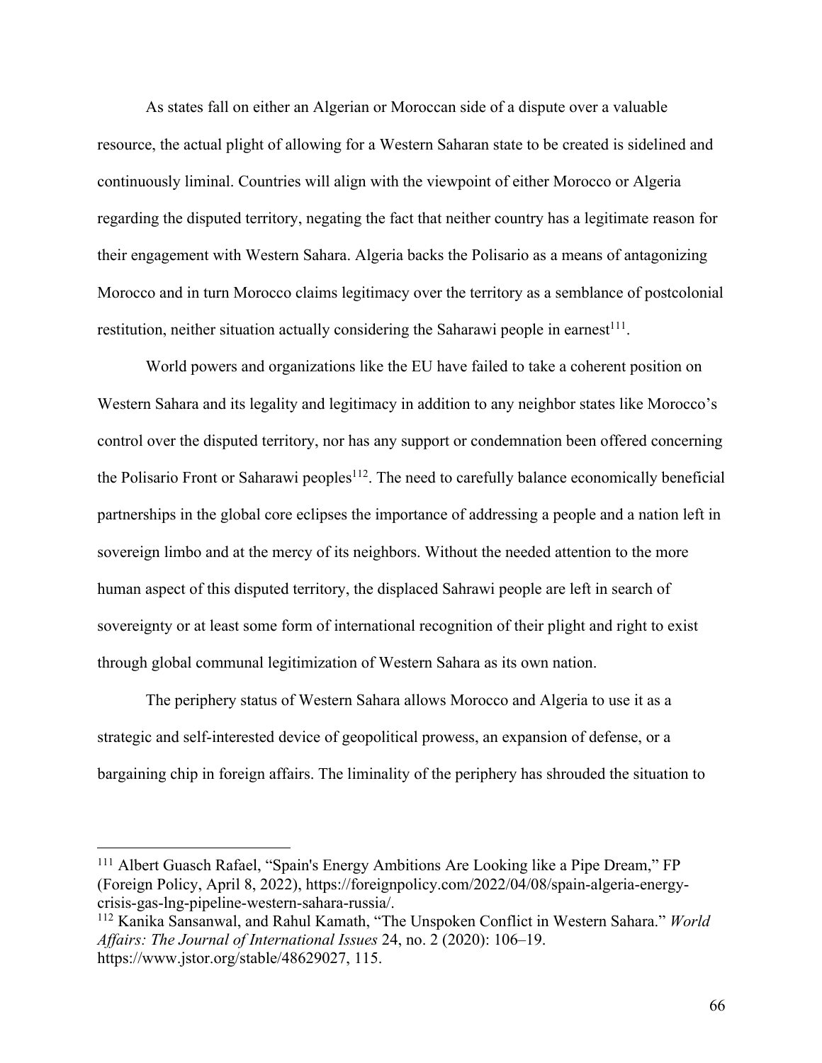As states fall on either an Algerian or Moroccan side of a dispute over a valuable resource, the actual plight of allowing for a Western Saharan state to be created is sidelined and continuously liminal. Countries will align with the viewpoint of either Morocco or Algeria regarding the disputed territory, negating the fact that neither country has a legitimate reason for their engagement with Western Sahara. Algeria backs the Polisario as a means of antagonizing Morocco and in turn Morocco claims legitimacy over the territory as a semblance of postcolonial restitution, neither situation actually considering the Saharawi people in earnest[111].

World powers and organizations like the EU have failed to take a coherent position on Western Sahara and its legality and legitimacy in addition to any neighbor states like Morocco's control over the disputed territory, nor has any support or condemnation been offered concerning the Polisario Front or Saharawi peoples[112]. The need to carefully balance economically beneficial partnerships in the global core eclipses the importance of addressing a people and a nation left in sovereign limbo and at the mercy of its neighbors. Without the needed attention to the more human aspect of this disputed territory, the displaced Sahrawi people are left in search of sovereignty or at least some form of international recognition of their plight and right to exist through global communal legitimization of Western Sahara as its own nation.

The periphery status of Western Sahara allows Morocco and Algeria to use it as a strategic and self-interested device of geopolitical prowess, an expansion of defense, or a bargaining chip in foreign affairs. The liminality of the periphery has shrouded the situation to

---

[111] Albert Guasch Rafael, "Spain's Energy Ambitions Are Looking like a Pipe Dream," FP (Foreign Policy, April 8, 2022), https://foreignpolicy.com/2022/04/08/spain-algeria-energy-crisis-gas-lng-pipeline-western-sahara-russia/.

[112] Kanika Sansanwal, and Rahul Kamath, "The Unspoken Conflict in Western Sahara." *World Affairs: The Journal of International Issues* 24, no. 2 (2020): 106–19. https://www.jstor.org/stable/48629027, 115.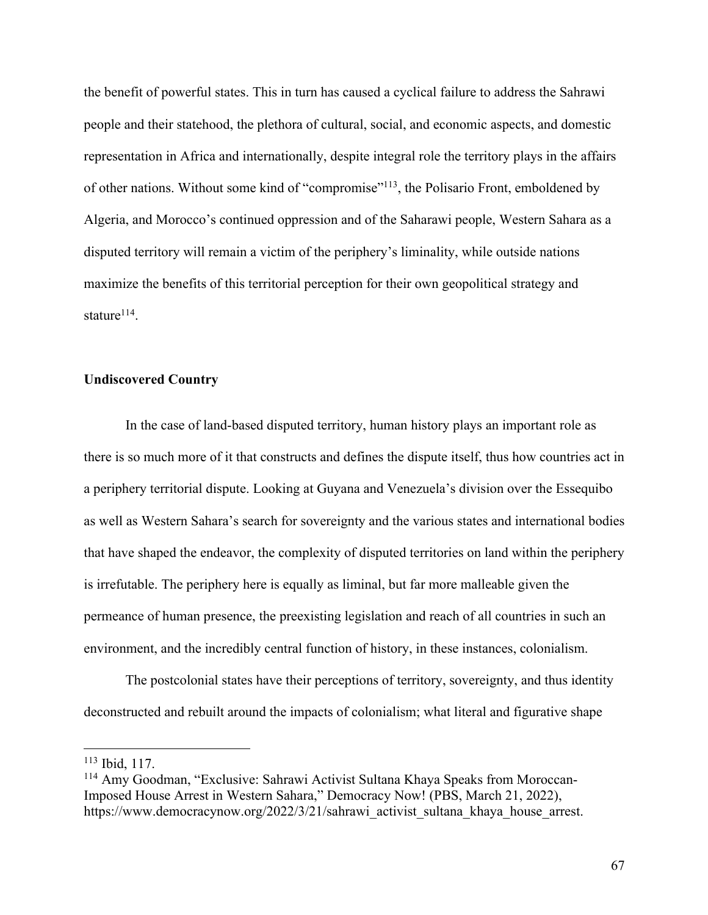the benefit of powerful states. This in turn has caused a cyclical failure to address the Sahrawi people and their statehood, the plethora of cultural, social, and economic aspects, and domestic representation in Africa and internationally, despite integral role the territory plays in the affairs of other nations. Without some kind of "compromise"[113], the Polisario Front, emboldened by Algeria, and Morocco's continued oppression and of the Saharawi people, Western Sahara as a disputed territory will remain a victim of the periphery's liminality, while outside nations maximize the benefits of this territorial perception for their own geopolitical strategy and stature[114].

### Undiscovered Country

In the case of land-based disputed territory, human history plays an important role as there is so much more of it that constructs and defines the dispute itself, thus how countries act in a periphery territorial dispute. Looking at Guyana and Venezuela's division over the Essequibo as well as Western Sahara's search for sovereignty and the various states and international bodies that have shaped the endeavor, the complexity of disputed territories on land within the periphery is irrefutable. The periphery here is equally as liminal, but far more malleable given the permeance of human presence, the preexisting legislation and reach of all countries in such an environment, and the incredibly central function of history, in these instances, colonialism.

The postcolonial states have their perceptions of territory, sovereignty, and thus identity deconstructed and rebuilt around the impacts of colonialism; what literal and figurative shape

---

[113] Ibid, 117.

[114] Amy Goodman, "Exclusive: Sahrawi Activist Sultana Khaya Speaks from Moroccan-Imposed House Arrest in Western Sahara," Democracy Now! (PBS, March 21, 2022), https://www.democracynow.org/2022/3/21/sahrawi_activist_sultana_khaya_house_arrest.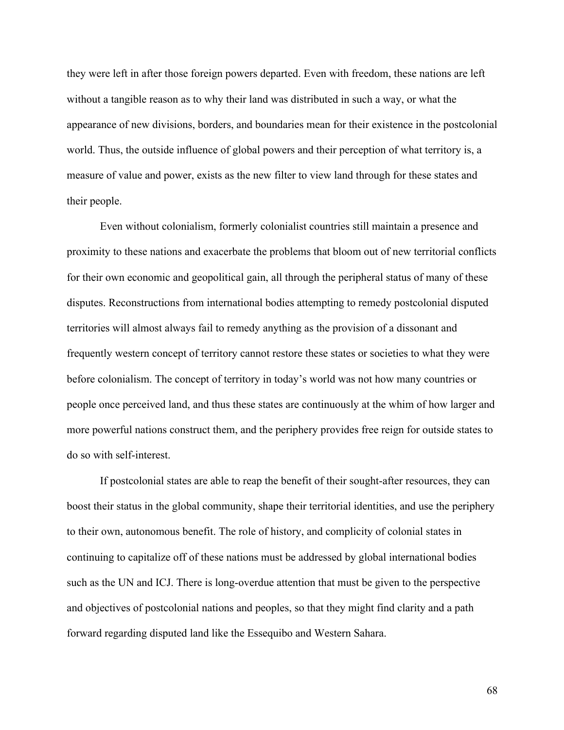they were left in after those foreign powers departed. Even with freedom, these nations are left without a tangible reason as to why their land was distributed in such a way, or what the appearance of new divisions, borders, and boundaries mean for their existence in the postcolonial world. Thus, the outside influence of global powers and their perception of what territory is, a measure of value and power, exists as the new filter to view land through for these states and their people.

Even without colonialism, formerly colonialist countries still maintain a presence and proximity to these nations and exacerbate the problems that bloom out of new territorial conflicts for their own economic and geopolitical gain, all through the peripheral status of many of these disputes. Reconstructions from international bodies attempting to remedy postcolonial disputed territories will almost always fail to remedy anything as the provision of a dissonant and frequently western concept of territory cannot restore these states or societies to what they were before colonialism. The concept of territory in today's world was not how many countries or people once perceived land, and thus these states are continuously at the whim of how larger and more powerful nations construct them, and the periphery provides free reign for outside states to do so with self-interest.

If postcolonial states are able to reap the benefit of their sought-after resources, they can boost their status in the global community, shape their territorial identities, and use the periphery to their own, autonomous benefit. The role of history, and complicity of colonial states in continuing to capitalize off of these nations must be addressed by global international bodies such as the UN and ICJ. There is long-overdue attention that must be given to the perspective and objectives of postcolonial nations and peoples, so that they might find clarity and a path forward regarding disputed land like the Essequibo and Western Sahara.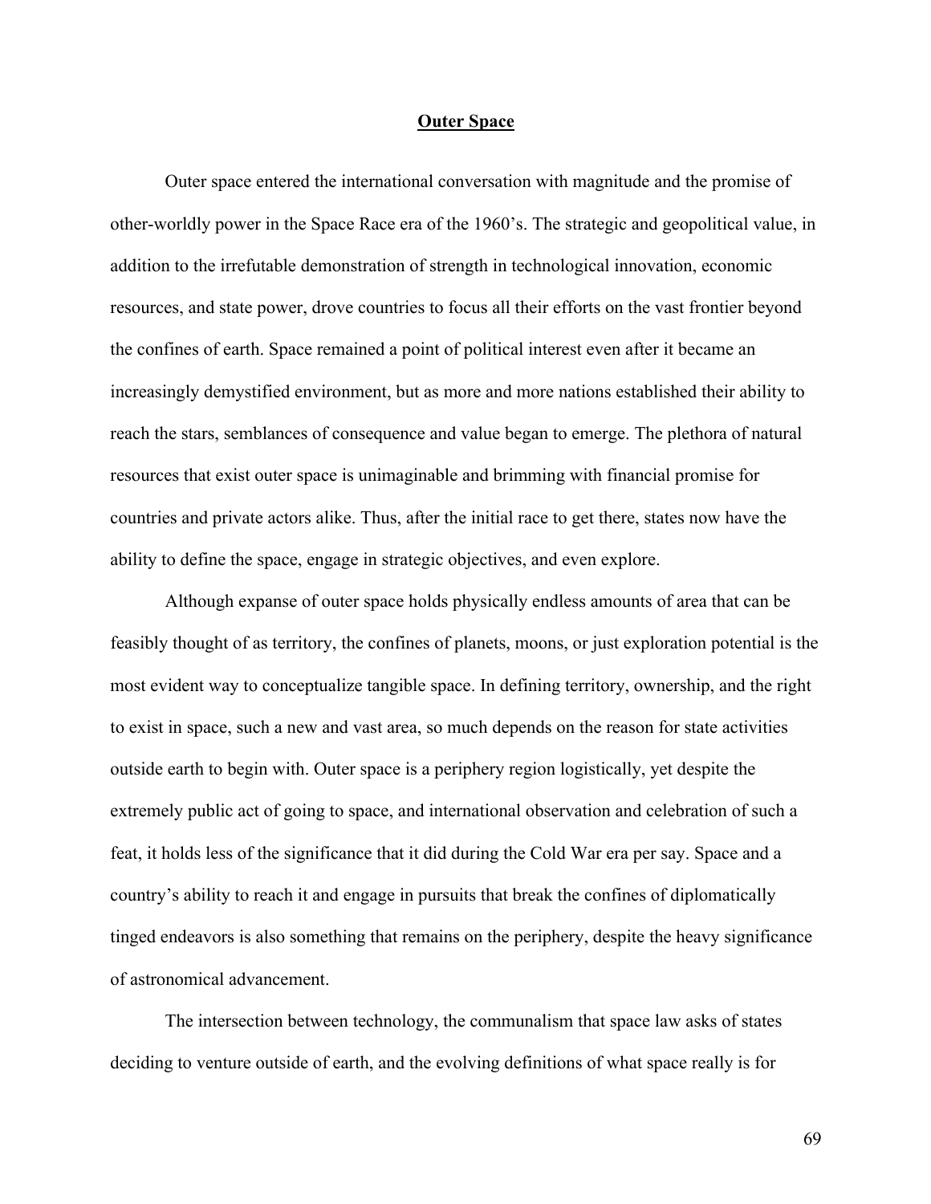## Outer Space

Outer space entered the international conversation with magnitude and the promise of other-worldly power in the Space Race era of the 1960's. The strategic and geopolitical value, in addition to the irrefutable demonstration of strength in technological innovation, economic resources, and state power, drove countries to focus all their efforts on the vast frontier beyond the confines of earth. Space remained a point of political interest even after it became an increasingly demystified environment, but as more and more nations established their ability to reach the stars, semblances of consequence and value began to emerge. The plethora of natural resources that exist outer space is unimaginable and brimming with financial promise for countries and private actors alike. Thus, after the initial race to get there, states now have the ability to define the space, engage in strategic objectives, and even explore.

Although expanse of outer space holds physically endless amounts of area that can be feasibly thought of as territory, the confines of planets, moons, or just exploration potential is the most evident way to conceptualize tangible space. In defining territory, ownership, and the right to exist in space, such a new and vast area, so much depends on the reason for state activities outside earth to begin with. Outer space is a periphery region logistically, yet despite the extremely public act of going to space, and international observation and celebration of such a feat, it holds less of the significance that it did during the Cold War era per say. Space and a country's ability to reach it and engage in pursuits that break the confines of diplomatically tinged endeavors is also something that remains on the periphery, despite the heavy significance of astronomical advancement.

The intersection between technology, the communalism that space law asks of states deciding to venture outside of earth, and the evolving definitions of what space really is for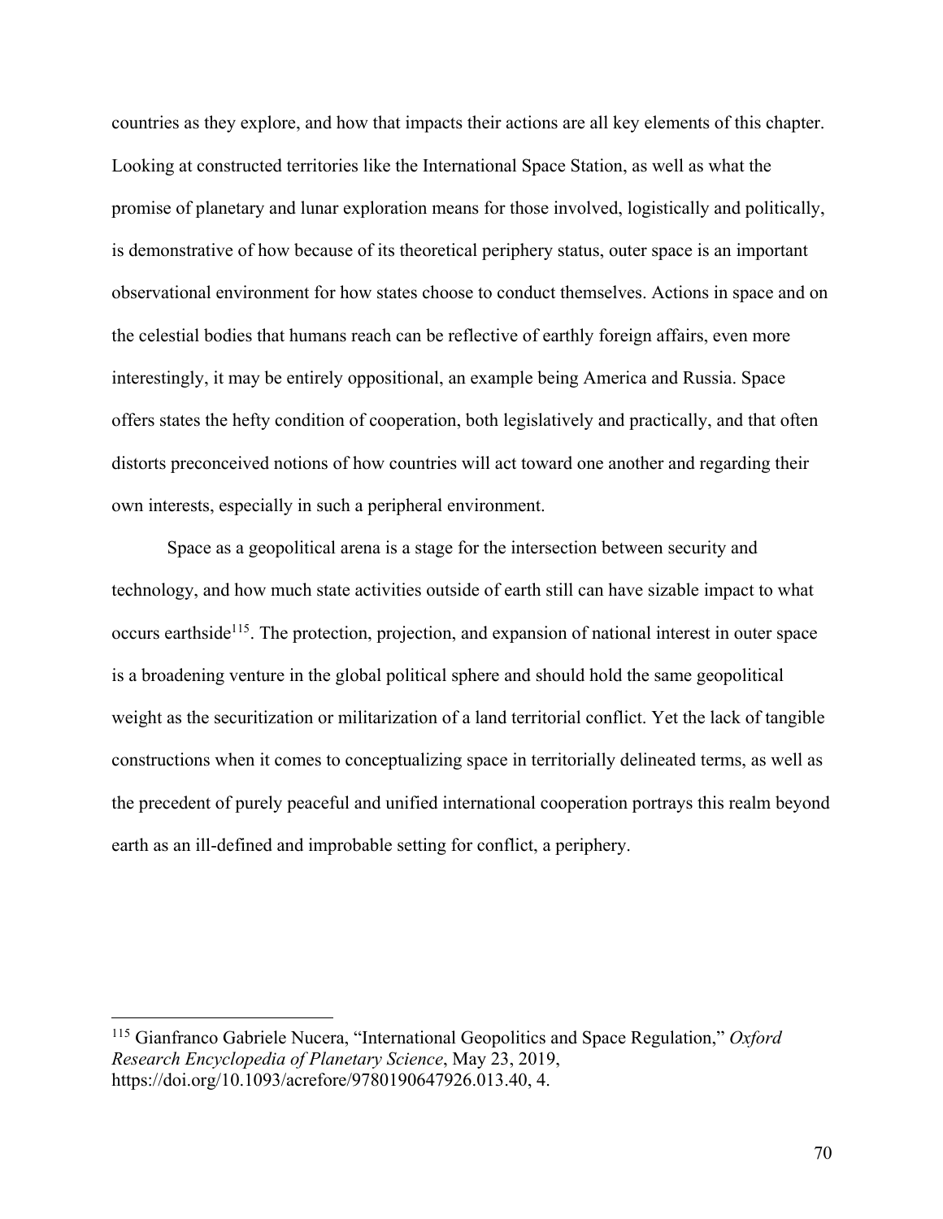countries as they explore, and how that impacts their actions are all key elements of this chapter. Looking at constructed territories like the International Space Station, as well as what the promise of planetary and lunar exploration means for those involved, logistically and politically, is demonstrative of how because of its theoretical periphery status, outer space is an important observational environment for how states choose to conduct themselves. Actions in space and on the celestial bodies that humans reach can be reflective of earthly foreign affairs, even more interestingly, it may be entirely oppositional, an example being America and Russia. Space offers states the hefty condition of cooperation, both legislatively and practically, and that often distorts preconceived notions of how countries will act toward one another and regarding their own interests, especially in such a peripheral environment.

Space as a geopolitical arena is a stage for the intersection between security and technology, and how much state activities outside of earth still can have sizable impact to what occurs earthside[115]. The protection, projection, and expansion of national interest in outer space is a broadening venture in the global political sphere and should hold the same geopolitical weight as the securitization or militarization of a land territorial conflict. Yet the lack of tangible constructions when it comes to conceptualizing space in territorially delineated terms, as well as the precedent of purely peaceful and unified international cooperation portrays this realm beyond earth as an ill-defined and improbable setting for conflict, a periphery.

---

[115] Gianfranco Gabriele Nucera, "International Geopolitics and Space Regulation," *Oxford Research Encyclopedia of Planetary Science*, May 23, 2019, https://doi.org/10.1093/acrefore/9780190647926.013.40, 4.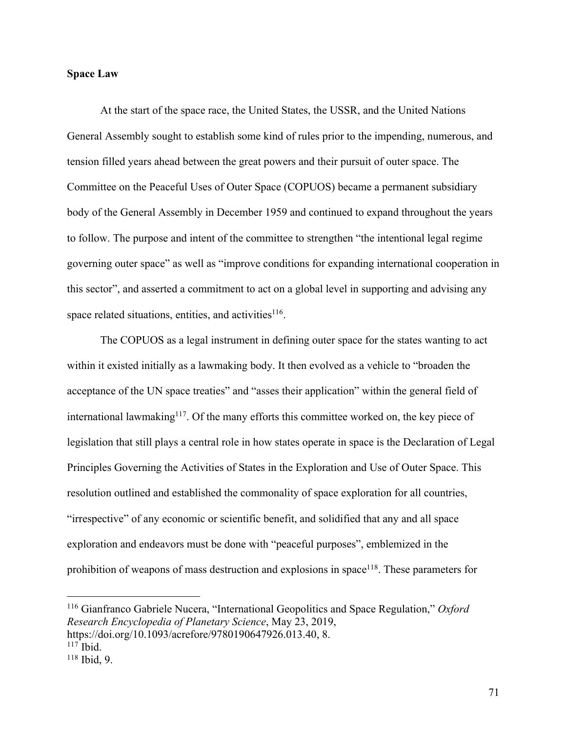**Space Law**

At the start of the space race, the United States, the USSR, and the United Nations General Assembly sought to establish some kind of rules prior to the impending, numerous, and tension filled years ahead between the great powers and their pursuit of outer space. The Committee on the Peaceful Uses of Outer Space (COPUOS) became a permanent subsidiary body of the General Assembly in December 1959 and continued to expand throughout the years to follow. The purpose and intent of the committee to strengthen "the intentional legal regime governing outer space" as well as "improve conditions for expanding international cooperation in this sector", and asserted a commitment to act on a global level in supporting and advising any space related situations, entities, and activities[116].

The COPUOS as a legal instrument in defining outer space for the states wanting to act within it existed initially as a lawmaking body. It then evolved as a vehicle to "broaden the acceptance of the UN space treaties" and "asses their application" within the general field of international lawmaking[117]. Of the many efforts this committee worked on, the key piece of legislation that still plays a central role in how states operate in space is the Declaration of Legal Principles Governing the Activities of States in the Exploration and Use of Outer Space. This resolution outlined and established the commonality of space exploration for all countries, "irrespective" of any economic or scientific benefit, and solidified that any and all space exploration and endeavors must be done with "peaceful purposes", emblemized in the prohibition of weapons of mass destruction and explosions in space[118]. These parameters for

---

[116] Gianfranco Gabriele Nucera, "International Geopolitics and Space Regulation," *Oxford Research Encyclopedia of Planetary Science*, May 23, 2019, https://doi.org/10.1093/acrefore/9780190647926.013.40, 8.

[117] Ibid.

[118] Ibid, 9.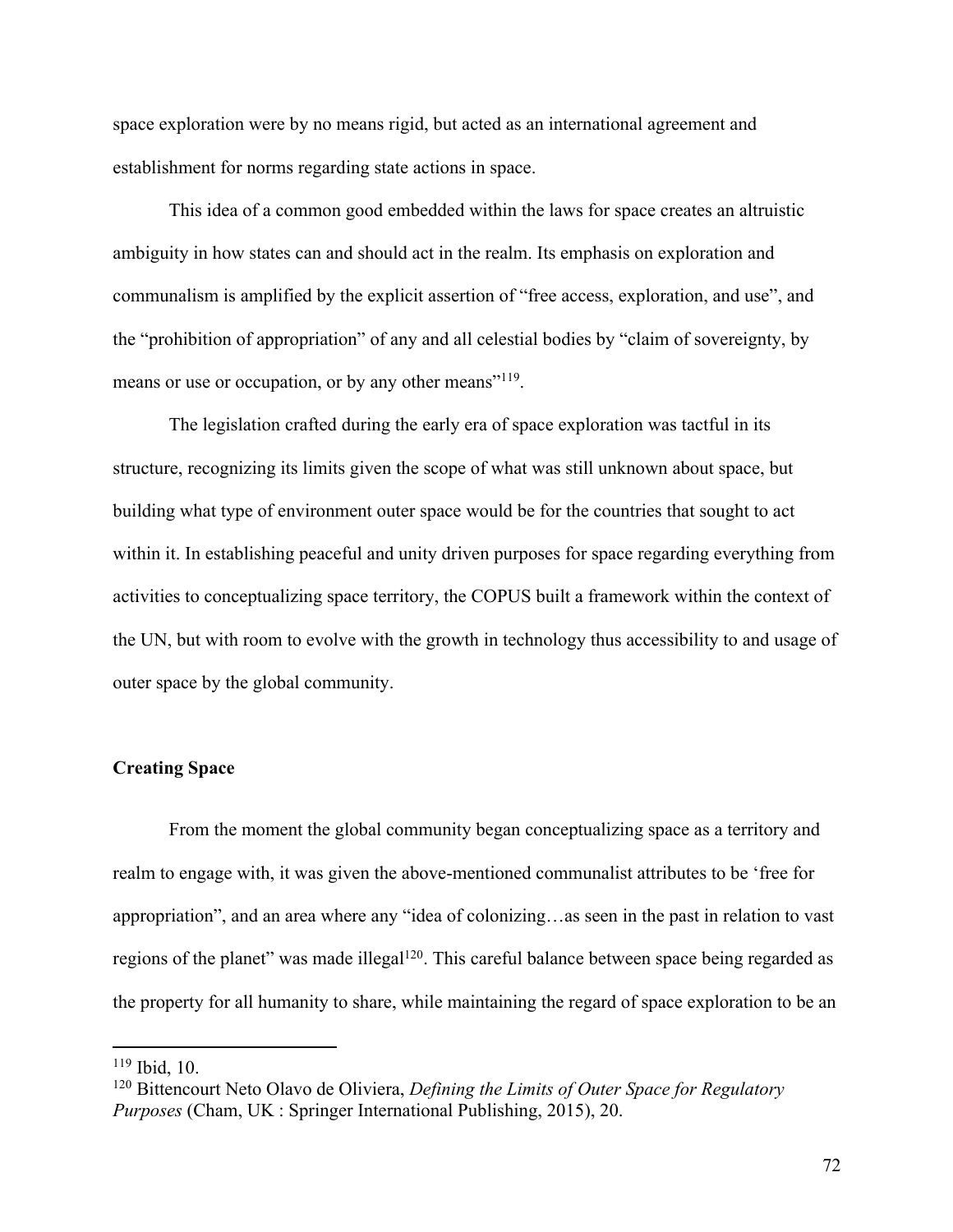space exploration were by no means rigid, but acted as an international agreement and establishment for norms regarding state actions in space.

This idea of a common good embedded within the laws for space creates an altruistic ambiguity in how states can and should act in the realm. Its emphasis on exploration and communalism is amplified by the explicit assertion of “free access, exploration, and use”, and the “prohibition of appropriation” of any and all celestial bodies by “claim of sovereignty, by means or use or occupation, or by any other means”[119].

The legislation crafted during the early era of space exploration was tactful in its structure, recognizing its limits given the scope of what was still unknown about space, but building what type of environment outer space would be for the countries that sought to act within it. In establishing peaceful and unity driven purposes for space regarding everything from activities to conceptualizing space territory, the COPUS built a framework within the context of the UN, but with room to evolve with the growth in technology thus accessibility to and usage of outer space by the global community.

**Creating Space**

From the moment the global community began conceptualizing space as a territory and realm to engage with, it was given the above-mentioned communalist attributes to be ‘free for appropriation”, and an area where any “idea of colonizing…as seen in the past in relation to vast regions of the planet” was made illegal[120]. This careful balance between space being regarded as the property for all humanity to share, while maintaining the regard of space exploration to be an

---

[119] Ibid, 10.

[120] Bittencourt Neto Olavo de Oliviera, *Defining the Limits of Outer Space for Regulatory Purposes* (Cham, UK : Springer International Publishing, 2015), 20.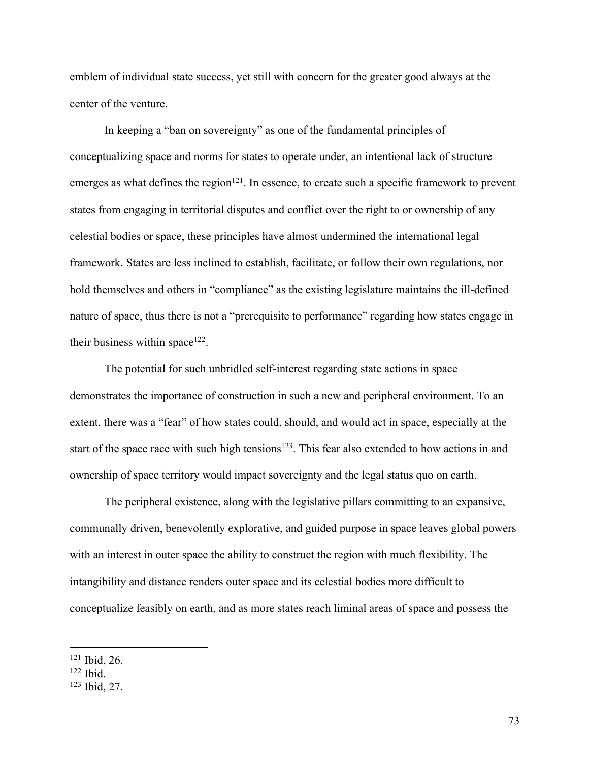emblem of individual state success, yet still with concern for the greater good always at the center of the venture.

In keeping a “ban on sovereignty” as one of the fundamental principles of conceptualizing space and norms for states to operate under, an intentional lack of structure emerges as what defines the region[121]. In essence, to create such a specific framework to prevent states from engaging in territorial disputes and conflict over the right to or ownership of any celestial bodies or space, these principles have almost undermined the international legal framework. States are less inclined to establish, facilitate, or follow their own regulations, nor hold themselves and others in “compliance” as the existing legislature maintains the ill-defined nature of space, thus there is not a “prerequisite to performance” regarding how states engage in their business within space[122].

The potential for such unbridled self-interest regarding state actions in space demonstrates the importance of construction in such a new and peripheral environment. To an extent, there was a “fear” of how states could, should, and would act in space, especially at the start of the space race with such high tensions[123]. This fear also extended to how actions in and ownership of space territory would impact sovereignty and the legal status quo on earth.

The peripheral existence, along with the legislative pillars committing to an expansive, communally driven, benevolently explorative, and guided purpose in space leaves global powers with an interest in outer space the ability to construct the region with much flexibility. The intangibility and distance renders outer space and its celestial bodies more difficult to conceptualize feasibly on earth, and as more states reach liminal areas of space and possess the

---

[121] Ibid, 26.

[122] Ibid.

[123] Ibid, 27.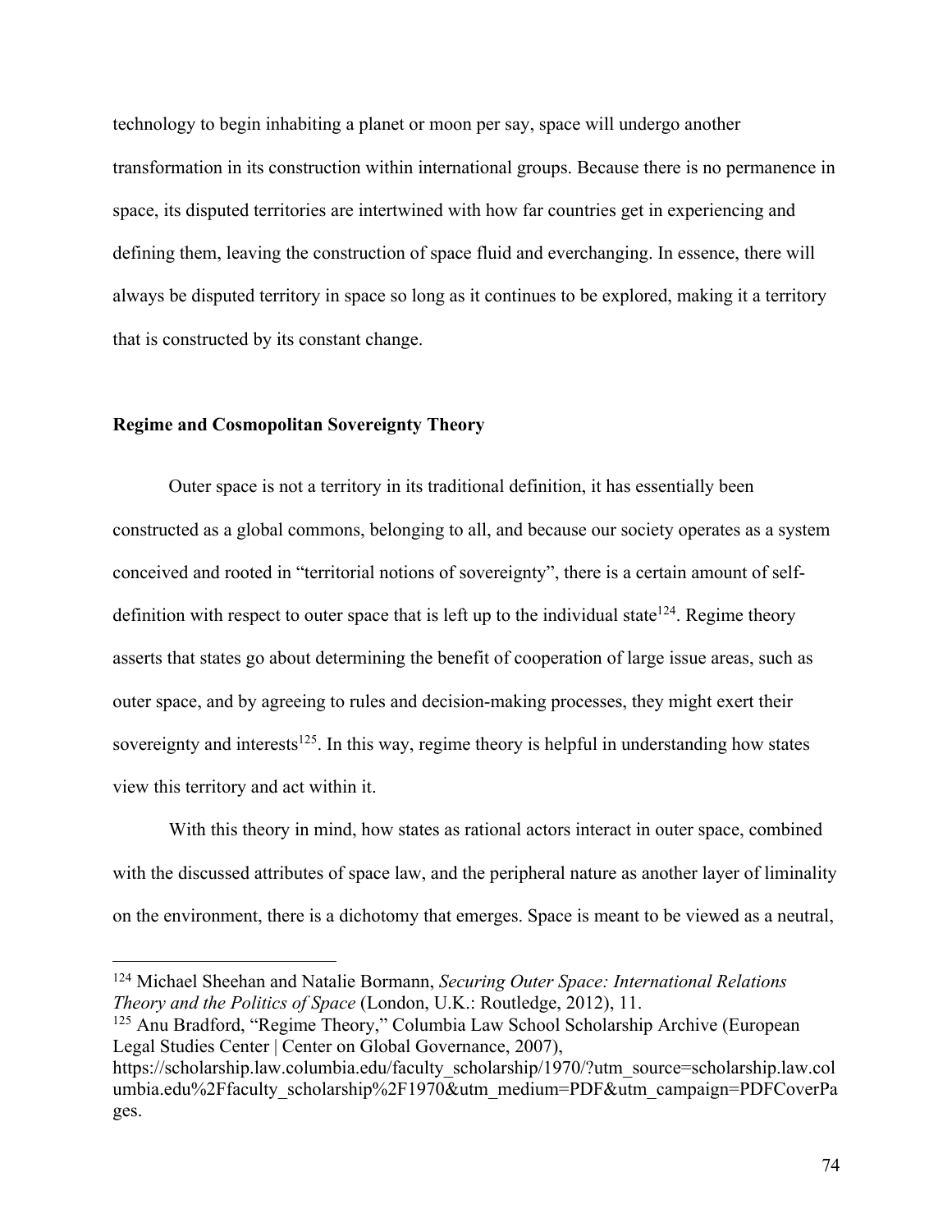technology to begin inhabiting a planet or moon per say, space will undergo another transformation in its construction within international groups. Because there is no permanence in space, its disputed territories are intertwined with how far countries get in experiencing and defining them, leaving the construction of space fluid and everchanging. In essence, there will always be disputed territory in space so long as it continues to be explored, making it a territory that is constructed by its constant change.

**Regime and Cosmopolitan Sovereignty Theory**

Outer space is not a territory in its traditional definition, it has essentially been constructed as a global commons, belonging to all, and because our society operates as a system conceived and rooted in "territorial notions of sovereignty", there is a certain amount of self-definition with respect to outer space that is left up to the individual state[124]. Regime theory asserts that states go about determining the benefit of cooperation of large issue areas, such as outer space, and by agreeing to rules and decision-making processes, they might exert their sovereignty and interests[125]. In this way, regime theory is helpful in understanding how states view this territory and act within it.

With this theory in mind, how states as rational actors interact in outer space, combined with the discussed attributes of space law, and the peripheral nature as another layer of liminality on the environment, there is a dichotomy that emerges. Space is meant to be viewed as a neutral,

---

[124] Michael Sheehan and Natalie Bormann, *Securing Outer Space: International Relations Theory and the Politics of Space* (London, U.K.: Routledge, 2012), 11.

[125] Anu Bradford, "Regime Theory," Columbia Law School Scholarship Archive (European Legal Studies Center | Center on Global Governance, 2007), https://scholarship.law.columbia.edu/faculty_scholarship/1970/?utm_source=scholarship.law.columbia.edu%2Ffaculty_scholarship%2F1970&utm_medium=PDF&utm_campaign=PDFCoverPages.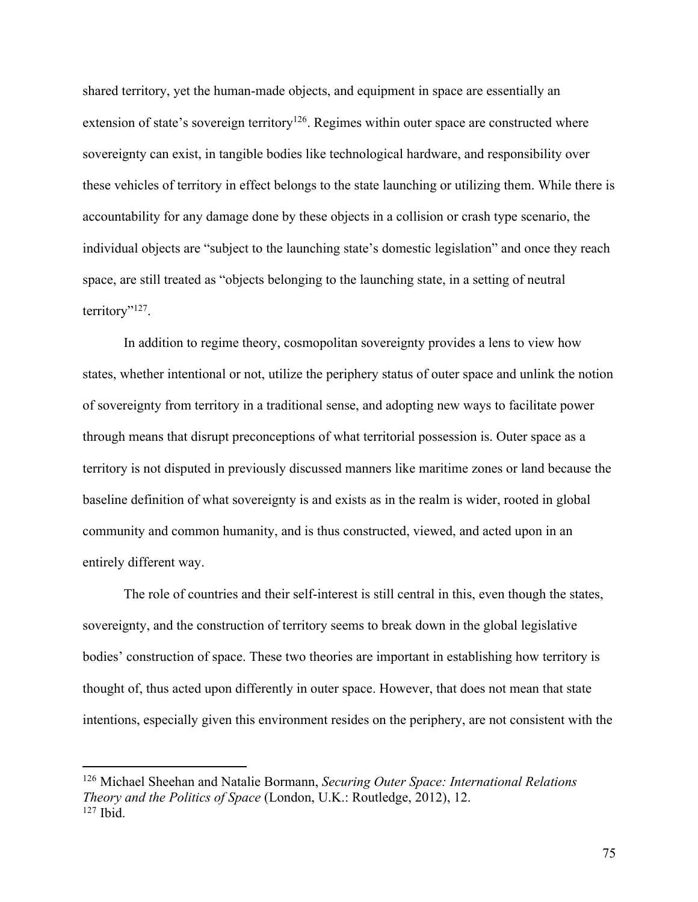shared territory, yet the human-made objects, and equipment in space are essentially an extension of state's sovereign territory[126]. Regimes within outer space are constructed where sovereignty can exist, in tangible bodies like technological hardware, and responsibility over these vehicles of territory in effect belongs to the state launching or utilizing them. While there is accountability for any damage done by these objects in a collision or crash type scenario, the individual objects are "subject to the launching state's domestic legislation" and once they reach space, are still treated as "objects belonging to the launching state, in a setting of neutral territory"[127].

In addition to regime theory, cosmopolitan sovereignty provides a lens to view how states, whether intentional or not, utilize the periphery status of outer space and unlink the notion of sovereignty from territory in a traditional sense, and adopting new ways to facilitate power through means that disrupt preconceptions of what territorial possession is. Outer space as a territory is not disputed in previously discussed manners like maritime zones or land because the baseline definition of what sovereignty is and exists as in the realm is wider, rooted in global community and common humanity, and is thus constructed, viewed, and acted upon in an entirely different way.

The role of countries and their self-interest is still central in this, even though the states, sovereignty, and the construction of territory seems to break down in the global legislative bodies' construction of space. These two theories are important in establishing how territory is thought of, thus acted upon differently in outer space. However, that does not mean that state intentions, especially given this environment resides on the periphery, are not consistent with the

---

[126] Michael Sheehan and Natalie Bormann, *Securing Outer Space: International Relations Theory and the Politics of Space* (London, U.K.: Routledge, 2012), 12.

[127] Ibid.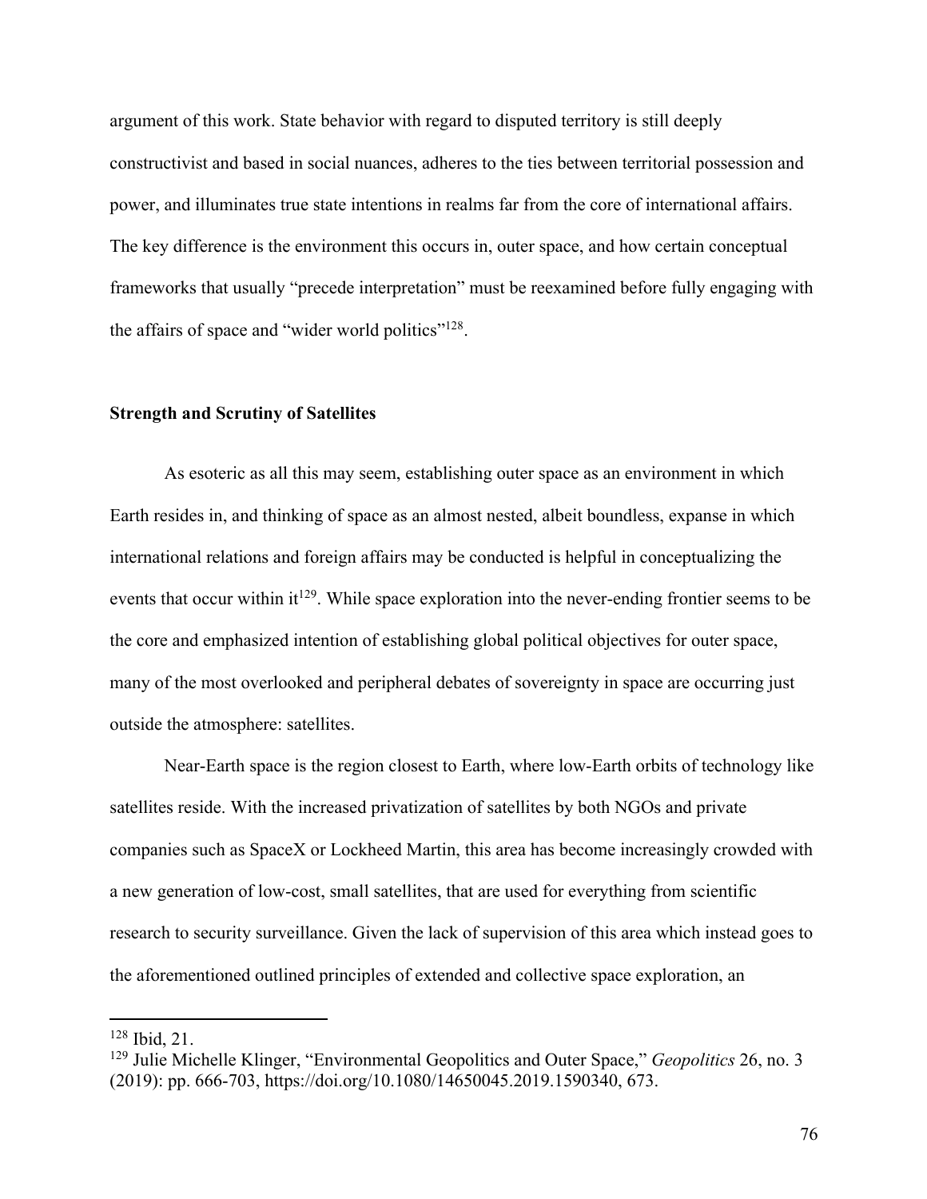argument of this work. State behavior with regard to disputed territory is still deeply constructivist and based in social nuances, adheres to the ties between territorial possession and power, and illuminates true state intentions in realms far from the core of international affairs. The key difference is the environment this occurs in, outer space, and how certain conceptual frameworks that usually "precede interpretation" must be reexamined before fully engaging with the affairs of space and "wider world politics"[128].

## Strength and Scrutiny of Satellites

As esoteric as all this may seem, establishing outer space as an environment in which Earth resides in, and thinking of space as an almost nested, albeit boundless, expanse in which international relations and foreign affairs may be conducted is helpful in conceptualizing the events that occur within it[129]. While space exploration into the never-ending frontier seems to be the core and emphasized intention of establishing global political objectives for outer space, many of the most overlooked and peripheral debates of sovereignty in space are occurring just outside the atmosphere: satellites.

Near-Earth space is the region closest to Earth, where low-Earth orbits of technology like satellites reside. With the increased privatization of satellites by both NGOs and private companies such as SpaceX or Lockheed Martin, this area has become increasingly crowded with a new generation of low-cost, small satellites, that are used for everything from scientific research to security surveillance. Given the lack of supervision of this area which instead goes to the aforementioned outlined principles of extended and collective space exploration, an

---

[128] Ibid, 21.

[129] Julie Michelle Klinger, "Environmental Geopolitics and Outer Space," *Geopolitics* 26, no. 3 (2019): pp. 666-703, https://doi.org/10.1080/14650045.2019.1590340, 673.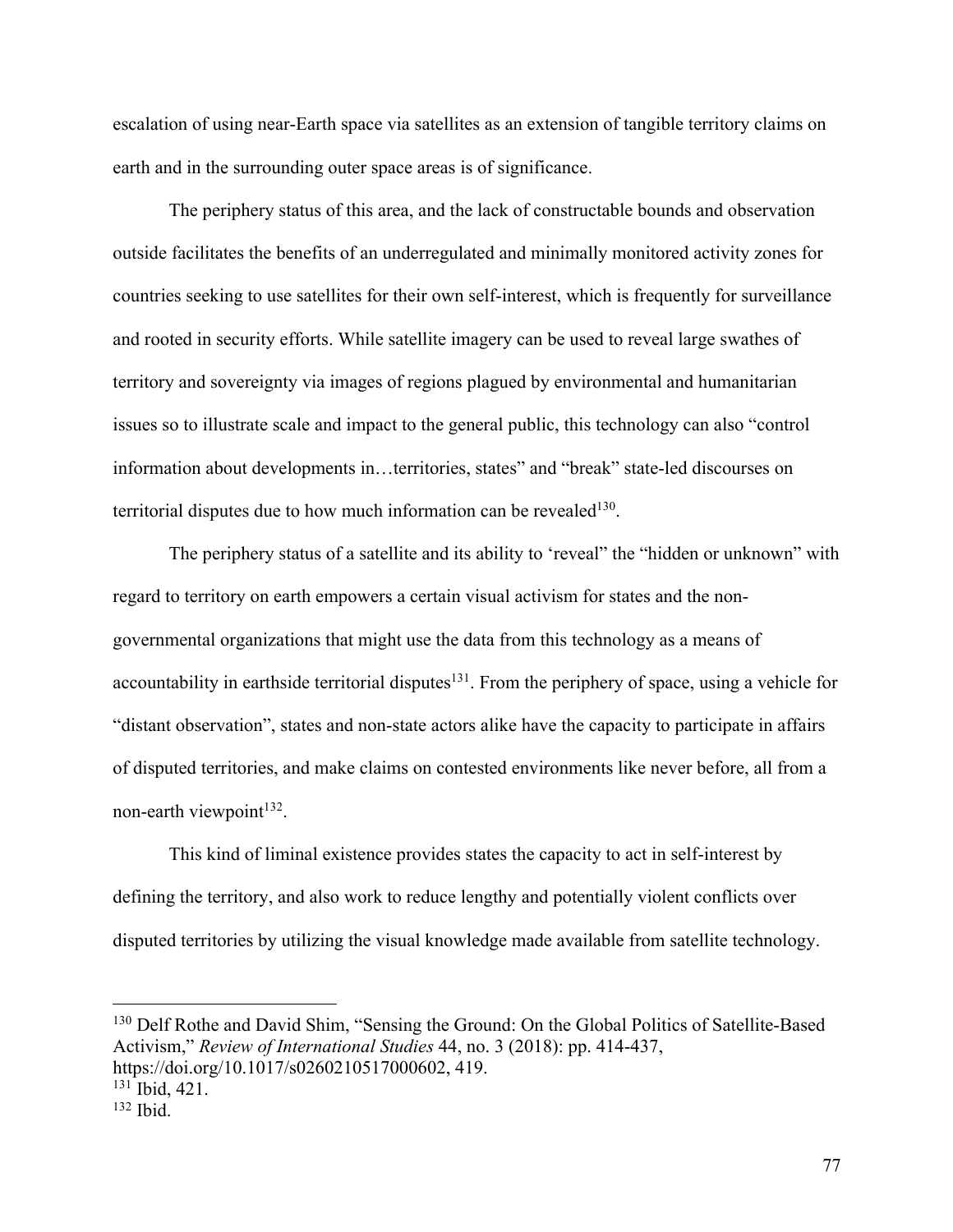escalation of using near-Earth space via satellites as an extension of tangible territory claims on earth and in the surrounding outer space areas is of significance.

The periphery status of this area, and the lack of constructable bounds and observation outside facilitates the benefits of an underregulated and minimally monitored activity zones for countries seeking to use satellites for their own self-interest, which is frequently for surveillance and rooted in security efforts. While satellite imagery can be used to reveal large swathes of territory and sovereignty via images of regions plagued by environmental and humanitarian issues so to illustrate scale and impact to the general public, this technology can also "control information about developments in…territories, states" and "break" state-led discourses on territorial disputes due to how much information can be revealed[130].

The periphery status of a satellite and its ability to 'reveal" the "hidden or unknown" with regard to territory on earth empowers a certain visual activism for states and the non-governmental organizations that might use the data from this technology as a means of accountability in earthside territorial disputes[131]. From the periphery of space, using a vehicle for "distant observation", states and non-state actors alike have the capacity to participate in affairs of disputed territories, and make claims on contested environments like never before, all from a non-earth viewpoint[132].

This kind of liminal existence provides states the capacity to act in self-interest by defining the territory, and also work to reduce lengthy and potentially violent conflicts over disputed territories by utilizing the visual knowledge made available from satellite technology.

---

[130] Delf Rothe and David Shim, "Sensing the Ground: On the Global Politics of Satellite-Based Activism," *Review of International Studies* 44, no. 3 (2018): pp. 414-437, https://doi.org/10.1017/s0260210517000602, 419.

[131] Ibid, 421.

[132] Ibid.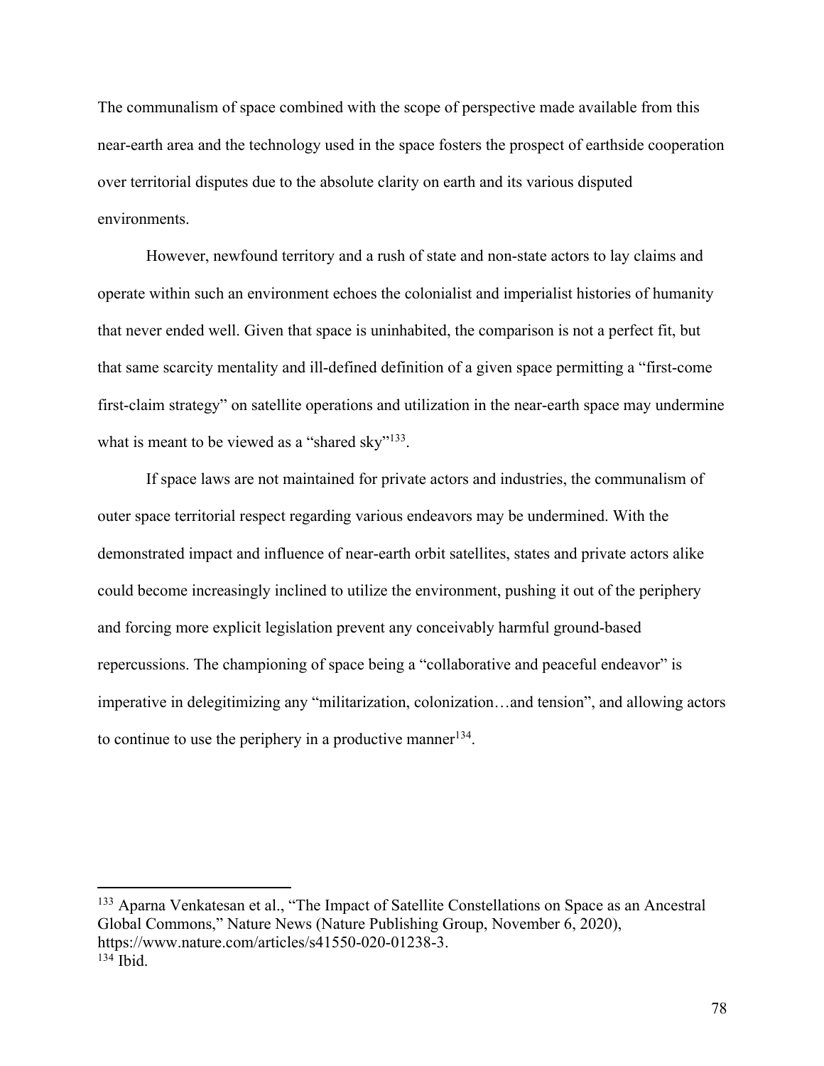The communalism of space combined with the scope of perspective made available from this near-earth area and the technology used in the space fosters the prospect of earthside cooperation over territorial disputes due to the absolute clarity on earth and its various disputed environments.

However, newfound territory and a rush of state and non-state actors to lay claims and operate within such an environment echoes the colonialist and imperialist histories of humanity that never ended well. Given that space is uninhabited, the comparison is not a perfect fit, but that same scarcity mentality and ill-defined definition of a given space permitting a "first-come first-claim strategy" on satellite operations and utilization in the near-earth space may undermine what is meant to be viewed as a "shared sky"[133].

If space laws are not maintained for private actors and industries, the communalism of outer space territorial respect regarding various endeavors may be undermined. With the demonstrated impact and influence of near-earth orbit satellites, states and private actors alike could become increasingly inclined to utilize the environment, pushing it out of the periphery and forcing more explicit legislation prevent any conceivably harmful ground-based repercussions. The championing of space being a "collaborative and peaceful endeavor" is imperative in delegitimizing any "militarization, colonization…and tension", and allowing actors to continue to use the periphery in a productive manner[134].

---

[133] Aparna Venkatesan et al., "The Impact of Satellite Constellations on Space as an Ancestral Global Commons," Nature News (Nature Publishing Group, November 6, 2020), https://www.nature.com/articles/s41550-020-01238-3.

[134] Ibid.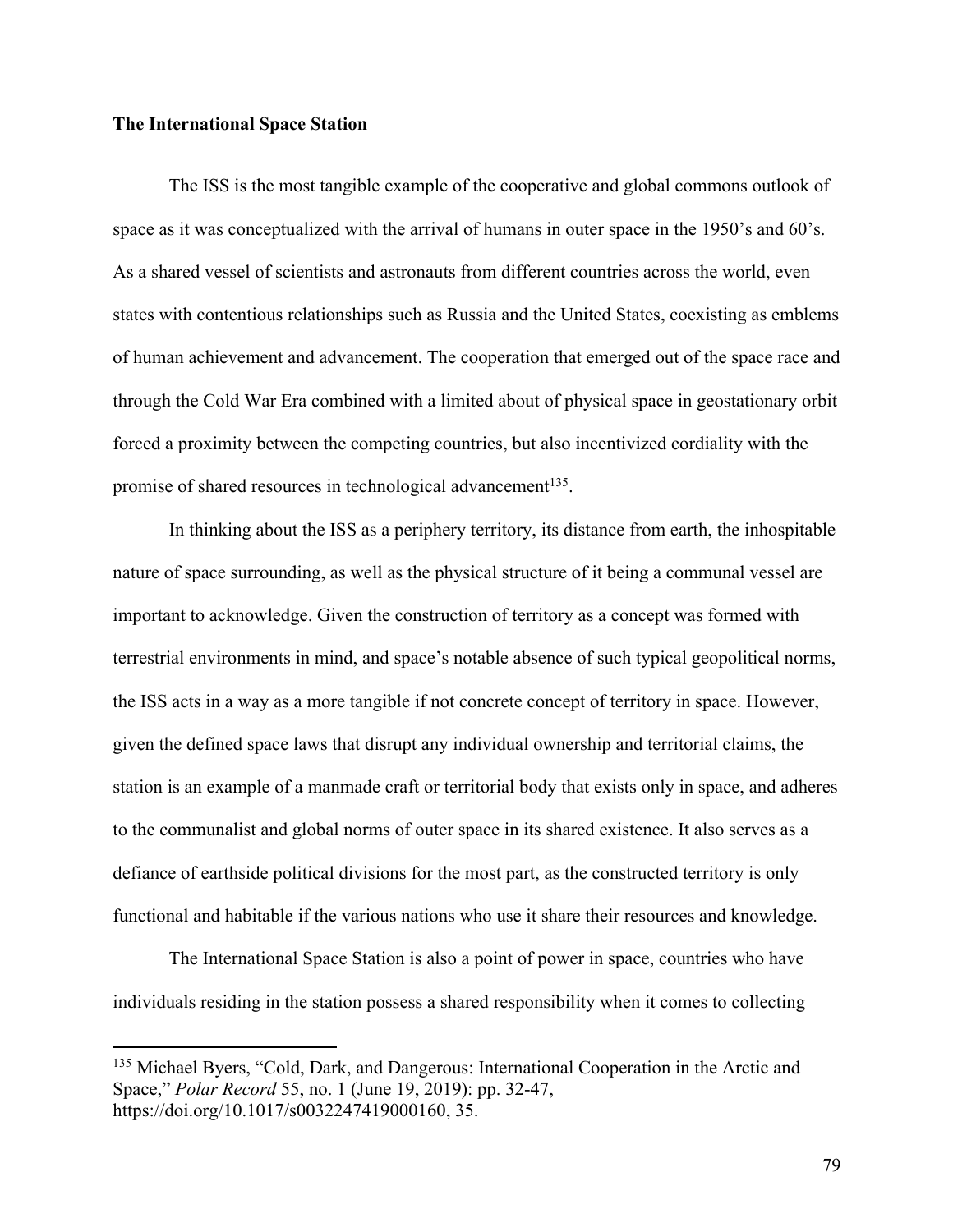**The International Space Station**

The ISS is the most tangible example of the cooperative and global commons outlook of space as it was conceptualized with the arrival of humans in outer space in the 1950's and 60's. As a shared vessel of scientists and astronauts from different countries across the world, even states with contentious relationships such as Russia and the United States, coexisting as emblems of human achievement and advancement. The cooperation that emerged out of the space race and through the Cold War Era combined with a limited about of physical space in geostationary orbit forced a proximity between the competing countries, but also incentivized cordiality with the promise of shared resources in technological advancement[135].

In thinking about the ISS as a periphery territory, its distance from earth, the inhospitable nature of space surrounding, as well as the physical structure of it being a communal vessel are important to acknowledge. Given the construction of territory as a concept was formed with terrestrial environments in mind, and space's notable absence of such typical geopolitical norms, the ISS acts in a way as a more tangible if not concrete concept of territory in space. However, given the defined space laws that disrupt any individual ownership and territorial claims, the station is an example of a manmade craft or territorial body that exists only in space, and adheres to the communalist and global norms of outer space in its shared existence. It also serves as a defiance of earthside political divisions for the most part, as the constructed territory is only functional and habitable if the various nations who use it share their resources and knowledge.

The International Space Station is also a point of power in space, countries who have individuals residing in the station possess a shared responsibility when it comes to collecting

---

[135] Michael Byers, "Cold, Dark, and Dangerous: International Cooperation in the Arctic and Space," *Polar Record* 55, no. 1 (June 19, 2019): pp. 32-47, https://doi.org/10.1017/s0032247419000160, 35.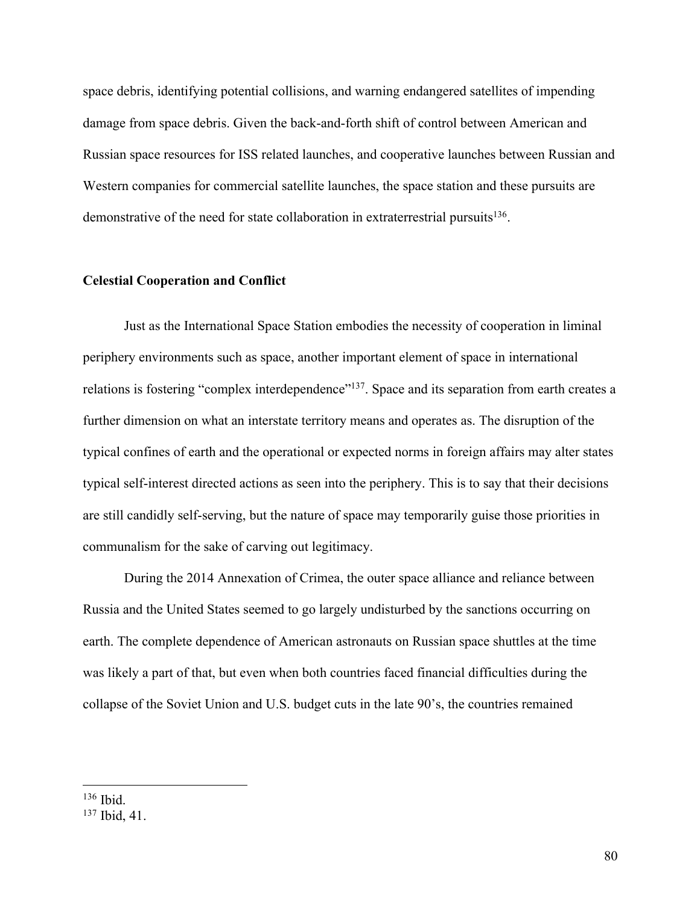space debris, identifying potential collisions, and warning endangered satellites of impending damage from space debris. Given the back-and-forth shift of control between American and Russian space resources for ISS related launches, and cooperative launches between Russian and Western companies for commercial satellite launches, the space station and these pursuits are demonstrative of the need for state collaboration in extraterrestrial pursuits[136].

**Celestial Cooperation and Conflict**

Just as the International Space Station embodies the necessity of cooperation in liminal periphery environments such as space, another important element of space in international relations is fostering "complex interdependence"[137]. Space and its separation from earth creates a further dimension on what an interstate territory means and operates as. The disruption of the typical confines of earth and the operational or expected norms in foreign affairs may alter states typical self-interest directed actions as seen into the periphery. This is to say that their decisions are still candidly self-serving, but the nature of space may temporarily guise those priorities in communalism for the sake of carving out legitimacy.

During the 2014 Annexation of Crimea, the outer space alliance and reliance between Russia and the United States seemed to go largely undisturbed by the sanctions occurring on earth. The complete dependence of American astronauts on Russian space shuttles at the time was likely a part of that, but even when both countries faced financial difficulties during the collapse of the Soviet Union and U.S. budget cuts in the late 90's, the countries remained

---

[136] Ibid.

[137] Ibid, 41.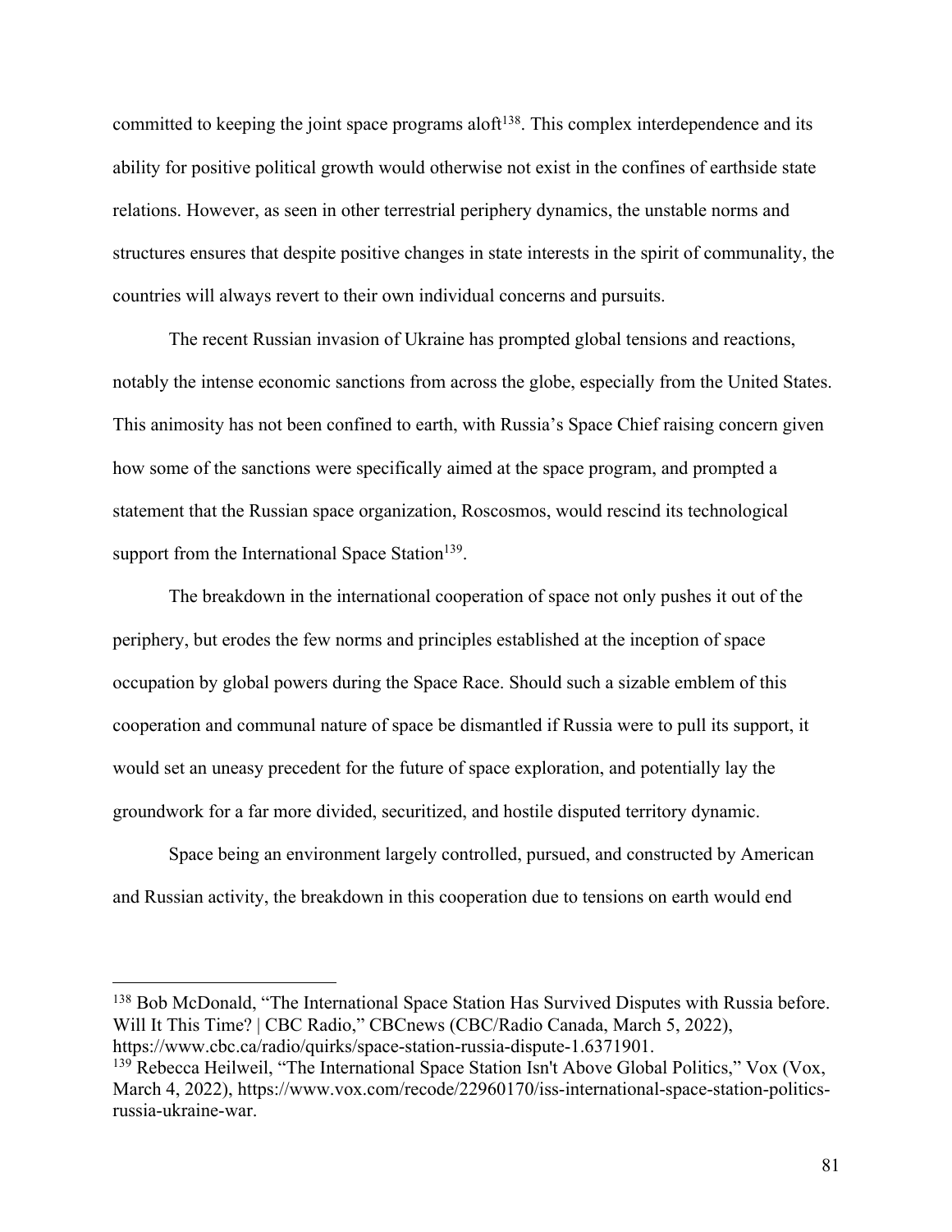committed to keeping the joint space programs aloft[138]. This complex interdependence and its ability for positive political growth would otherwise not exist in the confines of earthside state relations. However, as seen in other terrestrial periphery dynamics, the unstable norms and structures ensures that despite positive changes in state interests in the spirit of communality, the countries will always revert to their own individual concerns and pursuits.

The recent Russian invasion of Ukraine has prompted global tensions and reactions, notably the intense economic sanctions from across the globe, especially from the United States. This animosity has not been confined to earth, with Russia's Space Chief raising concern given how some of the sanctions were specifically aimed at the space program, and prompted a statement that the Russian space organization, Roscosmos, would rescind its technological support from the International Space Station[139].

The breakdown in the international cooperation of space not only pushes it out of the periphery, but erodes the few norms and principles established at the inception of space occupation by global powers during the Space Race. Should such a sizable emblem of this cooperation and communal nature of space be dismantled if Russia were to pull its support, it would set an uneasy precedent for the future of space exploration, and potentially lay the groundwork for a far more divided, securitized, and hostile disputed territory dynamic.

Space being an environment largely controlled, pursued, and constructed by American and Russian activity, the breakdown in this cooperation due to tensions on earth would end

---

[138] Bob McDonald, "The International Space Station Has Survived Disputes with Russia before. Will It This Time? | CBC Radio," CBCnews (CBC/Radio Canada, March 5, 2022), https://www.cbc.ca/radio/quirks/space-station-russia-dispute-1.6371901.

[139] Rebecca Heilweil, "The International Space Station Isn't Above Global Politics," Vox (Vox, March 4, 2022), https://www.vox.com/recode/22960170/iss-international-space-station-politics-russia-ukraine-war.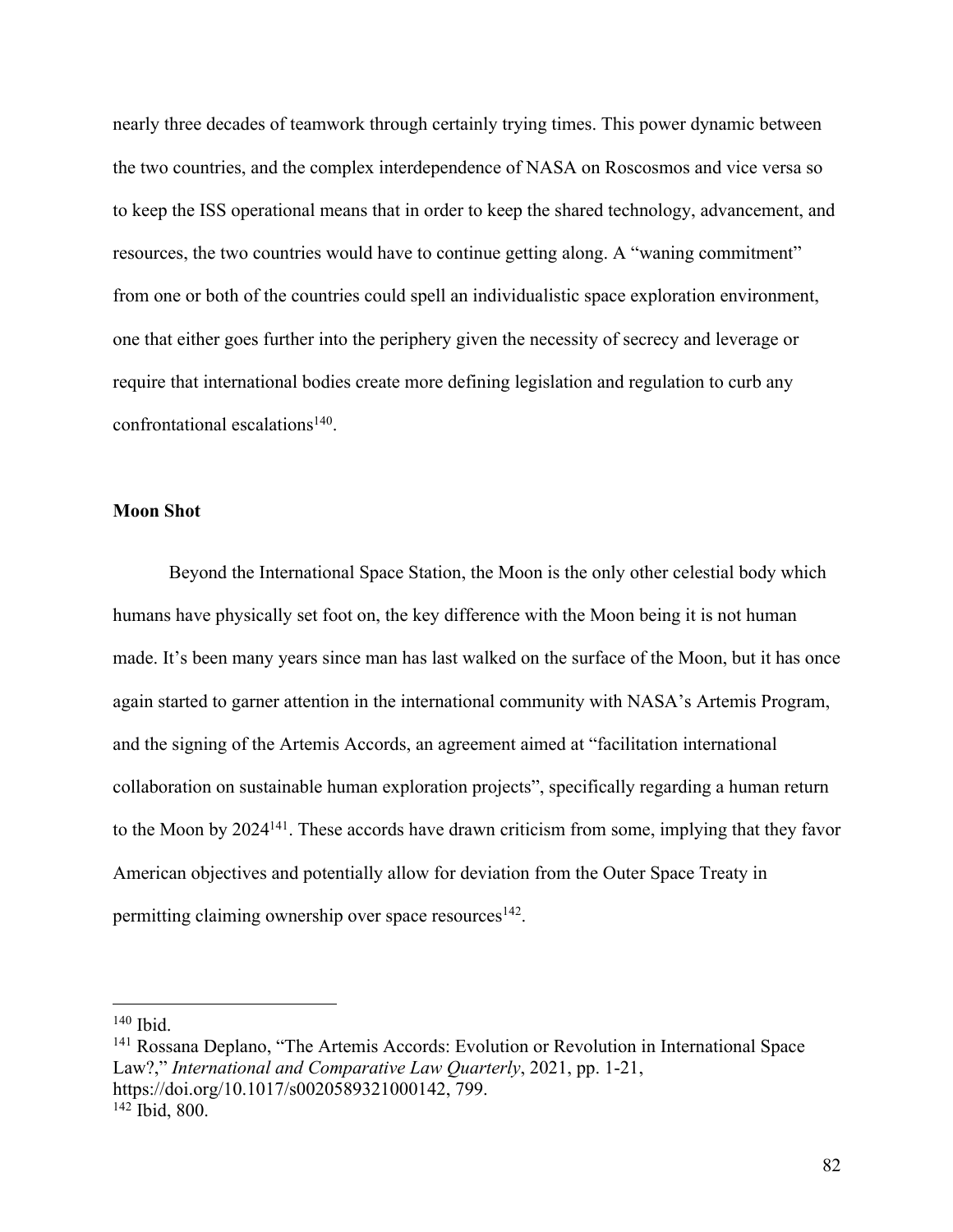nearly three decades of teamwork through certainly trying times. This power dynamic between the two countries, and the complex interdependence of NASA on Roscosmos and vice versa so to keep the ISS operational means that in order to keep the shared technology, advancement, and resources, the two countries would have to continue getting along. A "waning commitment" from one or both of the countries could spell an individualistic space exploration environment, one that either goes further into the periphery given the necessity of secrecy and leverage or require that international bodies create more defining legislation and regulation to curb any confrontational escalations[140].

**Moon Shot**

Beyond the International Space Station, the Moon is the only other celestial body which humans have physically set foot on, the key difference with the Moon being it is not human made. It's been many years since man has last walked on the surface of the Moon, but it has once again started to garner attention in the international community with NASA's Artemis Program, and the signing of the Artemis Accords, an agreement aimed at "facilitation international collaboration on sustainable human exploration projects", specifically regarding a human return to the Moon by 2024[141]. These accords have drawn criticism from some, implying that they favor American objectives and potentially allow for deviation from the Outer Space Treaty in permitting claiming ownership over space resources[142].

---

[140] Ibid.

[141] Rossana Deplano, "The Artemis Accords: Evolution or Revolution in International Space Law?," *International and Comparative Law Quarterly*, 2021, pp. 1-21, https://doi.org/10.1017/s0020589321000142, 799.

[142] Ibid, 800.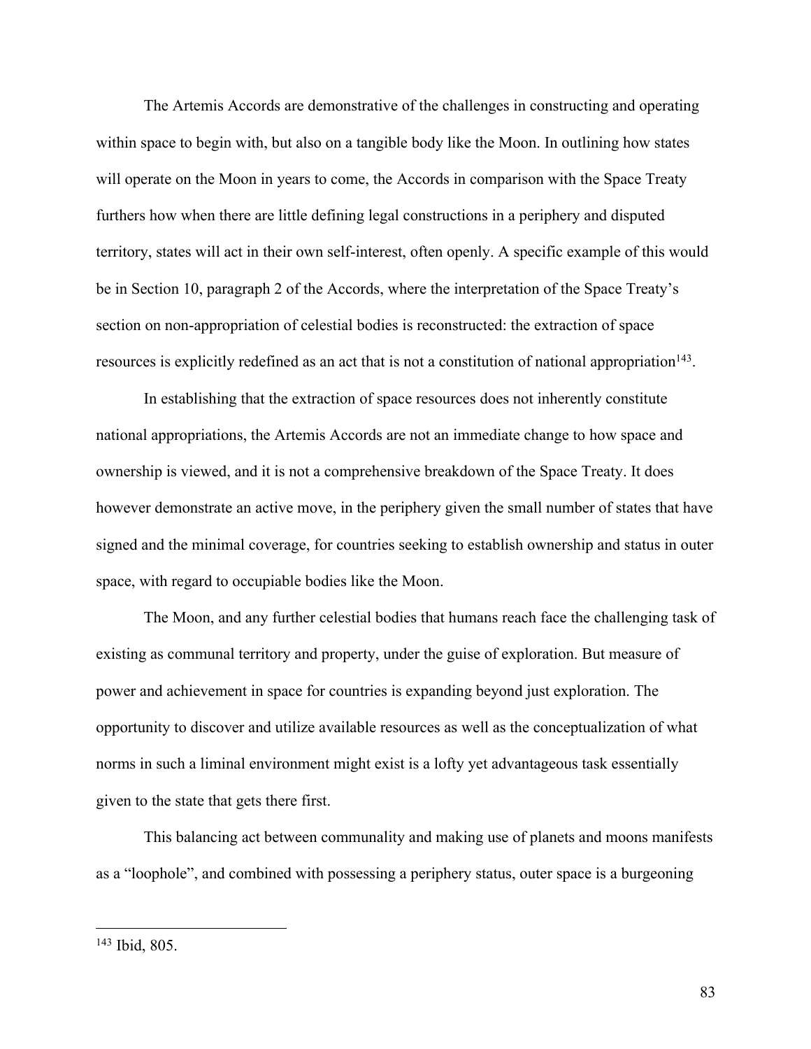The Artemis Accords are demonstrative of the challenges in constructing and operating within space to begin with, but also on a tangible body like the Moon. In outlining how states will operate on the Moon in years to come, the Accords in comparison with the Space Treaty furthers how when there are little defining legal constructions in a periphery and disputed territory, states will act in their own self-interest, often openly. A specific example of this would be in Section 10, paragraph 2 of the Accords, where the interpretation of the Space Treaty's section on non-appropriation of celestial bodies is reconstructed: the extraction of space resources is explicitly redefined as an act that is not a constitution of national appropriation[143].

In establishing that the extraction of space resources does not inherently constitute national appropriations, the Artemis Accords are not an immediate change to how space and ownership is viewed, and it is not a comprehensive breakdown of the Space Treaty. It does however demonstrate an active move, in the periphery given the small number of states that have signed and the minimal coverage, for countries seeking to establish ownership and status in outer space, with regard to occupiable bodies like the Moon.

The Moon, and any further celestial bodies that humans reach face the challenging task of existing as communal territory and property, under the guise of exploration. But measure of power and achievement in space for countries is expanding beyond just exploration. The opportunity to discover and utilize available resources as well as the conceptualization of what norms in such a liminal environment might exist is a lofty yet advantageous task essentially given to the state that gets there first.

This balancing act between communality and making use of planets and moons manifests as a "loophole", and combined with possessing a periphery status, outer space is a burgeoning

---

[143] Ibid, 805.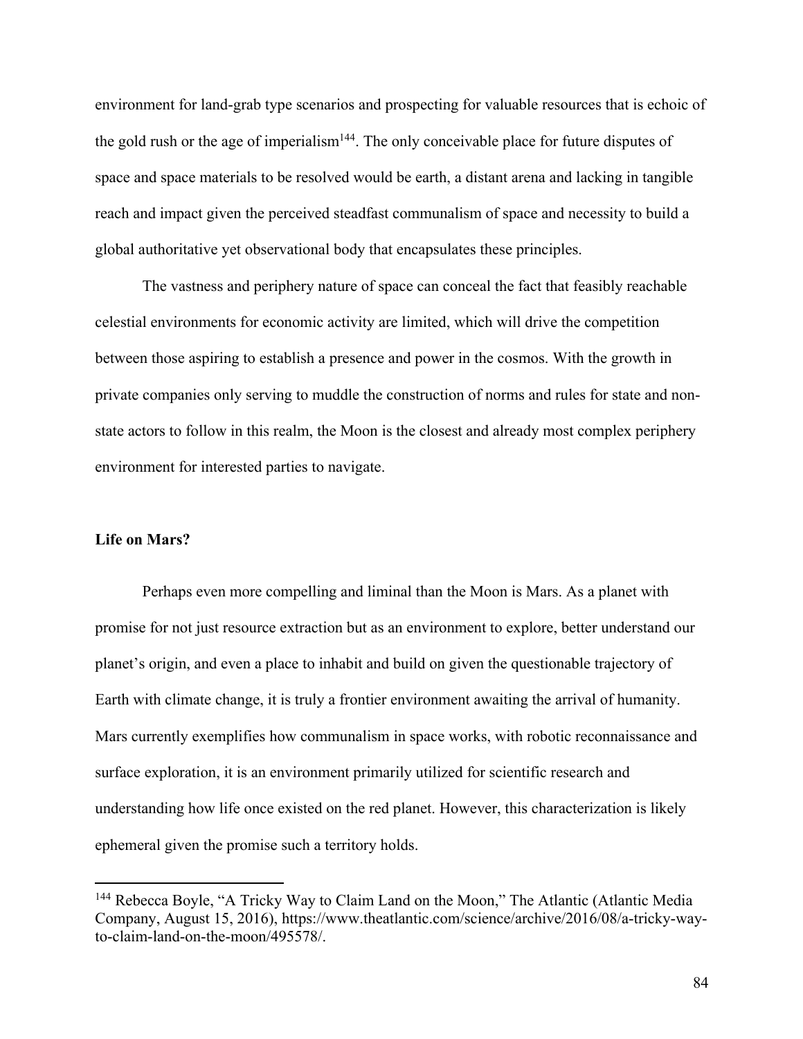environment for land-grab type scenarios and prospecting for valuable resources that is echoic of the gold rush or the age of imperialism[144]. The only conceivable place for future disputes of space and space materials to be resolved would be earth, a distant arena and lacking in tangible reach and impact given the perceived steadfast communalism of space and necessity to build a global authoritative yet observational body that encapsulates these principles.

The vastness and periphery nature of space can conceal the fact that feasibly reachable celestial environments for economic activity are limited, which will drive the competition between those aspiring to establish a presence and power in the cosmos. With the growth in private companies only serving to muddle the construction of norms and rules for state and non-state actors to follow in this realm, the Moon is the closest and already most complex periphery environment for interested parties to navigate.

**Life on Mars?**

Perhaps even more compelling and liminal than the Moon is Mars. As a planet with promise for not just resource extraction but as an environment to explore, better understand our planet's origin, and even a place to inhabit and build on given the questionable trajectory of Earth with climate change, it is truly a frontier environment awaiting the arrival of humanity. Mars currently exemplifies how communalism in space works, with robotic reconnaissance and surface exploration, it is an environment primarily utilized for scientific research and understanding how life once existed on the red planet. However, this characterization is likely ephemeral given the promise such a territory holds.

---

[144] Rebecca Boyle, "A Tricky Way to Claim Land on the Moon," The Atlantic (Atlantic Media Company, August 15, 2016), https://www.theatlantic.com/science/archive/2016/08/a-tricky-way-to-claim-land-on-the-moon/495578/.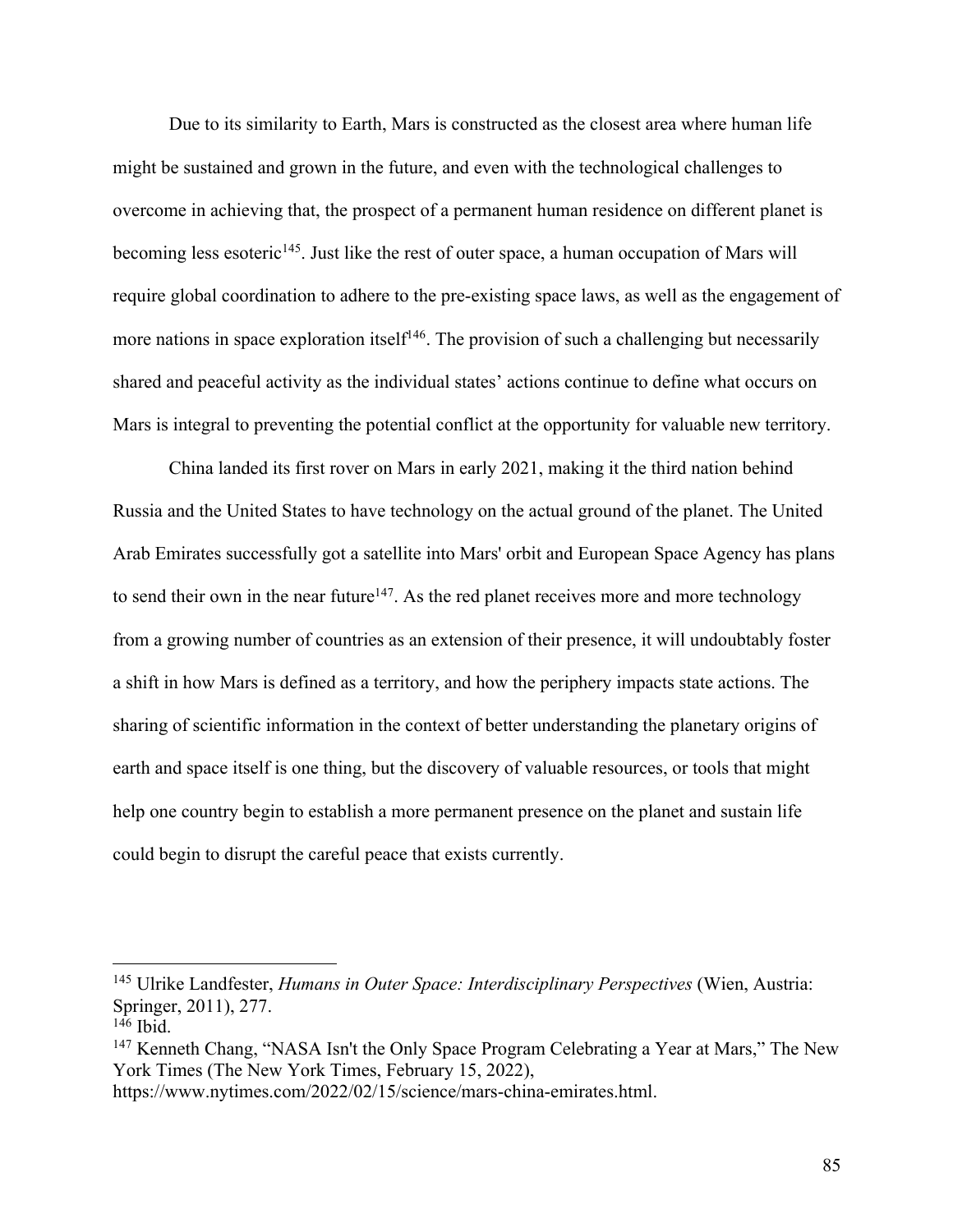Due to its similarity to Earth, Mars is constructed as the closest area where human life might be sustained and grown in the future, and even with the technological challenges to overcome in achieving that, the prospect of a permanent human residence on different planet is becoming less esoteric[145]. Just like the rest of outer space, a human occupation of Mars will require global coordination to adhere to the pre-existing space laws, as well as the engagement of more nations in space exploration itself[146]. The provision of such a challenging but necessarily shared and peaceful activity as the individual states' actions continue to define what occurs on Mars is integral to preventing the potential conflict at the opportunity for valuable new territory.

China landed its first rover on Mars in early 2021, making it the third nation behind Russia and the United States to have technology on the actual ground of the planet. The United Arab Emirates successfully got a satellite into Mars' orbit and European Space Agency has plans to send their own in the near future[147]. As the red planet receives more and more technology from a growing number of countries as an extension of their presence, it will undoubtably foster a shift in how Mars is defined as a territory, and how the periphery impacts state actions. The sharing of scientific information in the context of better understanding the planetary origins of earth and space itself is one thing, but the discovery of valuable resources, or tools that might help one country begin to establish a more permanent presence on the planet and sustain life could begin to disrupt the careful peace that exists currently.

---

[145] Ulrike Landfester, *Humans in Outer Space: Interdisciplinary Perspectives* (Wien, Austria: Springer, 2011), 277.

[146] Ibid.

[147] Kenneth Chang, "NASA Isn't the Only Space Program Celebrating a Year at Mars," The New York Times (The New York Times, February 15, 2022), https://www.nytimes.com/2022/02/15/science/mars-china-emirates.html.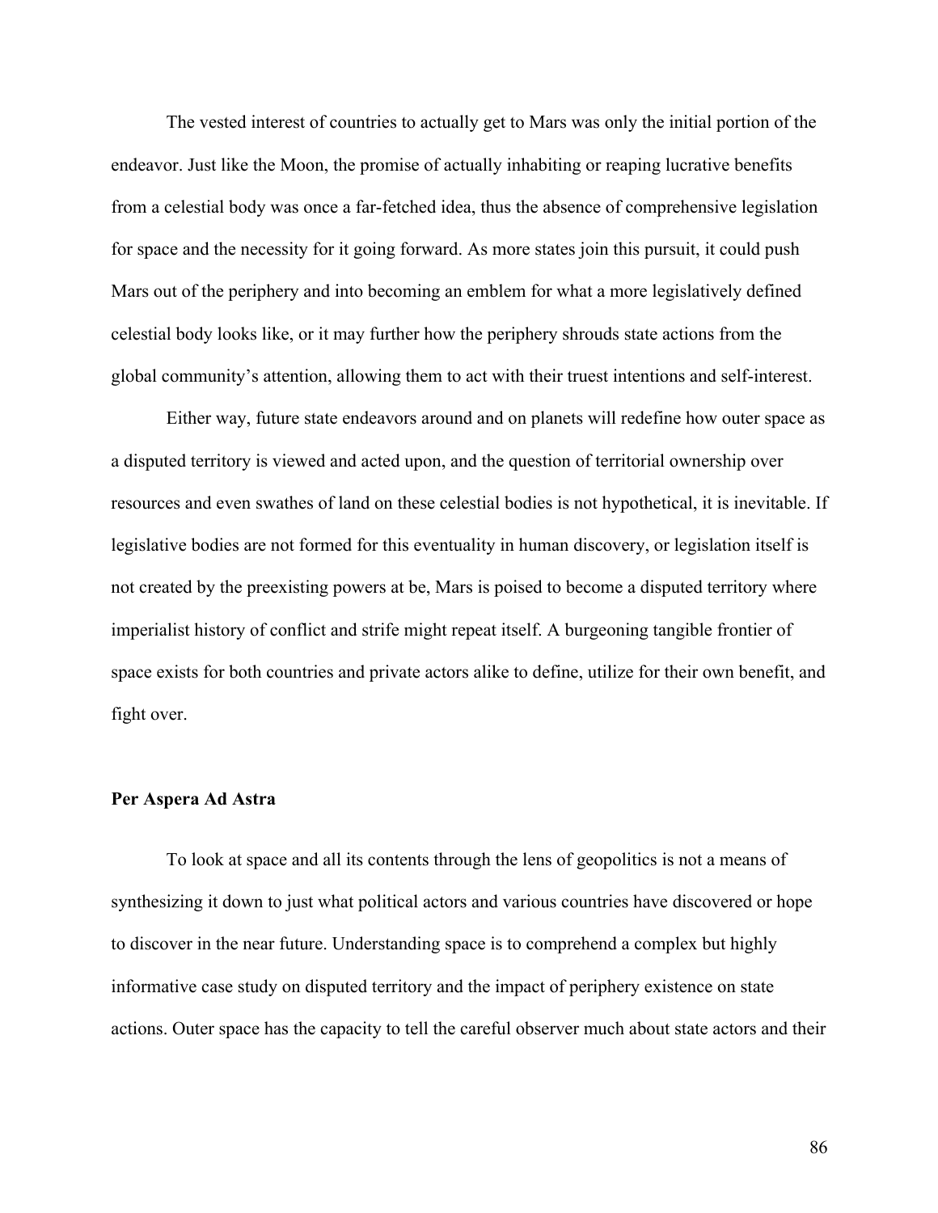The vested interest of countries to actually get to Mars was only the initial portion of the endeavor. Just like the Moon, the promise of actually inhabiting or reaping lucrative benefits from a celestial body was once a far-fetched idea, thus the absence of comprehensive legislation for space and the necessity for it going forward. As more states join this pursuit, it could push Mars out of the periphery and into becoming an emblem for what a more legislatively defined celestial body looks like, or it may further how the periphery shrouds state actions from the global community's attention, allowing them to act with their truest intentions and self-interest.

Either way, future state endeavors around and on planets will redefine how outer space as a disputed territory is viewed and acted upon, and the question of territorial ownership over resources and even swathes of land on these celestial bodies is not hypothetical, it is inevitable. If legislative bodies are not formed for this eventuality in human discovery, or legislation itself is not created by the preexisting powers at be, Mars is poised to become a disputed territory where imperialist history of conflict and strife might repeat itself. A burgeoning tangible frontier of space exists for both countries and private actors alike to define, utilize for their own benefit, and fight over.

## Per Aspera Ad Astra

To look at space and all its contents through the lens of geopolitics is not a means of synthesizing it down to just what political actors and various countries have discovered or hope to discover in the near future. Understanding space is to comprehend a complex but highly informative case study on disputed territory and the impact of periphery existence on state actions. Outer space has the capacity to tell the careful observer much about state actors and their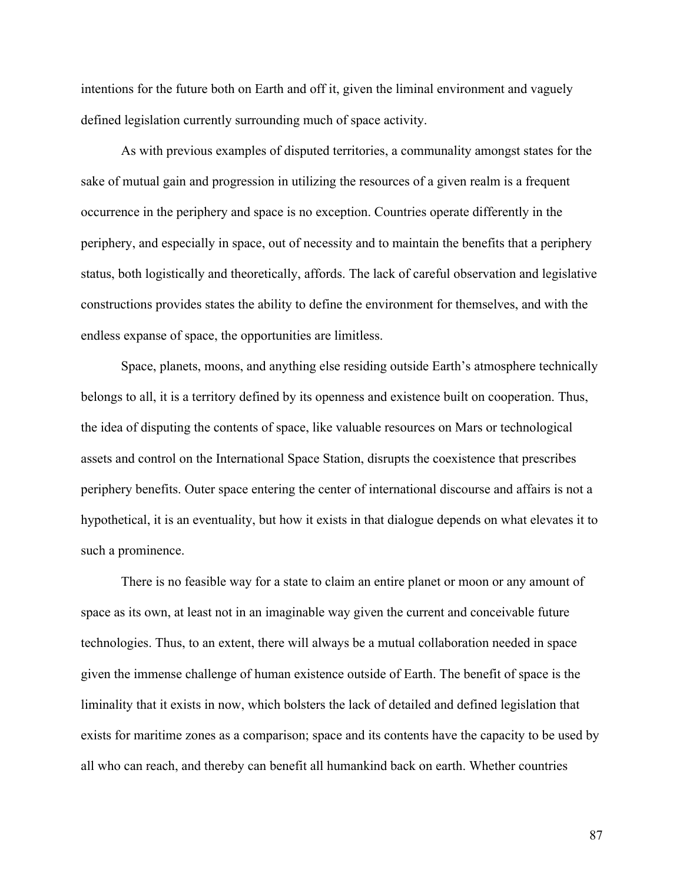intentions for the future both on Earth and off it, given the liminal environment and vaguely defined legislation currently surrounding much of space activity.

As with previous examples of disputed territories, a communality amongst states for the sake of mutual gain and progression in utilizing the resources of a given realm is a frequent occurrence in the periphery and space is no exception. Countries operate differently in the periphery, and especially in space, out of necessity and to maintain the benefits that a periphery status, both logistically and theoretically, affords. The lack of careful observation and legislative constructions provides states the ability to define the environment for themselves, and with the endless expanse of space, the opportunities are limitless.

Space, planets, moons, and anything else residing outside Earth's atmosphere technically belongs to all, it is a territory defined by its openness and existence built on cooperation. Thus, the idea of disputing the contents of space, like valuable resources on Mars or technological assets and control on the International Space Station, disrupts the coexistence that prescribes periphery benefits. Outer space entering the center of international discourse and affairs is not a hypothetical, it is an eventuality, but how it exists in that dialogue depends on what elevates it to such a prominence.

There is no feasible way for a state to claim an entire planet or moon or any amount of space as its own, at least not in an imaginable way given the current and conceivable future technologies. Thus, to an extent, there will always be a mutual collaboration needed in space given the immense challenge of human existence outside of Earth. The benefit of space is the liminality that it exists in now, which bolsters the lack of detailed and defined legislation that exists for maritime zones as a comparison; space and its contents have the capacity to be used by all who can reach, and thereby can benefit all humankind back on earth. Whether countries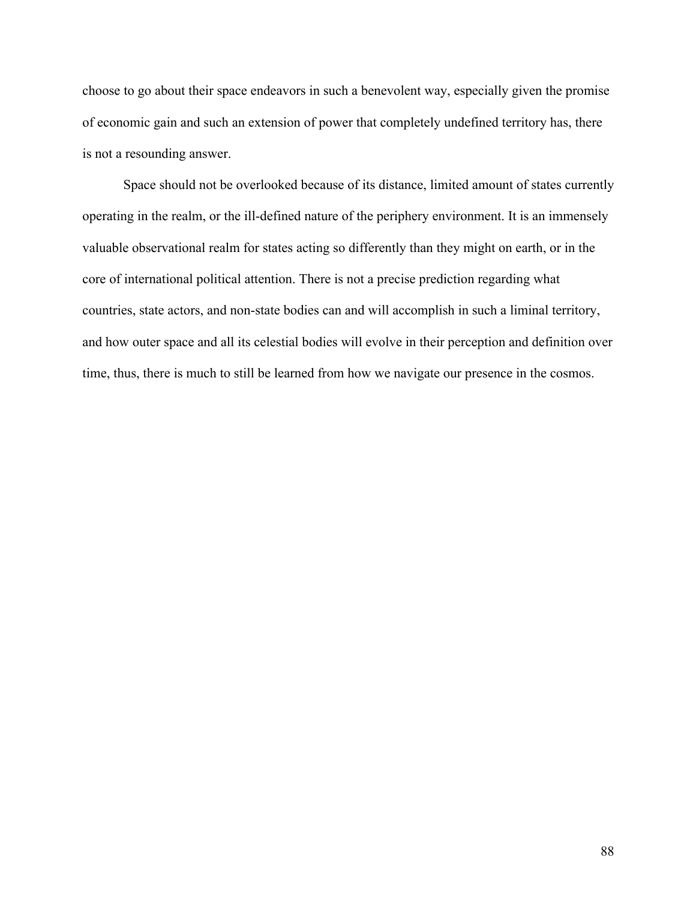choose to go about their space endeavors in such a benevolent way, especially given the promise of economic gain and such an extension of power that completely undefined territory has, there is not a resounding answer.

Space should not be overlooked because of its distance, limited amount of states currently operating in the realm, or the ill-defined nature of the periphery environment. It is an immensely valuable observational realm for states acting so differently than they might on earth, or in the core of international political attention. There is not a precise prediction regarding what countries, state actors, and non-state bodies can and will accomplish in such a liminal territory, and how outer space and all its celestial bodies will evolve in their perception and definition over time, thus, there is much to still be learned from how we navigate our presence in the cosmos.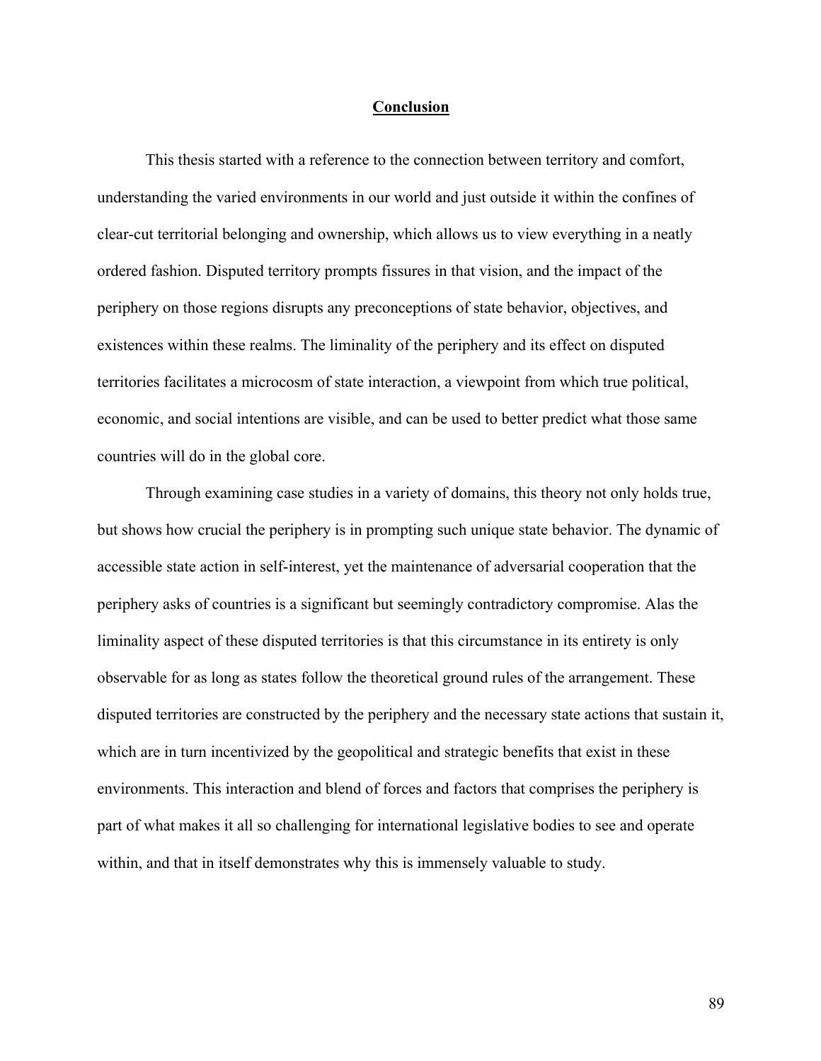## Conclusion

This thesis started with a reference to the connection between territory and comfort, understanding the varied environments in our world and just outside it within the confines of clear-cut territorial belonging and ownership, which allows us to view everything in a neatly ordered fashion. Disputed territory prompts fissures in that vision, and the impact of the periphery on those regions disrupts any preconceptions of state behavior, objectives, and existences within these realms. The liminality of the periphery and its effect on disputed territories facilitates a microcosm of state interaction, a viewpoint from which true political, economic, and social intentions are visible, and can be used to better predict what those same countries will do in the global core.

Through examining case studies in a variety of domains, this theory not only holds true, but shows how crucial the periphery is in prompting such unique state behavior. The dynamic of accessible state action in self-interest, yet the maintenance of adversarial cooperation that the periphery asks of countries is a significant but seemingly contradictory compromise. Alas the liminality aspect of these disputed territories is that this circumstance in its entirety is only observable for as long as states follow the theoretical ground rules of the arrangement. These disputed territories are constructed by the periphery and the necessary state actions that sustain it, which are in turn incentivized by the geopolitical and strategic benefits that exist in these environments. This interaction and blend of forces and factors that comprises the periphery is part of what makes it all so challenging for international legislative bodies to see and operate within, and that in itself demonstrates why this is immensely valuable to study.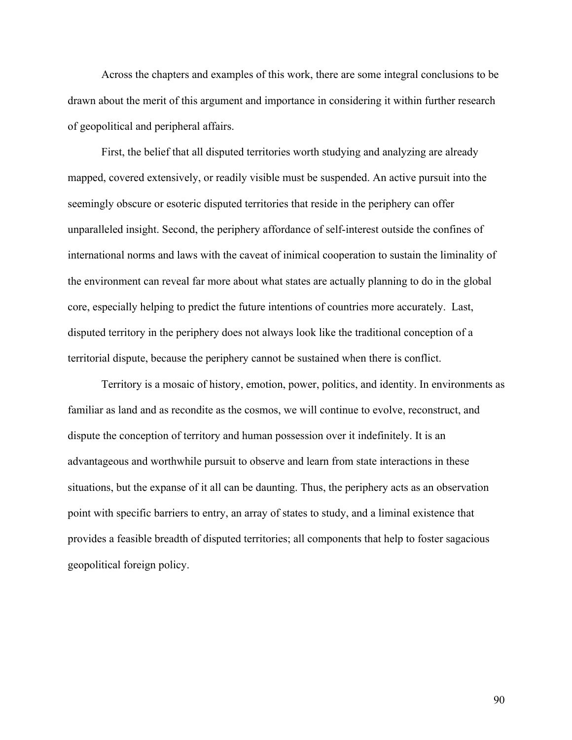Across the chapters and examples of this work, there are some integral conclusions to be drawn about the merit of this argument and importance in considering it within further research of geopolitical and peripheral affairs.

First, the belief that all disputed territories worth studying and analyzing are already mapped, covered extensively, or readily visible must be suspended. An active pursuit into the seemingly obscure or esoteric disputed territories that reside in the periphery can offer unparalleled insight. Second, the periphery affordance of self-interest outside the confines of international norms and laws with the caveat of inimical cooperation to sustain the liminality of the environment can reveal far more about what states are actually planning to do in the global core, especially helping to predict the future intentions of countries more accurately. Last, disputed territory in the periphery does not always look like the traditional conception of a territorial dispute, because the periphery cannot be sustained when there is conflict.

Territory is a mosaic of history, emotion, power, politics, and identity. In environments as familiar as land and as recondite as the cosmos, we will continue to evolve, reconstruct, and dispute the conception of territory and human possession over it indefinitely. It is an advantageous and worthwhile pursuit to observe and learn from state interactions in these situations, but the expanse of it all can be daunting. Thus, the periphery acts as an observation point with specific barriers to entry, an array of states to study, and a liminal existence that provides a feasible breadth of disputed territories; all components that help to foster sagacious geopolitical foreign policy.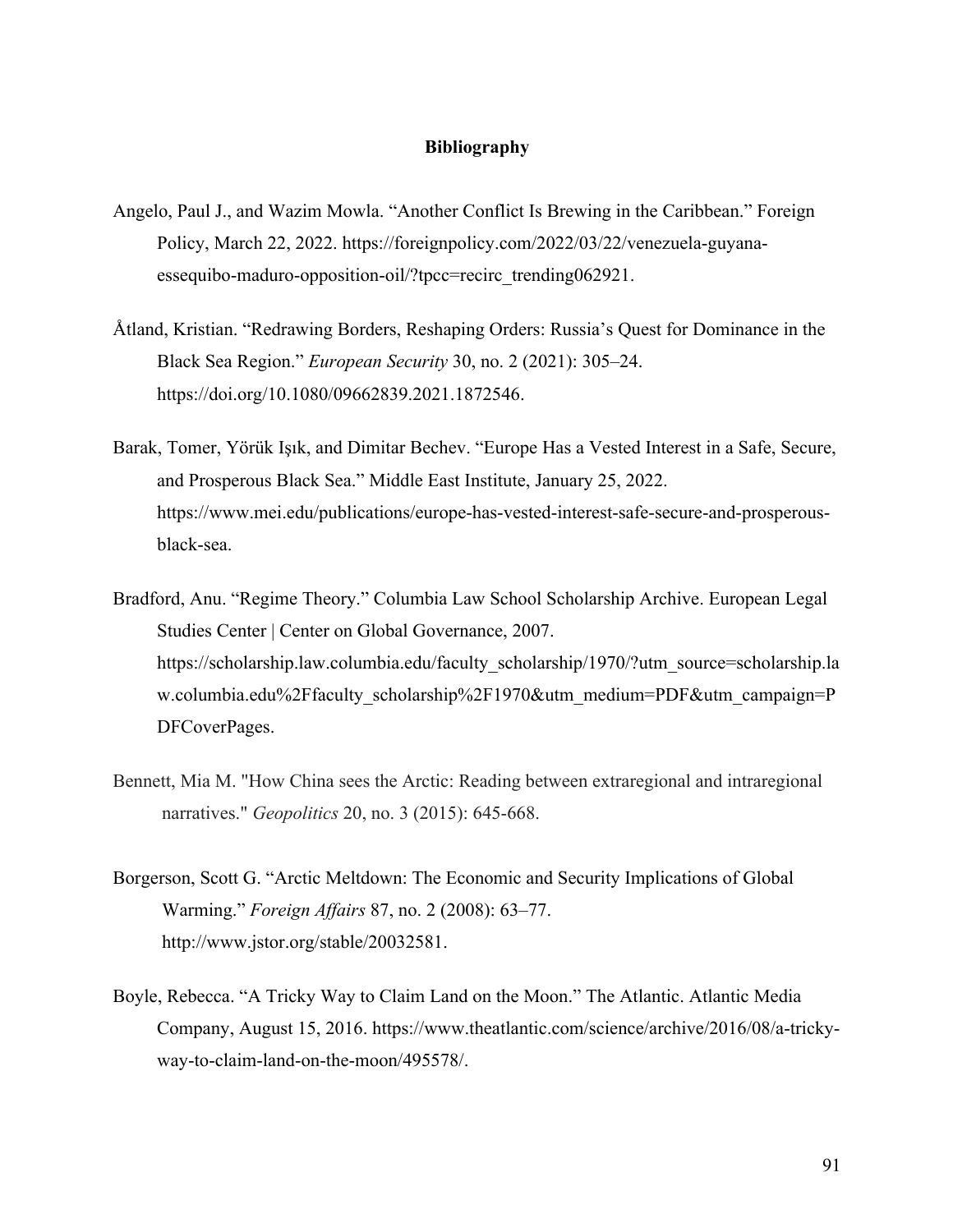# Bibliography

Angelo, Paul J., and Wazim Mowla. “Another Conflict Is Brewing in the Caribbean.” Foreign Policy, March 22, 2022. https://foreignpolicy.com/2022/03/22/venezuela-guyana-essequibo-maduro-opposition-oil/?tpcc=recirc_trending062921.

Åtland, Kristian. “Redrawing Borders, Reshaping Orders: Russia’s Quest for Dominance in the Black Sea Region.” *European Security* 30, no. 2 (2021): 305–24. https://doi.org/10.1080/09662839.2021.1872546.

Barak, Tomer, Yörük Işık, and Dimitar Bechev. “Europe Has a Vested Interest in a Safe, Secure, and Prosperous Black Sea.” Middle East Institute, January 25, 2022. https://www.mei.edu/publications/europe-has-vested-interest-safe-secure-and-prosperous-black-sea.

Bradford, Anu. “Regime Theory.” Columbia Law School Scholarship Archive. European Legal Studies Center | Center on Global Governance, 2007. https://scholarship.law.columbia.edu/faculty_scholarship/1970/?utm_source=scholarship.law.columbia.edu%2Ffaculty_scholarship%2F1970&utm_medium=PDF&utm_campaign=PDFCoverPages.

Bennett, Mia M. "How China sees the Arctic: Reading between extraregional and intraregional narratives." *Geopolitics* 20, no. 3 (2015): 645-668.

Borgerson, Scott G. “Arctic Meltdown: The Economic and Security Implications of Global Warming.” *Foreign Affairs* 87, no. 2 (2008): 63–77. http://www.jstor.org/stable/20032581.

Boyle, Rebecca. “A Tricky Way to Claim Land on the Moon.” The Atlantic. Atlantic Media Company, August 15, 2016. https://www.theatlantic.com/science/archive/2016/08/a-tricky-way-to-claim-land-on-the-moon/495578/.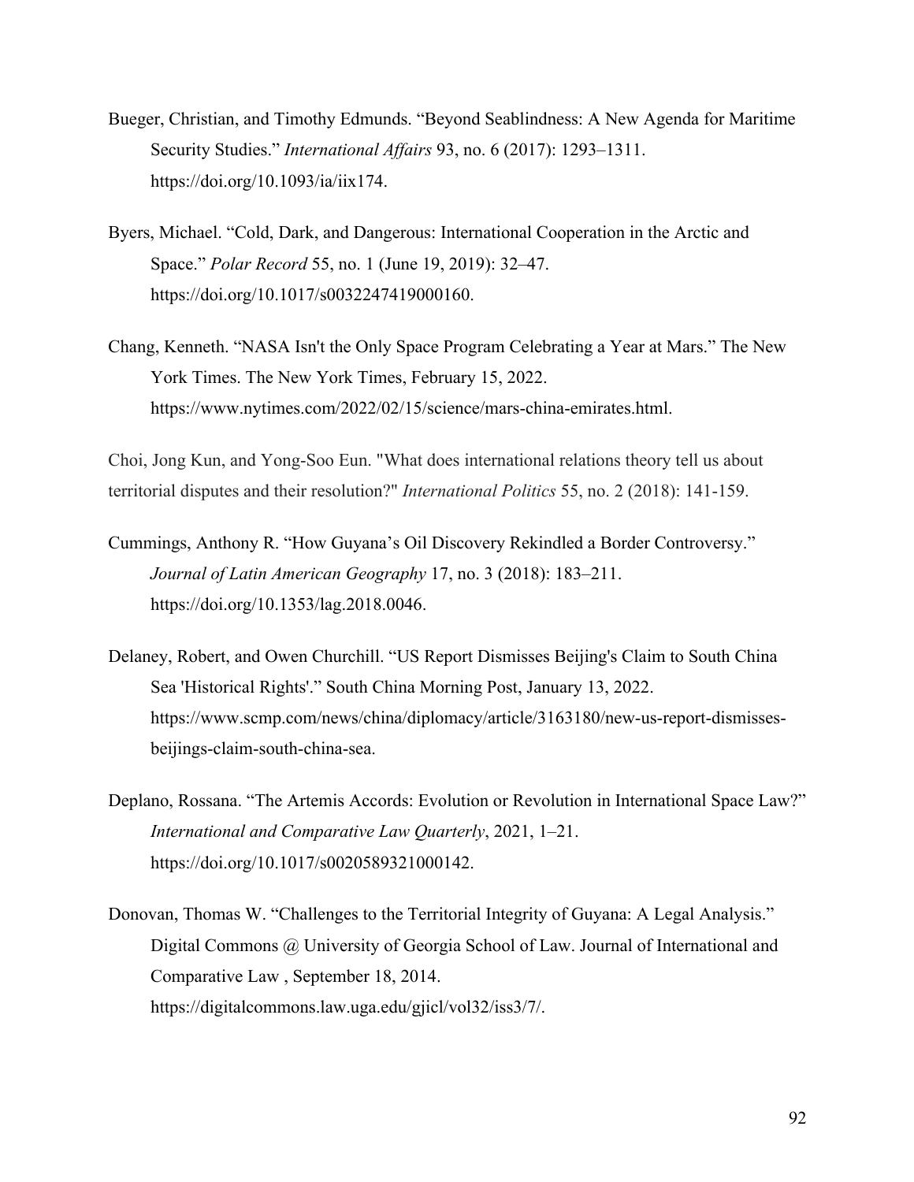Bueger, Christian, and Timothy Edmunds. “Beyond Seablindness: A New Agenda for Maritime Security Studies.” *International Affairs* 93, no. 6 (2017): 1293–1311. https://doi.org/10.1093/ia/iix174.

Byers, Michael. “Cold, Dark, and Dangerous: International Cooperation in the Arctic and Space.” *Polar Record* 55, no. 1 (June 19, 2019): 32–47. https://doi.org/10.1017/s0032247419000160.

Chang, Kenneth. “NASA Isn't the Only Space Program Celebrating a Year at Mars.” The New York Times. The New York Times, February 15, 2022. https://www.nytimes.com/2022/02/15/science/mars-china-emirates.html.

Choi, Jong Kun, and Yong-Soo Eun. "What does international relations theory tell us about territorial disputes and their resolution?" *International Politics* 55, no. 2 (2018): 141-159.

Cummings, Anthony R. “How Guyana’s Oil Discovery Rekindled a Border Controversy.” *Journal of Latin American Geography* 17, no. 3 (2018): 183–211. https://doi.org/10.1353/lag.2018.0046.

Delaney, Robert, and Owen Churchill. “US Report Dismisses Beijing's Claim to South China Sea 'Historical Rights'.” South China Morning Post, January 13, 2022. https://www.scmp.com/news/china/diplomacy/article/3163180/new-us-report-dismisses-beijings-claim-south-china-sea.

Deplano, Rossana. “The Artemis Accords: Evolution or Revolution in International Space Law?” *International and Comparative Law Quarterly*, 2021, 1–21. https://doi.org/10.1017/s0020589321000142.

Donovan, Thomas W. “Challenges to the Territorial Integrity of Guyana: A Legal Analysis.” Digital Commons @ University of Georgia School of Law. Journal of International and Comparative Law , September 18, 2014. https://digitalcommons.law.uga.edu/gjicl/vol32/iss3/7/.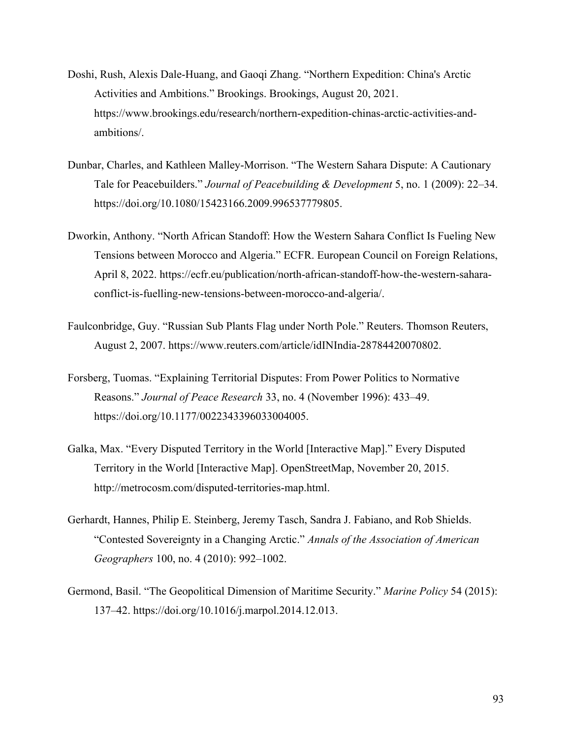Doshi, Rush, Alexis Dale-Huang, and Gaoqi Zhang. "Northern Expedition: China's Arctic Activities and Ambitions." Brookings. Brookings, August 20, 2021. https://www.brookings.edu/research/northern-expedition-chinas-arctic-activities-and-ambitions/.

Dunbar, Charles, and Kathleen Malley-Morrison. "The Western Sahara Dispute: A Cautionary Tale for Peacebuilders." *Journal of Peacebuilding & Development* 5, no. 1 (2009): 22–34. https://doi.org/10.1080/15423166.2009.996537779805.

Dworkin, Anthony. "North African Standoff: How the Western Sahara Conflict Is Fueling New Tensions between Morocco and Algeria." ECFR. European Council on Foreign Relations, April 8, 2022. https://ecfr.eu/publication/north-african-standoff-how-the-western-sahara-conflict-is-fuelling-new-tensions-between-morocco-and-algeria/.

Faulconbridge, Guy. "Russian Sub Plants Flag under North Pole." Reuters. Thomson Reuters, August 2, 2007. https://www.reuters.com/article/idINIndia-28784420070802.

Forsberg, Tuomas. "Explaining Territorial Disputes: From Power Politics to Normative Reasons." *Journal of Peace Research* 33, no. 4 (November 1996): 433–49. https://doi.org/10.1177/0022343396033004005.

Galka, Max. "Every Disputed Territory in the World [Interactive Map]." Every Disputed Territory in the World [Interactive Map]. OpenStreetMap, November 20, 2015. http://metrocosm.com/disputed-territories-map.html.

Gerhardt, Hannes, Philip E. Steinberg, Jeremy Tasch, Sandra J. Fabiano, and Rob Shields. "Contested Sovereignty in a Changing Arctic." *Annals of the Association of American Geographers* 100, no. 4 (2010): 992–1002.

Germond, Basil. "The Geopolitical Dimension of Maritime Security." *Marine Policy* 54 (2015): 137–42. https://doi.org/10.1016/j.marpol.2014.12.013.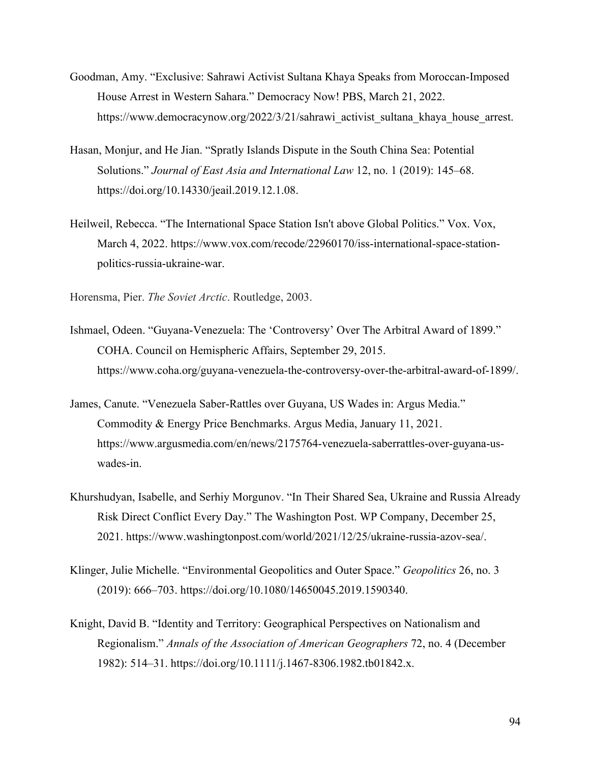Goodman, Amy. "Exclusive: Sahrawi Activist Sultana Khaya Speaks from Moroccan-Imposed House Arrest in Western Sahara." Democracy Now! PBS, March 21, 2022. https://www.democracynow.org/2022/3/21/sahrawi_activist_sultana_khaya_house_arrest.

Hasan, Monjur, and He Jian. "Spratly Islands Dispute in the South China Sea: Potential Solutions." *Journal of East Asia and International Law* 12, no. 1 (2019): 145–68. https://doi.org/10.14330/jeail.2019.12.1.08.

Heilweil, Rebecca. "The International Space Station Isn't above Global Politics." Vox. Vox, March 4, 2022. https://www.vox.com/recode/22960170/iss-international-space-station-politics-russia-ukraine-war.

Horensma, Pier. *The Soviet Arctic*. Routledge, 2003.

Ishmael, Odeen. "Guyana-Venezuela: The 'Controversy' Over The Arbitral Award of 1899." COHA. Council on Hemispheric Affairs, September 29, 2015. https://www.coha.org/guyana-venezuela-the-controversy-over-the-arbitral-award-of-1899/.

James, Canute. "Venezuela Saber-Rattles over Guyana, US Wades in: Argus Media." Commodity & Energy Price Benchmarks. Argus Media, January 11, 2021. https://www.argusmedia.com/en/news/2175764-venezuela-saberrattles-over-guyana-us-wades-in.

Khurshudyan, Isabelle, and Serhiy Morgunov. "In Their Shared Sea, Ukraine and Russia Already Risk Direct Conflict Every Day." The Washington Post. WP Company, December 25, 2021. https://www.washingtonpost.com/world/2021/12/25/ukraine-russia-azov-sea/.

Klinger, Julie Michelle. "Environmental Geopolitics and Outer Space." *Geopolitics* 26, no. 3 (2019): 666–703. https://doi.org/10.1080/14650045.2019.1590340.

Knight, David B. "Identity and Territory: Geographical Perspectives on Nationalism and Regionalism." *Annals of the Association of American Geographers* 72, no. 4 (December 1982): 514–31. https://doi.org/10.1111/j.1467-8306.1982.tb01842.x.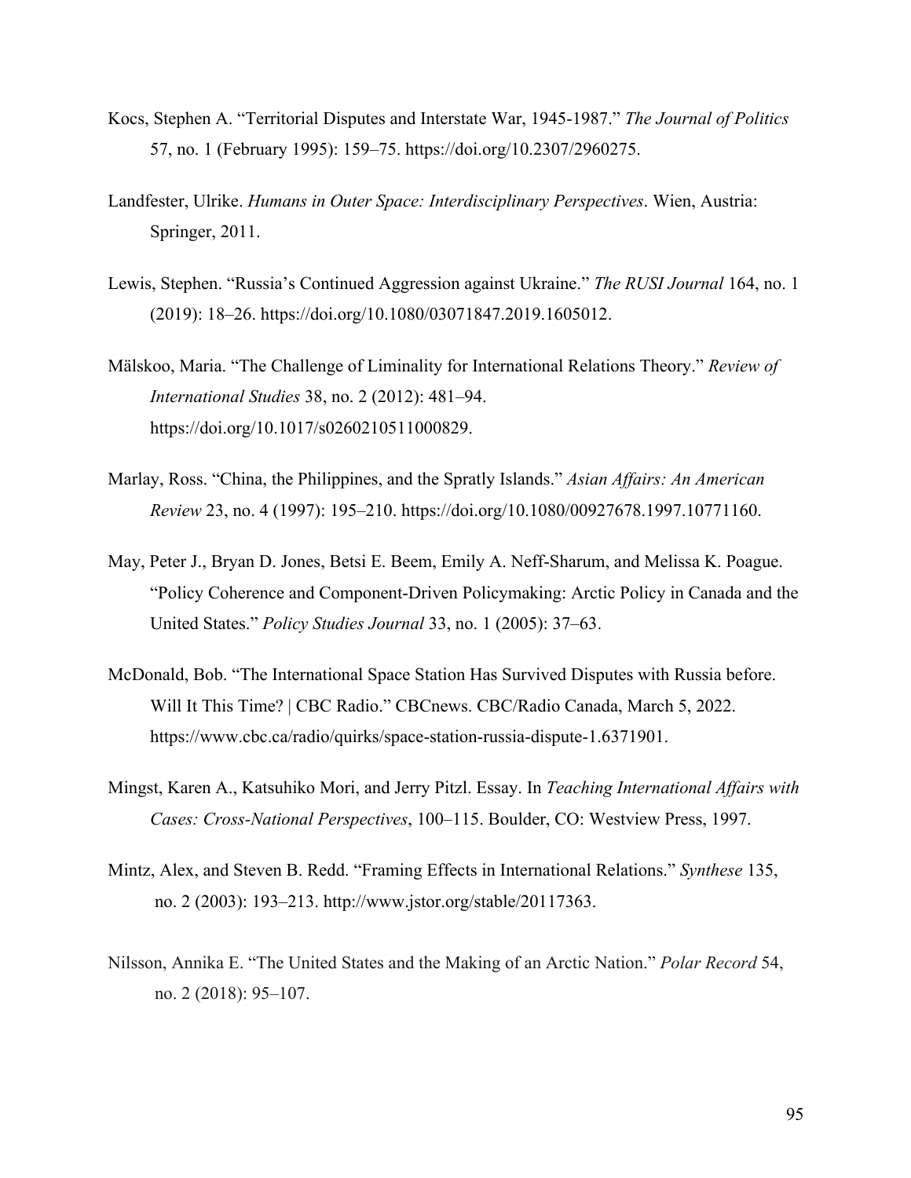Kocs, Stephen A. "Territorial Disputes and Interstate War, 1945-1987." *The Journal of Politics* 57, no. 1 (February 1995): 159–75. https://doi.org/10.2307/2960275.

Landfester, Ulrike. *Humans in Outer Space: Interdisciplinary Perspectives*. Wien, Austria: Springer, 2011.

Lewis, Stephen. "Russia's Continued Aggression against Ukraine." *The RUSI Journal* 164, no. 1 (2019): 18–26. https://doi.org/10.1080/03071847.2019.1605012.

Mälskoo, Maria. "The Challenge of Liminality for International Relations Theory." *Review of International Studies* 38, no. 2 (2012): 481–94. https://doi.org/10.1017/s0260210511000829.

Marlay, Ross. "China, the Philippines, and the Spratly Islands." *Asian Affairs: An American Review* 23, no. 4 (1997): 195–210. https://doi.org/10.1080/00927678.1997.10771160.

May, Peter J., Bryan D. Jones, Betsi E. Beem, Emily A. Neff-Sharum, and Melissa K. Poague. "Policy Coherence and Component-Driven Policymaking: Arctic Policy in Canada and the United States." *Policy Studies Journal* 33, no. 1 (2005): 37–63.

McDonald, Bob. "The International Space Station Has Survived Disputes with Russia before. Will It This Time? | CBC Radio." CBCnews. CBC/Radio Canada, March 5, 2022. https://www.cbc.ca/radio/quirks/space-station-russia-dispute-1.6371901.

Mingst, Karen A., Katsuhiko Mori, and Jerry Pitzl. Essay. In *Teaching International Affairs with Cases: Cross-National Perspectives*, 100–115. Boulder, CO: Westview Press, 1997.

Mintz, Alex, and Steven B. Redd. "Framing Effects in International Relations." *Synthese* 135, no. 2 (2003): 193–213. http://www.jstor.org/stable/20117363.

Nilsson, Annika E. "The United States and the Making of an Arctic Nation." *Polar Record* 54, no. 2 (2018): 95–107.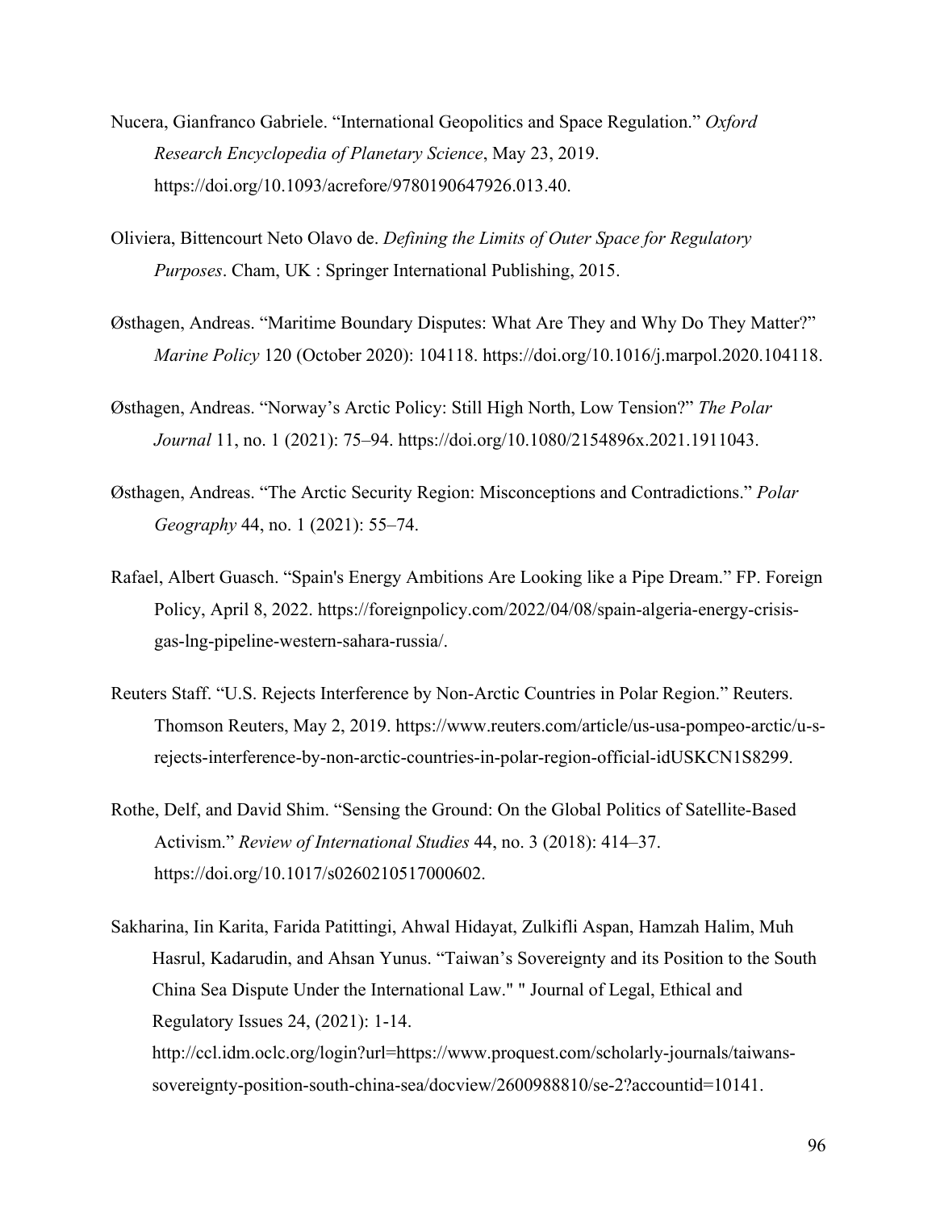Nucera, Gianfranco Gabriele. "International Geopolitics and Space Regulation." *Oxford Research Encyclopedia of Planetary Science*, May 23, 2019. https://doi.org/10.1093/acrefore/9780190647926.013.40.

Oliviera, Bittencourt Neto Olavo de. *Defining the Limits of Outer Space for Regulatory Purposes*. Cham, UK : Springer International Publishing, 2015.

Østhagen, Andreas. "Maritime Boundary Disputes: What Are They and Why Do They Matter?" *Marine Policy* 120 (October 2020): 104118. https://doi.org/10.1016/j.marpol.2020.104118.

Østhagen, Andreas. "Norway's Arctic Policy: Still High North, Low Tension?" *The Polar Journal* 11, no. 1 (2021): 75–94. https://doi.org/10.1080/2154896x.2021.1911043.

Østhagen, Andreas. "The Arctic Security Region: Misconceptions and Contradictions." *Polar Geography* 44, no. 1 (2021): 55–74.

Rafael, Albert Guasch. "Spain's Energy Ambitions Are Looking like a Pipe Dream." FP. Foreign Policy, April 8, 2022. https://foreignpolicy.com/2022/04/08/spain-algeria-energy-crisis-gas-lng-pipeline-western-sahara-russia/.

Reuters Staff. "U.S. Rejects Interference by Non-Arctic Countries in Polar Region." Reuters. Thomson Reuters, May 2, 2019. https://www.reuters.com/article/us-usa-pompeo-arctic/u-s-rejects-interference-by-non-arctic-countries-in-polar-region-official-idUSKCN1S8299.

Rothe, Delf, and David Shim. "Sensing the Ground: On the Global Politics of Satellite-Based Activism." *Review of International Studies* 44, no. 3 (2018): 414–37. https://doi.org/10.1017/s0260210517000602.

Sakharina, Iin Karita, Farida Patittingi, Ahwal Hidayat, Zulkifli Aspan, Hamzah Halim, Muh Hasrul, Kadarudin, and Ahsan Yunus. "Taiwan's Sovereignty and its Position to the South China Sea Dispute Under the International Law." " Journal of Legal, Ethical and Regulatory Issues 24, (2021): 1-14. http://ccl.idm.oclc.org/login?url=https://www.proquest.com/scholarly-journals/taiwans-sovereignty-position-south-china-sea/docview/2600988810/se-2?accountid=10141.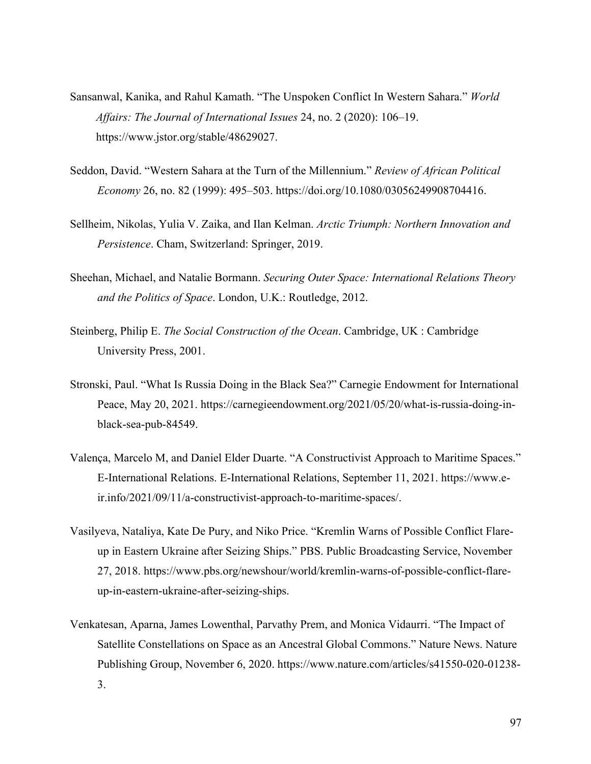Sansanwal, Kanika, and Rahul Kamath. "The Unspoken Conflict In Western Sahara." *World Affairs: The Journal of International Issues* 24, no. 2 (2020): 106–19. https://www.jstor.org/stable/48629027.

Seddon, David. "Western Sahara at the Turn of the Millennium." *Review of African Political Economy* 26, no. 82 (1999): 495–503. https://doi.org/10.1080/03056249908704416.

Sellheim, Nikolas, Yulia V. Zaika, and Ilan Kelman. *Arctic Triumph: Northern Innovation and Persistence*. Cham, Switzerland: Springer, 2019.

Sheehan, Michael, and Natalie Bormann. *Securing Outer Space: International Relations Theory and the Politics of Space*. London, U.K.: Routledge, 2012.

Steinberg, Philip E. *The Social Construction of the Ocean*. Cambridge, UK : Cambridge University Press, 2001.

Stronski, Paul. "What Is Russia Doing in the Black Sea?" Carnegie Endowment for International Peace, May 20, 2021. https://carnegieendowment.org/2021/05/20/what-is-russia-doing-in-black-sea-pub-84549.

Valença, Marcelo M, and Daniel Elder Duarte. "A Constructivist Approach to Maritime Spaces." E-International Relations. E-International Relations, September 11, 2021. https://www.e-ir.info/2021/09/11/a-constructivist-approach-to-maritime-spaces/.

Vasilyeva, Nataliya, Kate De Pury, and Niko Price. "Kremlin Warns of Possible Conflict Flare-up in Eastern Ukraine after Seizing Ships." PBS. Public Broadcasting Service, November 27, 2018. https://www.pbs.org/newshour/world/kremlin-warns-of-possible-conflict-flare-up-in-eastern-ukraine-after-seizing-ships.

Venkatesan, Aparna, James Lowenthal, Parvathy Prem, and Monica Vidaurri. "The Impact of Satellite Constellations on Space as an Ancestral Global Commons." Nature News. Nature Publishing Group, November 6, 2020. https://www.nature.com/articles/s41550-020-01238-3.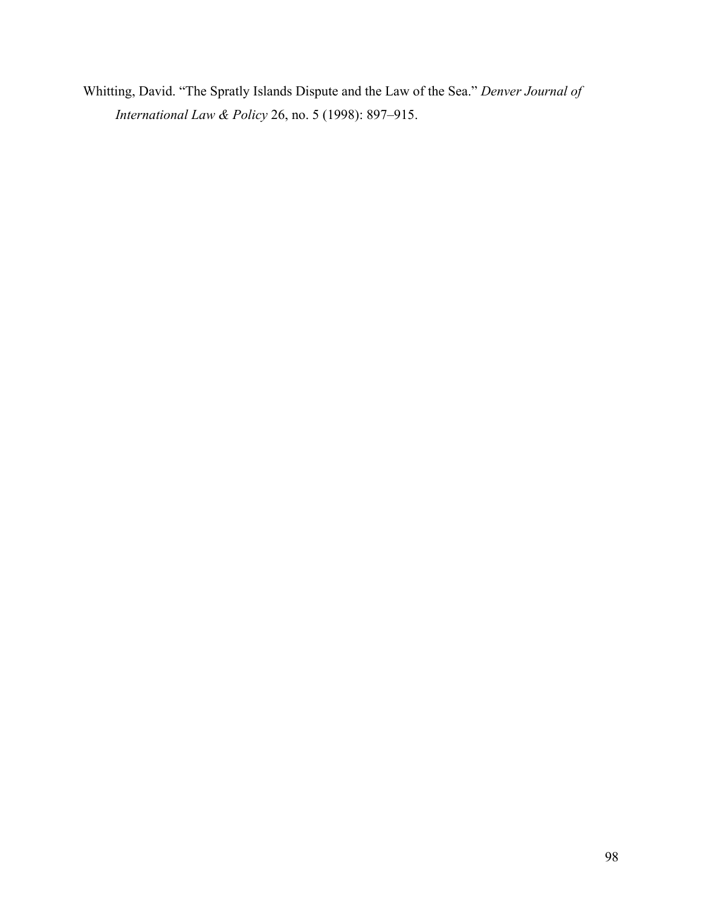Whitting, David. “The Spratly Islands Dispute and the Law of the Sea.” *Denver Journal of International Law & Policy* 26, no. 5 (1998): 897–915.